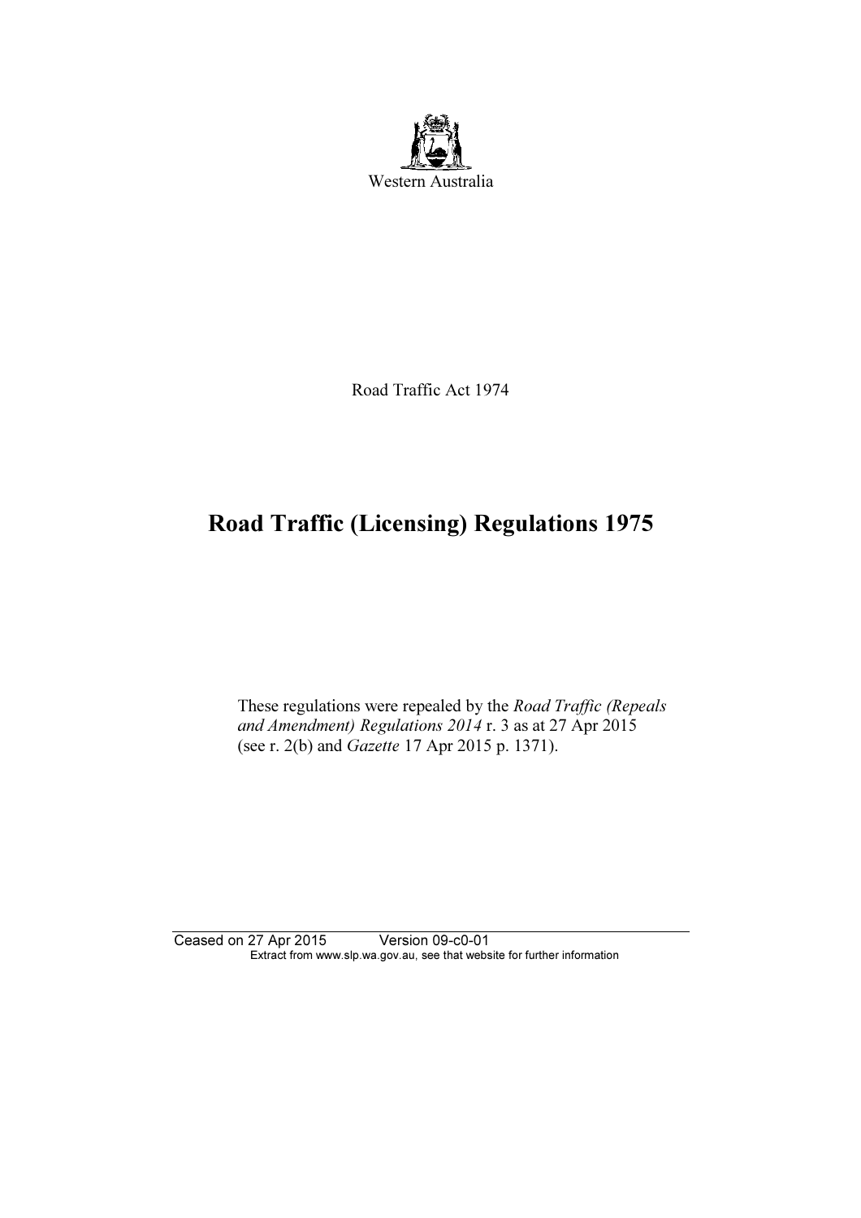Western Australia

Road Traffic Act 1974

# Road Traffic (Licensing) Regulations 1975

These regulations were repealed by the *Road Traffic (Repeals and Amendment) Regulations 2014* r. 3 as at 27 Apr 2015 (see r. 2(b) and *Gazette* 17 Apr 2015 p. 1371).

Ceased on 27 Apr 2015 Version 09-c0-01
Extract from www.slp.wa.gov.au, see that website for further information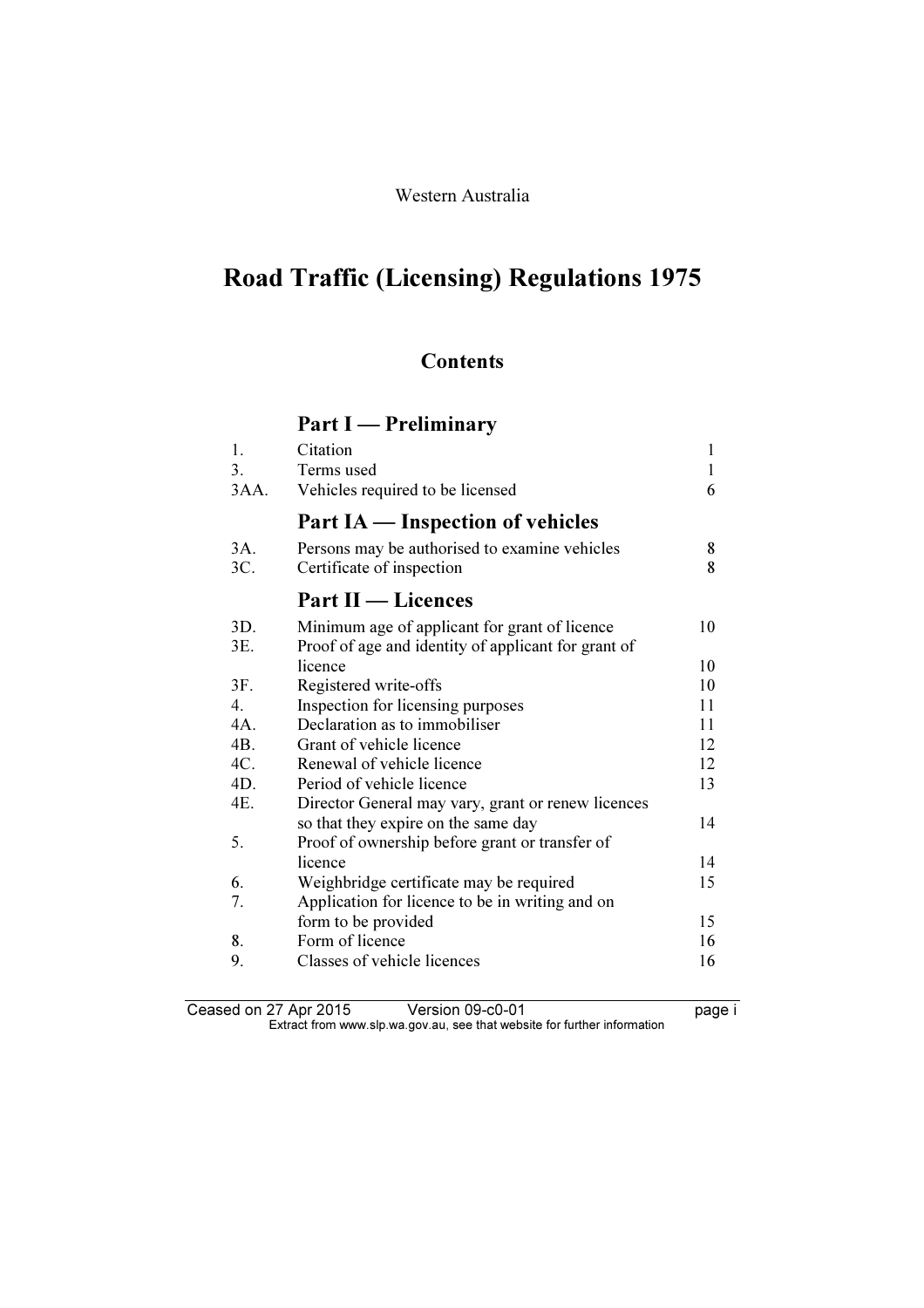Western Australia

# Road Traffic (Licensing) Regulations 1975

## Contents

### Part I — Preliminary

| | | |
|---|---|---|
| 1. | Citation | 1 |
| 3. | Terms used | 1 |
| 3AA. | Vehicles required to be licensed | 6 |

### Part IA — Inspection of vehicles

| | | |
|---|---|---|
| 3A. | Persons may be authorised to examine vehicles | 8 |
| 3C. | Certificate of inspection | 8 |

### Part II — Licences

| | | |
|---|---|---|
| 3D. | Minimum age of applicant for grant of licence | 10 |
| 3E. | Proof of age and identity of applicant for grant of licence | 10 |
| 3F. | Registered write-offs | 10 |
| 4. | Inspection for licensing purposes | 11 |
| 4A. | Declaration as to immobiliser | 11 |
| 4B. | Grant of vehicle licence | 12 |
| 4C. | Renewal of vehicle licence | 12 |
| 4D. | Period of vehicle licence | 13 |
| 4E. | Director General may vary, grant or renew licences so that they expire on the same day | 14 |
| 5. | Proof of ownership before grant or transfer of licence | 14 |
| 6. | Weighbridge certificate may be required | 15 |
| 7. | Application for licence to be in writing and on form to be provided | 15 |
| 8. | Form of licence | 16 |
| 9. | Classes of vehicle licences | 16 |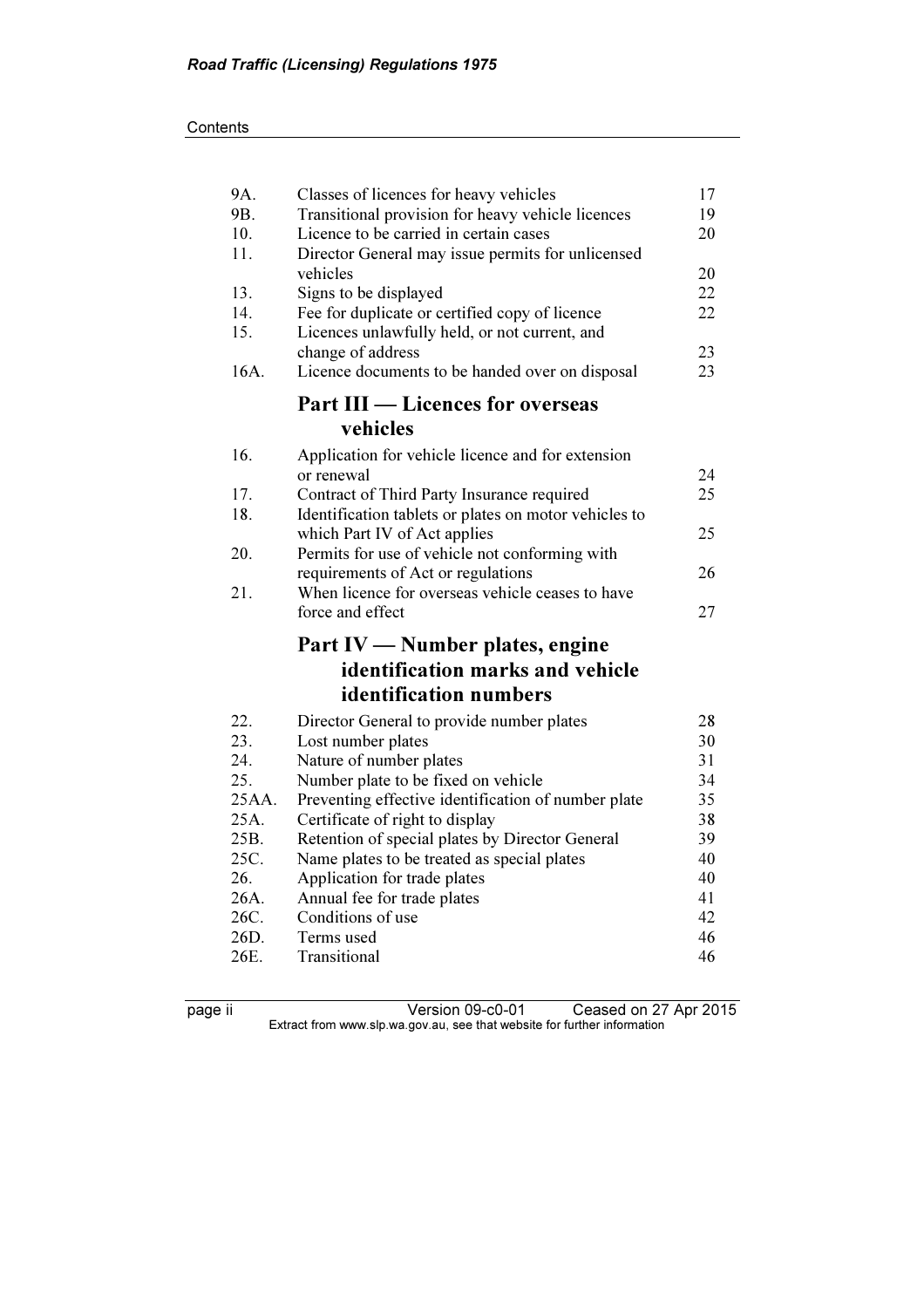| | | |
|---|---|---|
| 9A. | Classes of licences for heavy vehicles | 17 |
| 9B. | Transitional provision for heavy vehicle licences | 19 |
| 10. | Licence to be carried in certain cases | 20 |
| 11. | Director General may issue permits for unlicensed vehicles | 20 |
| 13. | Signs to be displayed | 22 |
| 14. | Fee for duplicate or certified copy of licence | 22 |
| 15. | Licences unlawfully held, or not current, and change of address | 23 |
| 16A. | Licence documents to be handed over on disposal | 23 |

## Part III — Licences for overseas vehicles

| | | |
|---|---|---|
| 16. | Application for vehicle licence and for extension or renewal | 24 |
| 17. | Contract of Third Party Insurance required | 25 |
| 18. | Identification tablets or plates on motor vehicles to which Part IV of Act applies | 25 |
| 20. | Permits for use of vehicle not conforming with requirements of Act or regulations | 26 |
| 21. | When licence for overseas vehicle ceases to have force and effect | 27 |

## Part IV — Number plates, engine identification marks and vehicle identification numbers

| | | |
|---|---|---|
| 22. | Director General to provide number plates | 28 |
| 23. | Lost number plates | 30 |
| 24. | Nature of number plates | 31 |
| 25. | Number plate to be fixed on vehicle | 34 |
| 25AA. | Preventing effective identification of number plate | 35 |
| 25A. | Certificate of right to display | 38 |
| 25B. | Retention of special plates by Director General | 39 |
| 25C. | Name plates to be treated as special plates | 40 |
| 26. | Application for trade plates | 40 |
| 26A. | Annual fee for trade plates | 41 |
| 26C. | Conditions of use | 42 |
| 26D. | Terms used | 46 |
| 26E. | Transitional | 46 |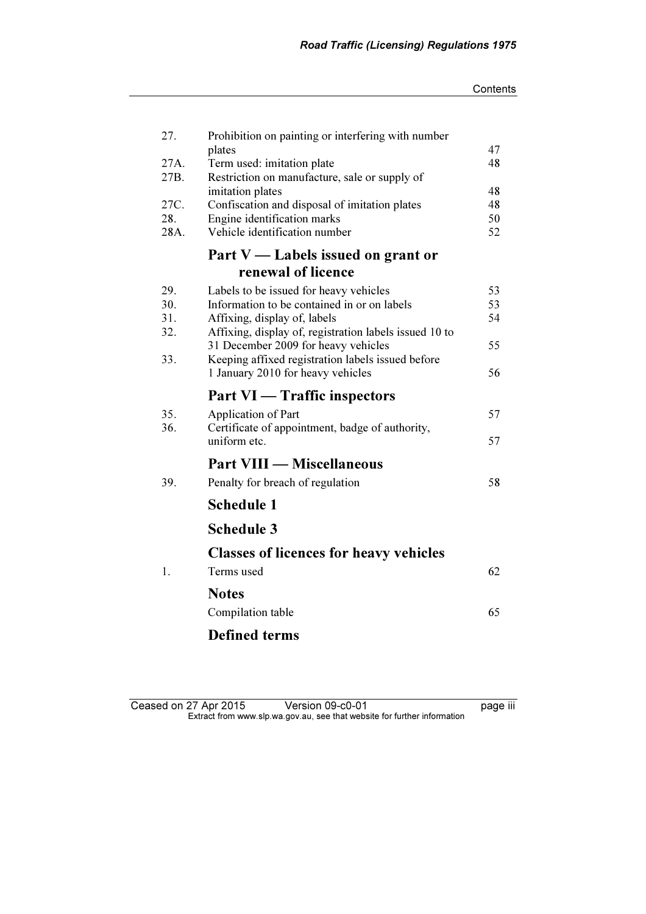| | | |
|---|---|---|
| 27. | Prohibition on painting or interfering with number plates | 47 |
| 27A. | Term used: imitation plate | 48 |
| 27B. | Restriction on manufacture, sale or supply of imitation plates | 48 |
| 27C. | Confiscation and disposal of imitation plates | 48 |
| 28. | Engine identification marks | 50 |
| 28A. | Vehicle identification number | 52 |

## Part V — Labels issued on grant or renewal of licence

| | | |
|---|---|---|
| 29. | Labels to be issued for heavy vehicles | 53 |
| 30. | Information to be contained in or on labels | 53 |
| 31. | Affixing, display of, labels | 54 |
| 32. | Affixing, display of, registration labels issued 10 to 31 December 2009 for heavy vehicles | 55 |
| 33. | Keeping affixed registration labels issued before 1 January 2010 for heavy vehicles | 56 |

## Part VI — Traffic inspectors

| | | |
|---|---|---|
| 35. | Application of Part | 57 |
| 36. | Certificate of appointment, badge of authority, uniform etc. | 57 |

## Part VIII — Miscellaneous

| | | |
|---|---|---|
| 39. | Penalty for breach of regulation | 58 |

## Schedule 1

## Schedule 3

## Classes of licences for heavy vehicles

| | | |
|---|---|---|
| 1. | Terms used | 62 |

## Notes

| | |
|---|---|
| Compilation table | 65 |

## Defined terms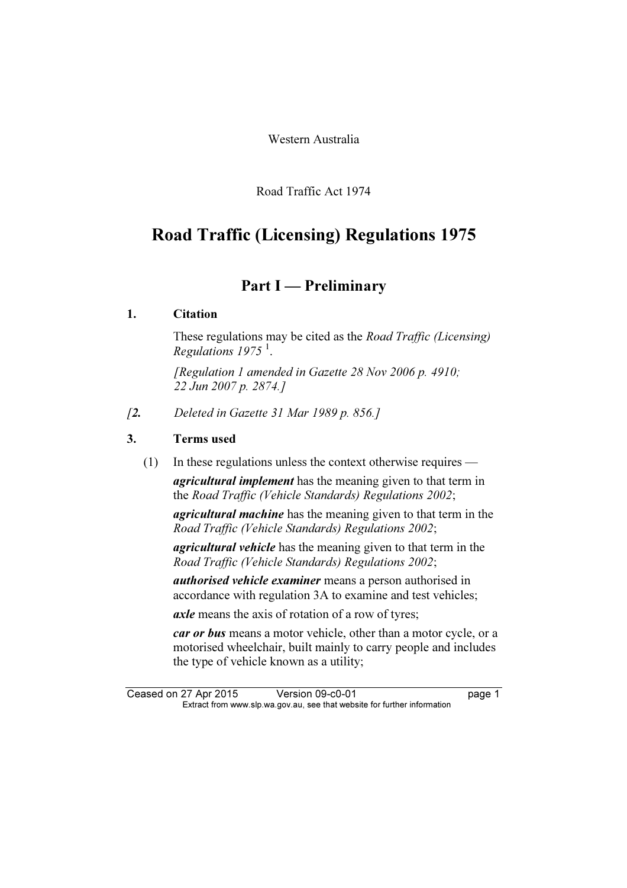Western Australia

Road Traffic Act 1974

# Road Traffic (Licensing) Regulations 1975

## Part I — Preliminary

### 1. Citation

These regulations may be cited as the *Road Traffic (Licensing) Regulations 1975* [1].

*[Regulation 1 amended in Gazette 28 Nov 2006 p. 4910; 22 Jun 2007 p. 2874.]*

*[**2.** Deleted in Gazette 31 Mar 1989 p. 856.]*

### 3. Terms used

(1) In these regulations unless the context otherwise requires —

***agricultural implement*** has the meaning given to that term in the *Road Traffic (Vehicle Standards) Regulations 2002*;

***agricultural machine*** has the meaning given to that term in the *Road Traffic (Vehicle Standards) Regulations 2002*;

***agricultural vehicle*** has the meaning given to that term in the *Road Traffic (Vehicle Standards) Regulations 2002*;

***authorised vehicle examiner*** means a person authorised in accordance with regulation 3A to examine and test vehicles;

***axle*** means the axis of rotation of a row of tyres;

***car or bus*** means a motor vehicle, other than a motor cycle, or a motorised wheelchair, built mainly to carry people and includes the type of vehicle known as a utility;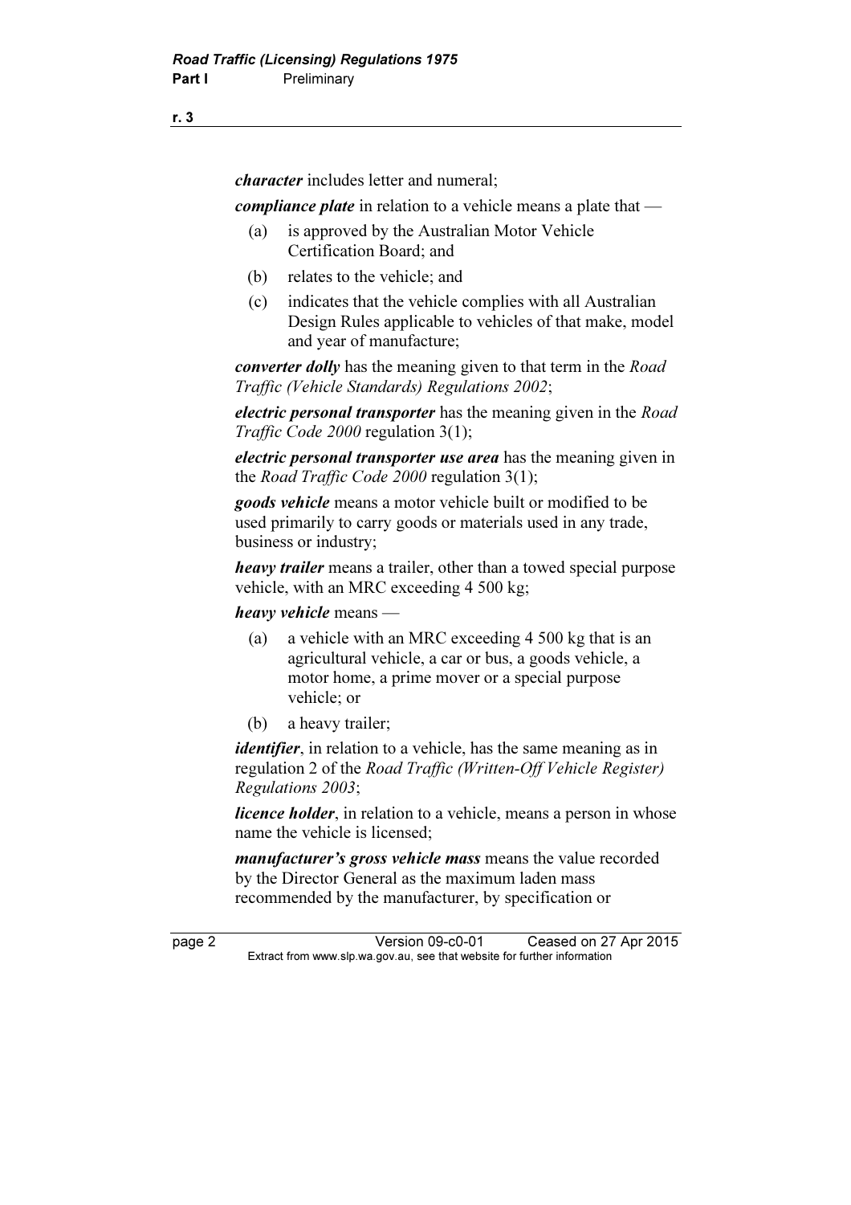***character*** includes letter and numeral;

***compliance plate*** in relation to a vehicle means a plate that —

(a) is approved by the Australian Motor Vehicle Certification Board; and

(b) relates to the vehicle; and

(c) indicates that the vehicle complies with all Australian Design Rules applicable to vehicles of that make, model and year of manufacture;

***converter dolly*** has the meaning given to that term in the *Road Traffic (Vehicle Standards) Regulations 2002*;

***electric personal transporter*** has the meaning given in the *Road Traffic Code 2000* regulation 3(1);

***electric personal transporter use area*** has the meaning given in the *Road Traffic Code 2000* regulation 3(1);

***goods vehicle*** means a motor vehicle built or modified to be used primarily to carry goods or materials used in any trade, business or industry;

***heavy trailer*** means a trailer, other than a towed special purpose vehicle, with an MRC exceeding 4 500 kg;

***heavy vehicle*** means —

(a) a vehicle with an MRC exceeding 4 500 kg that is an agricultural vehicle, a car or bus, a goods vehicle, a motor home, a prime mover or a special purpose vehicle; or

(b) a heavy trailer;

***identifier***, in relation to a vehicle, has the same meaning as in regulation 2 of the *Road Traffic (Written-Off Vehicle Register) Regulations 2003*;

***licence holder***, in relation to a vehicle, means a person in whose name the vehicle is licensed;

***manufacturer's gross vehicle mass*** means the value recorded by the Director General as the maximum laden mass recommended by the manufacturer, by specification or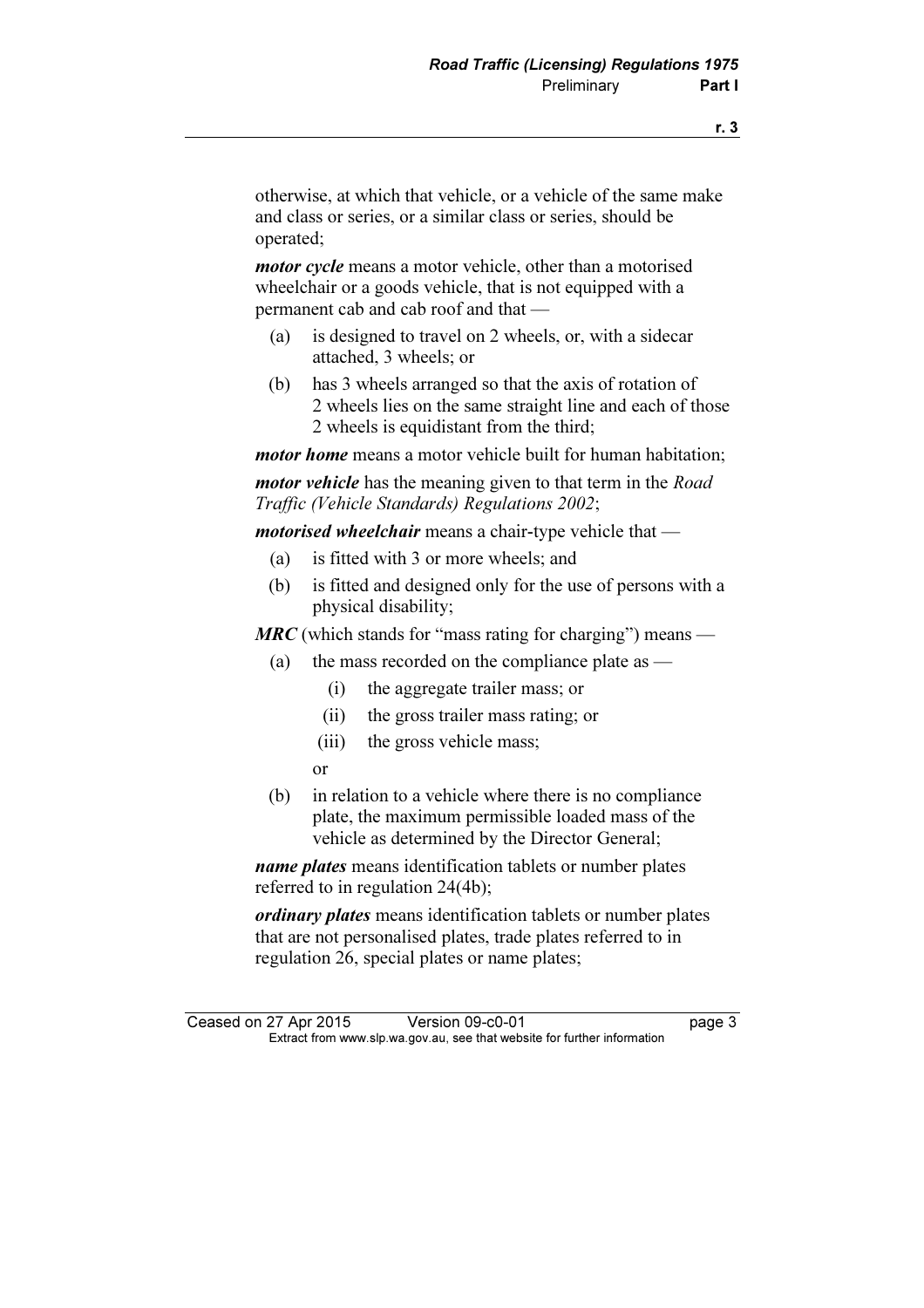otherwise, at which that vehicle, or a vehicle of the same make and class or series, or a similar class or series, should be operated;

***motor cycle*** means a motor vehicle, other than a motorised wheelchair or a goods vehicle, that is not equipped with a permanent cab and cab roof and that —

- (a) is designed to travel on 2 wheels, or, with a sidecar attached, 3 wheels; or
- (b) has 3 wheels arranged so that the axis of rotation of 2 wheels lies on the same straight line and each of those 2 wheels is equidistant from the third;

***motor home*** means a motor vehicle built for human habitation;

***motor vehicle*** has the meaning given to that term in the *Road Traffic (Vehicle Standards) Regulations 2002*;

***motorised wheelchair*** means a chair-type vehicle that —

- (a) is fitted with 3 or more wheels; and
- (b) is fitted and designed only for the use of persons with a physical disability;

***MRC*** (which stands for "mass rating for charging") means —

- (a) the mass recorded on the compliance plate as —
  - (i) the aggregate trailer mass; or
  - (ii) the gross trailer mass rating; or
  - (iii) the gross vehicle mass;

  or
- (b) in relation to a vehicle where there is no compliance plate, the maximum permissible loaded mass of the vehicle as determined by the Director General;

***name plates*** means identification tablets or number plates referred to in regulation 24(4b);

***ordinary plates*** means identification tablets or number plates that are not personalised plates, trade plates referred to in regulation 26, special plates or name plates;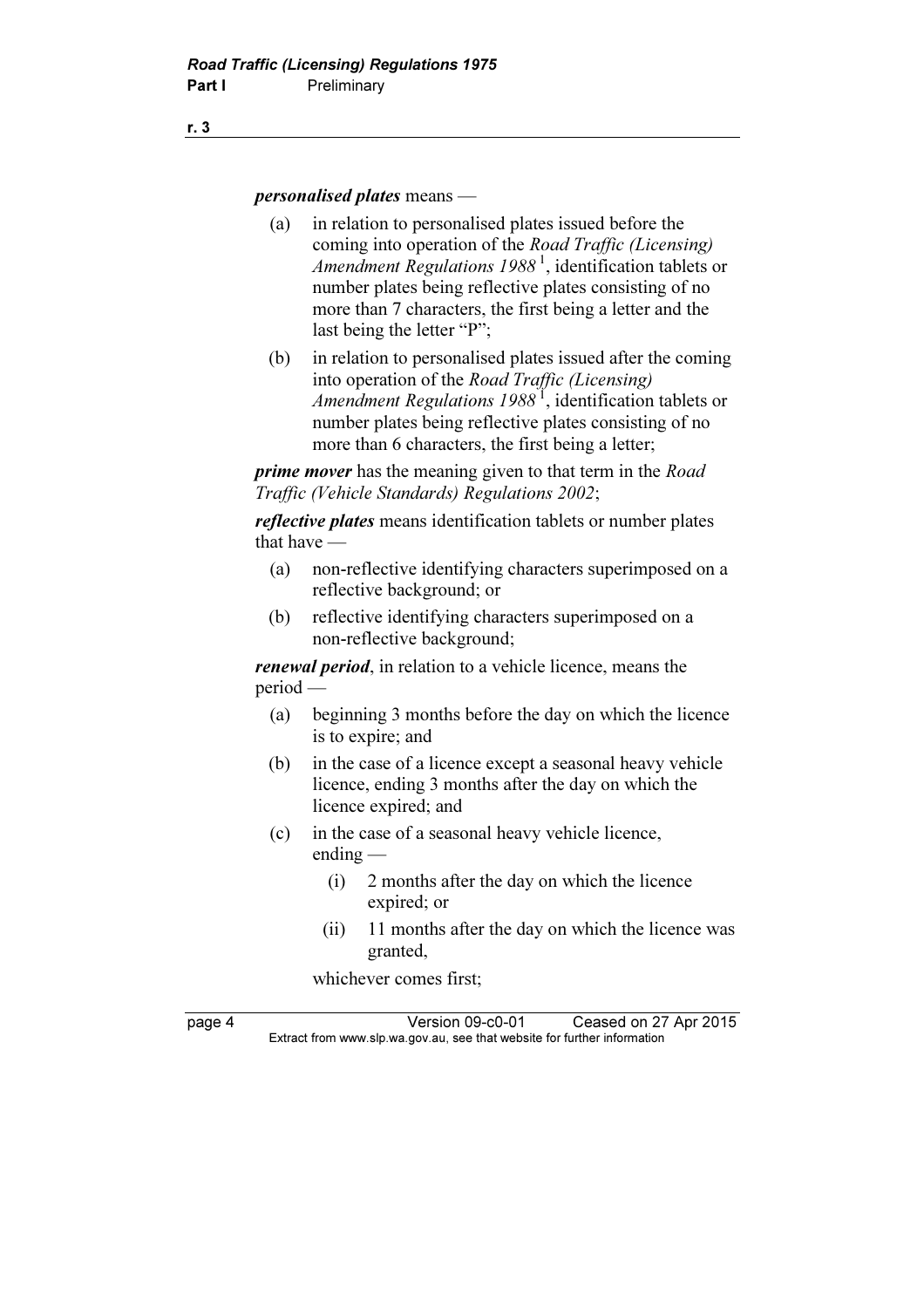***personalised plates*** means —

(a) in relation to personalised plates issued before the coming into operation of the *Road Traffic (Licensing) Amendment Regulations 1988* [1], identification tablets or number plates being reflective plates consisting of no more than 7 characters, the first being a letter and the last being the letter "P";

(b) in relation to personalised plates issued after the coming into operation of the *Road Traffic (Licensing) Amendment Regulations 1988* [1], identification tablets or number plates being reflective plates consisting of no more than 6 characters, the first being a letter;

***prime mover*** has the meaning given to that term in the *Road Traffic (Vehicle Standards) Regulations 2002*;

***reflective plates*** means identification tablets or number plates that have —

(a) non-reflective identifying characters superimposed on a reflective background; or

(b) reflective identifying characters superimposed on a non-reflective background;

***renewal period***, in relation to a vehicle licence, means the period —

(a) beginning 3 months before the day on which the licence is to expire; and

(b) in the case of a licence except a seasonal heavy vehicle licence, ending 3 months after the day on which the licence expired; and

(c) in the case of a seasonal heavy vehicle licence, ending —

  (i) 2 months after the day on which the licence expired; or

  (ii) 11 months after the day on which the licence was granted,

whichever comes first;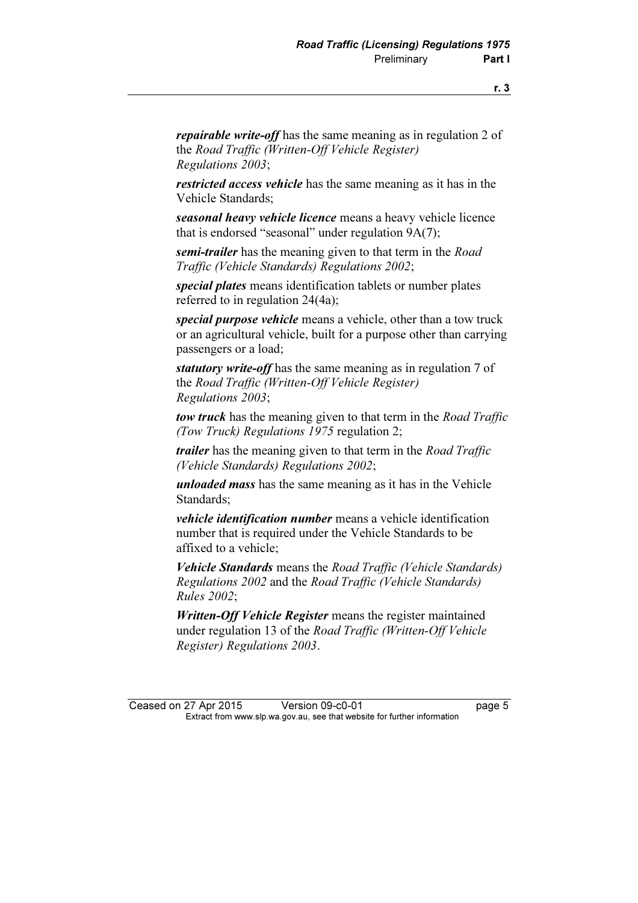***repairable write-off*** has the same meaning as in regulation 2 of the *Road Traffic (Written-Off Vehicle Register) Regulations 2003*;

***restricted access vehicle*** has the same meaning as it has in the Vehicle Standards;

***seasonal heavy vehicle licence*** means a heavy vehicle licence that is endorsed "seasonal" under regulation 9A(7);

***semi-trailer*** has the meaning given to that term in the *Road Traffic (Vehicle Standards) Regulations 2002*;

***special plates*** means identification tablets or number plates referred to in regulation 24(4a);

***special purpose vehicle*** means a vehicle, other than a tow truck or an agricultural vehicle, built for a purpose other than carrying passengers or a load;

***statutory write-off*** has the same meaning as in regulation 7 of the *Road Traffic (Written-Off Vehicle Register) Regulations 2003*;

***tow truck*** has the meaning given to that term in the *Road Traffic (Tow Truck) Regulations 1975* regulation 2;

***trailer*** has the meaning given to that term in the *Road Traffic (Vehicle Standards) Regulations 2002*;

***unloaded mass*** has the same meaning as it has in the Vehicle Standards;

***vehicle identification number*** means a vehicle identification number that is required under the Vehicle Standards to be affixed to a vehicle;

***Vehicle Standards*** means the *Road Traffic (Vehicle Standards) Regulations 2002* and the *Road Traffic (Vehicle Standards) Rules 2002*;

***Written-Off Vehicle Register*** means the register maintained under regulation 13 of the *Road Traffic (Written-Off Vehicle Register) Regulations 2003*.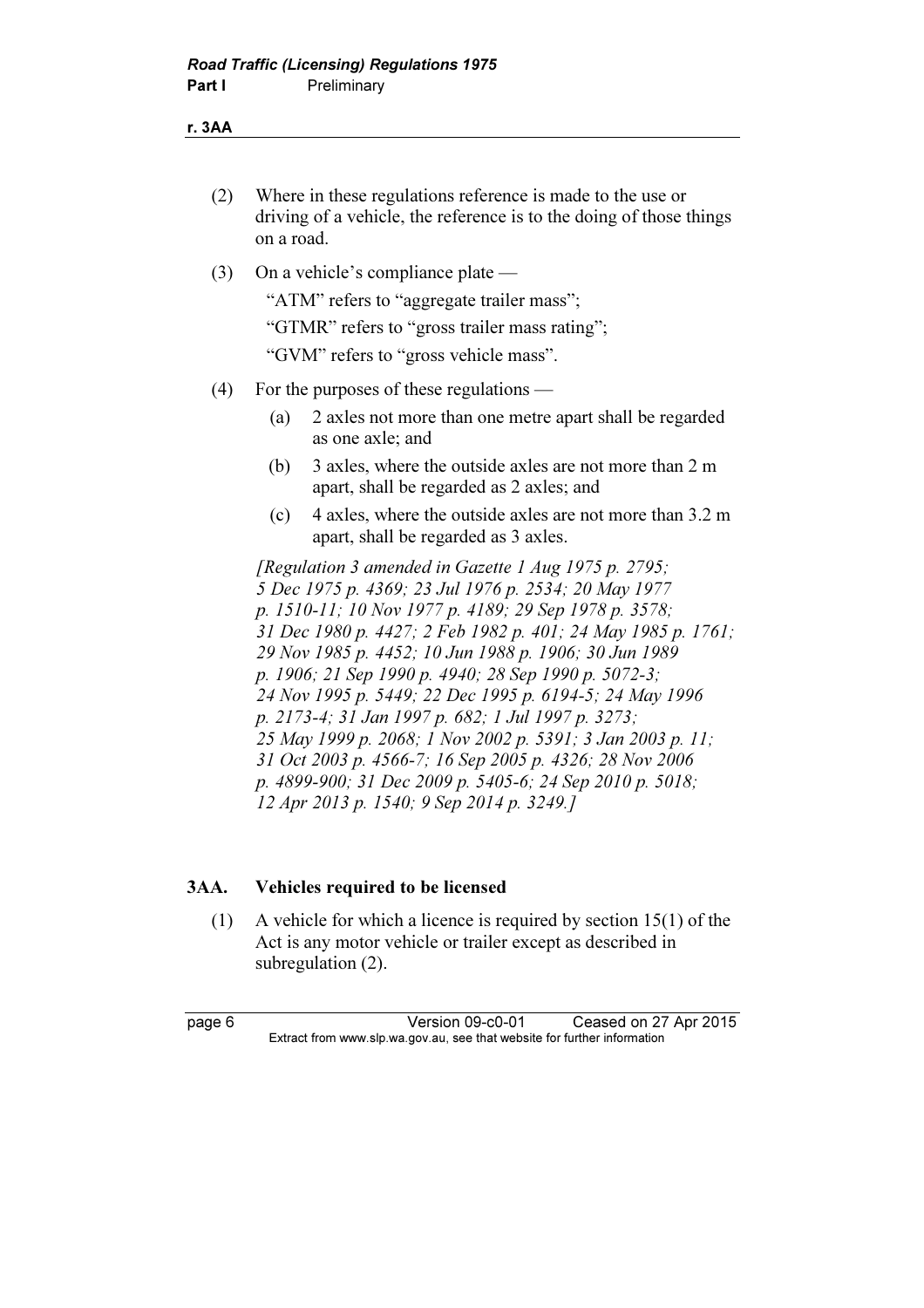(2) Where in these regulations reference is made to the use or driving of a vehicle, the reference is to the doing of those things on a road.

(3) On a vehicle's compliance plate —

"ATM" refers to "aggregate trailer mass";

"GTMR" refers to "gross trailer mass rating";

"GVM" refers to "gross vehicle mass".

(4) For the purposes of these regulations —

(a) 2 axles not more than one metre apart shall be regarded as one axle; and

(b) 3 axles, where the outside axles are not more than 2 m apart, shall be regarded as 2 axles; and

(c) 4 axles, where the outside axles are not more than 3.2 m apart, shall be regarded as 3 axles.

*[Regulation 3 amended in Gazette 1 Aug 1975 p. 2795; 5 Dec 1975 p. 4369; 23 Jul 1976 p. 2534; 20 May 1977 p. 1510-11; 10 Nov 1977 p. 4189; 29 Sep 1978 p. 3578; 31 Dec 1980 p. 4427; 2 Feb 1982 p. 401; 24 May 1985 p. 1761; 29 Nov 1985 p. 4452; 10 Jun 1988 p. 1906; 30 Jun 1989 p. 1906; 21 Sep 1990 p. 4940; 28 Sep 1990 p. 5072-3; 24 Nov 1995 p. 5449; 22 Dec 1995 p. 6194-5; 24 May 1996 p. 2173-4; 31 Jan 1997 p. 682; 1 Jul 1997 p. 3273; 25 May 1999 p. 2068; 1 Nov 2002 p. 5391; 3 Jan 2003 p. 11; 31 Oct 2003 p. 4566-7; 16 Sep 2005 p. 4326; 28 Nov 2006 p. 4899-900; 31 Dec 2009 p. 5405-6; 24 Sep 2010 p. 5018; 12 Apr 2013 p. 1540; 9 Sep 2014 p. 3249.]*

## 3AA. Vehicles required to be licensed

(1) A vehicle for which a licence is required by section 15(1) of the Act is any motor vehicle or trailer except as described in subregulation (2).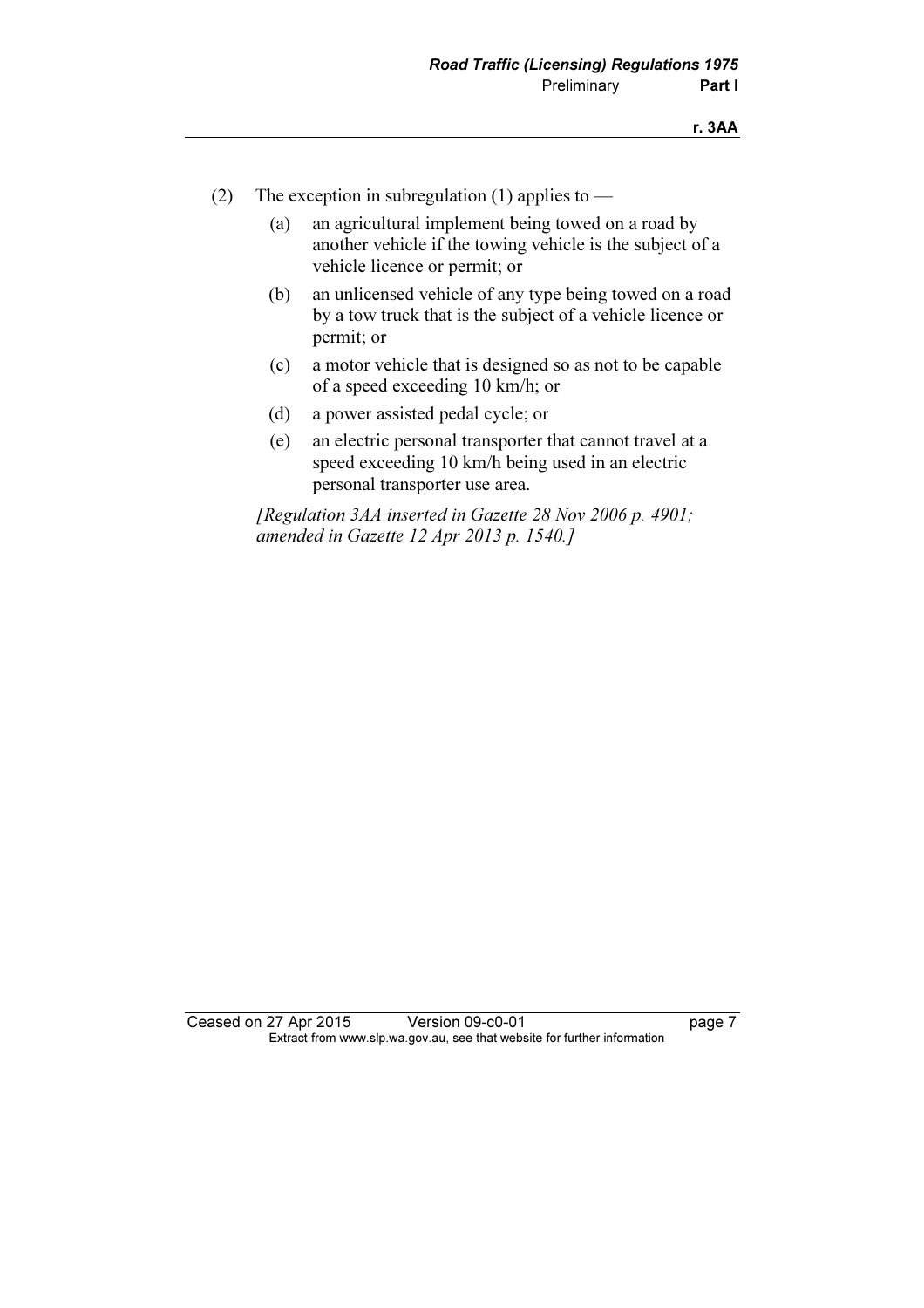(2) The exception in subregulation (1) applies to —

(a) an agricultural implement being towed on a road by another vehicle if the towing vehicle is the subject of a vehicle licence or permit; or

(b) an unlicensed vehicle of any type being towed on a road by a tow truck that is the subject of a vehicle licence or permit; or

(c) a motor vehicle that is designed so as not to be capable of a speed exceeding 10 km/h; or

(d) a power assisted pedal cycle; or

(e) an electric personal transporter that cannot travel at a speed exceeding 10 km/h being used in an electric personal transporter use area.

*[Regulation 3AA inserted in Gazette 28 Nov 2006 p. 4901; amended in Gazette 12 Apr 2013 p. 1540.]*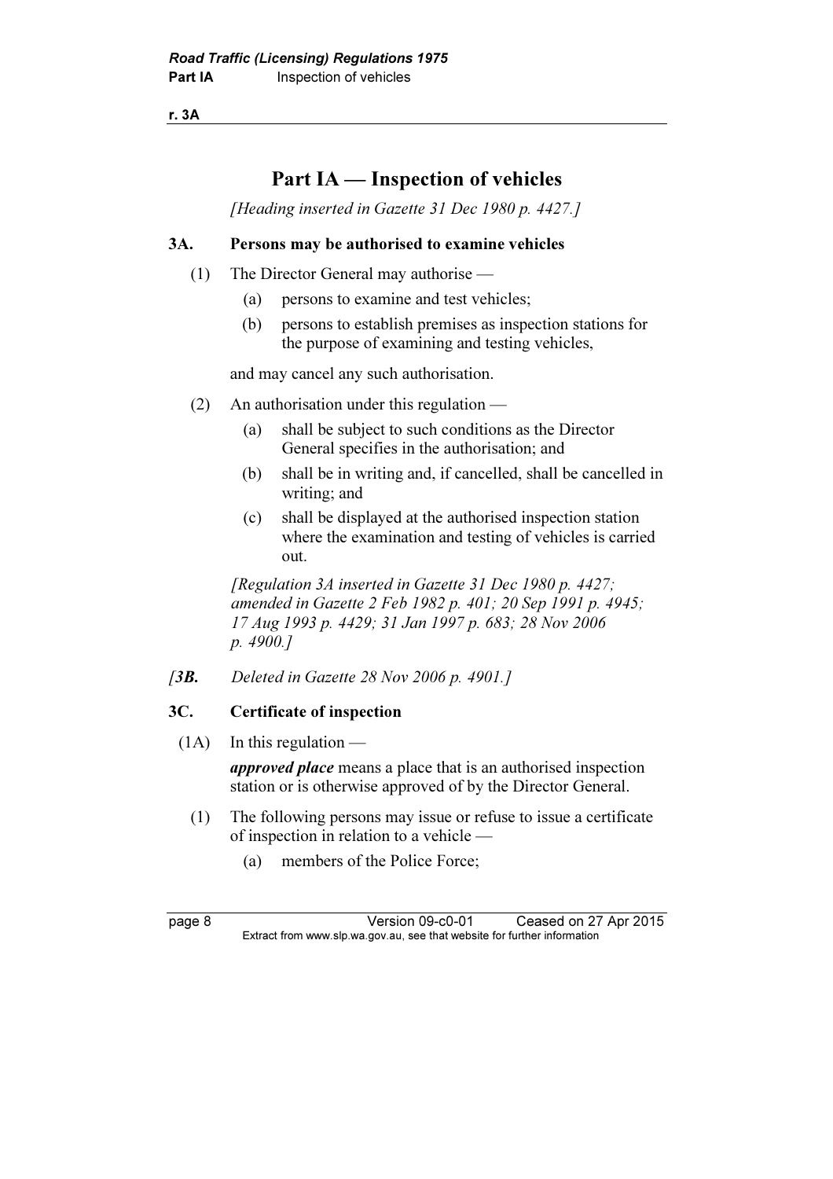# Part IA — Inspection of vehicles

*[Heading inserted in Gazette 31 Dec 1980 p. 4427.]*

### 3A. Persons may be authorised to examine vehicles

(1) The Director General may authorise —

- (a) persons to examine and test vehicles;
- (b) persons to establish premises as inspection stations for the purpose of examining and testing vehicles,

and may cancel any such authorisation.

(2) An authorisation under this regulation —

- (a) shall be subject to such conditions as the Director General specifies in the authorisation; and
- (b) shall be in writing and, if cancelled, shall be cancelled in writing; and
- (c) shall be displayed at the authorised inspection station where the examination and testing of vehicles is carried out.

*[Regulation 3A inserted in Gazette 31 Dec 1980 p. 4427; amended in Gazette 2 Feb 1982 p. 401; 20 Sep 1991 p. 4945; 17 Aug 1993 p. 4429; 31 Jan 1997 p. 683; 28 Nov 2006 p. 4900.]*

*[**3B.** Deleted in Gazette 28 Nov 2006 p. 4901.]*

### 3C. Certificate of inspection

(1A) In this regulation —

***approved place*** means a place that is an authorised inspection station or is otherwise approved of by the Director General.

(1) The following persons may issue or refuse to issue a certificate of inspection in relation to a vehicle —

- (a) members of the Police Force;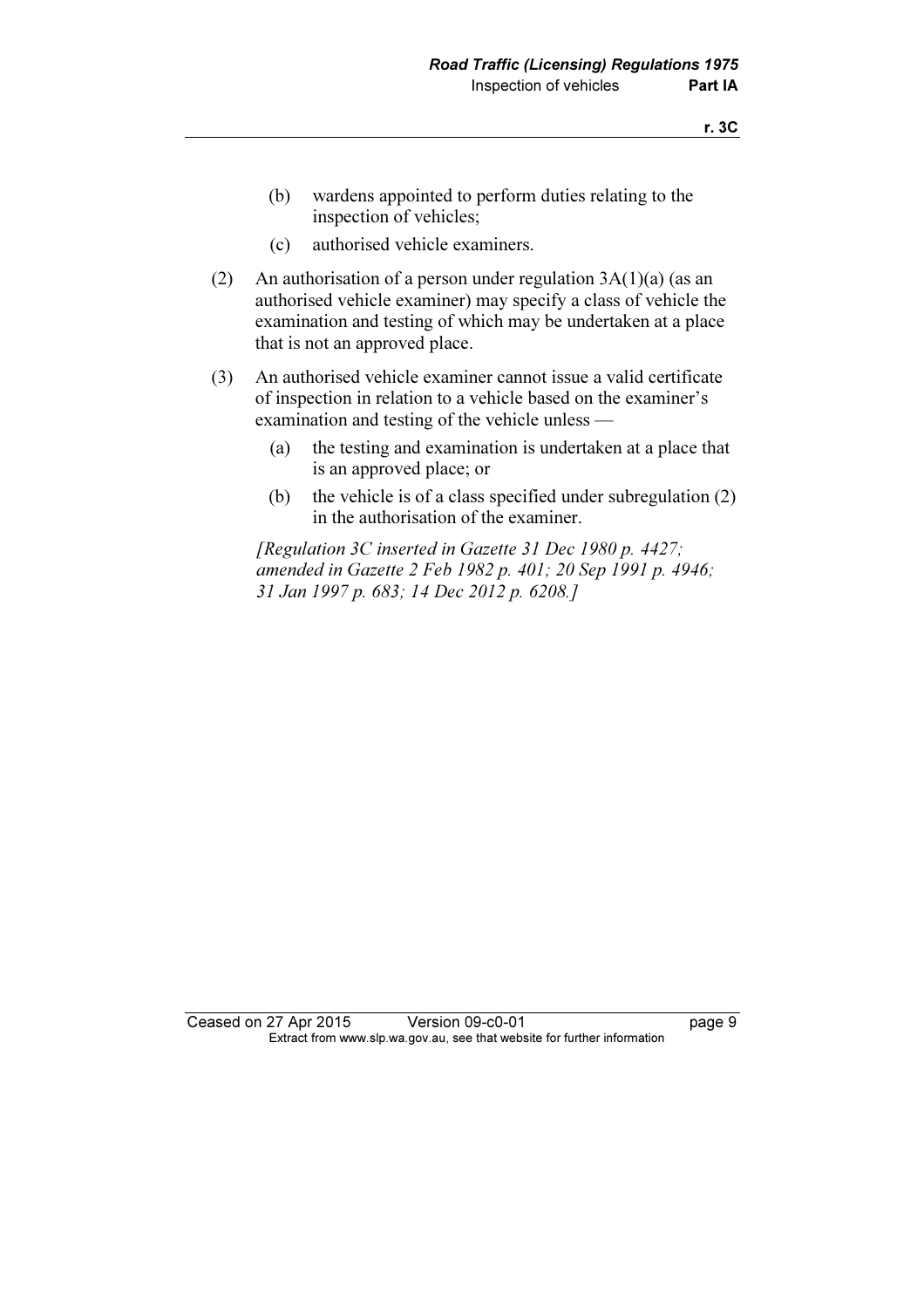(b) wardens appointed to perform duties relating to the inspection of vehicles;

(c) authorised vehicle examiners.

(2) An authorisation of a person under regulation 3A(1)(a) (as an authorised vehicle examiner) may specify a class of vehicle the examination and testing of which may be undertaken at a place that is not an approved place.

(3) An authorised vehicle examiner cannot issue a valid certificate of inspection in relation to a vehicle based on the examiner's examination and testing of the vehicle unless —

(a) the testing and examination is undertaken at a place that is an approved place; or

(b) the vehicle is of a class specified under subregulation (2) in the authorisation of the examiner.

*[Regulation 3C inserted in Gazette 31 Dec 1980 p. 4427; amended in Gazette 2 Feb 1982 p. 401; 20 Sep 1991 p. 4946; 31 Jan 1997 p. 683; 14 Dec 2012 p. 6208.]*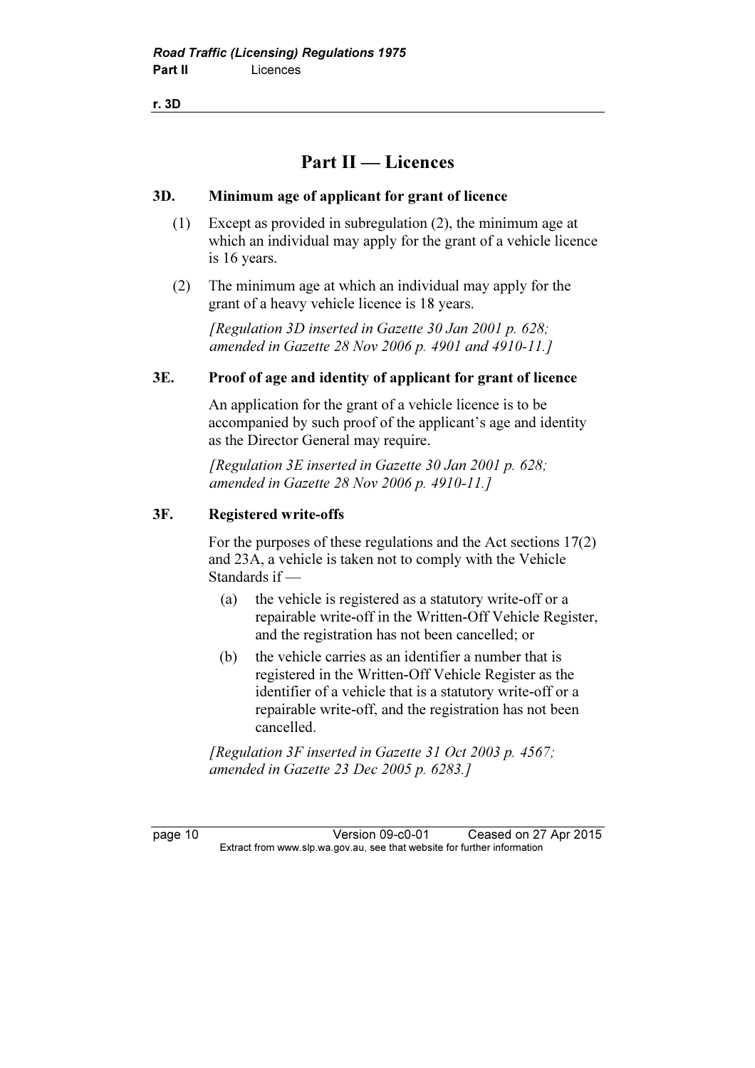## Part II — Licences

### 3D. Minimum age of applicant for grant of licence

(1) Except as provided in subregulation (2), the minimum age at which an individual may apply for the grant of a vehicle licence is 16 years.

(2) The minimum age at which an individual may apply for the grant of a heavy vehicle licence is 18 years.

*[Regulation 3D inserted in Gazette 30 Jan 2001 p. 628; amended in Gazette 28 Nov 2006 p. 4901 and 4910-11.]*

### 3E. Proof of age and identity of applicant for grant of licence

An application for the grant of a vehicle licence is to be accompanied by such proof of the applicant's age and identity as the Director General may require.

*[Regulation 3E inserted in Gazette 30 Jan 2001 p. 628; amended in Gazette 28 Nov 2006 p. 4910-11.]*

### 3F. Registered write-offs

For the purposes of these regulations and the Act sections 17(2) and 23A, a vehicle is taken not to comply with the Vehicle Standards if —

(a) the vehicle is registered as a statutory write-off or a repairable write-off in the Written-Off Vehicle Register, and the registration has not been cancelled; or

(b) the vehicle carries as an identifier a number that is registered in the Written-Off Vehicle Register as the identifier of a vehicle that is a statutory write-off or a repairable write-off, and the registration has not been cancelled.

*[Regulation 3F inserted in Gazette 31 Oct 2003 p. 4567; amended in Gazette 23 Dec 2005 p. 6283.]*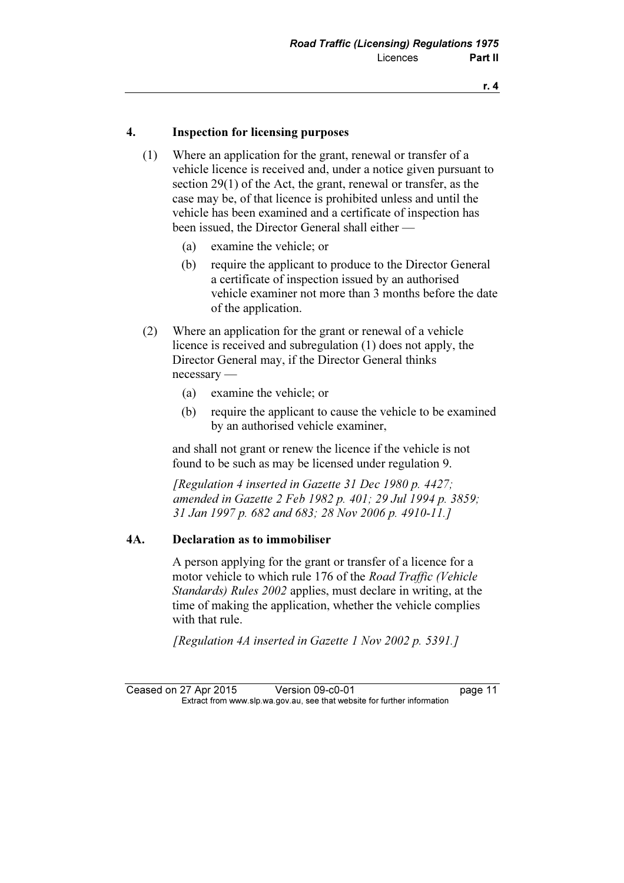## 4. Inspection for licensing purposes

(1) Where an application for the grant, renewal or transfer of a vehicle licence is received and, under a notice given pursuant to section 29(1) of the Act, the grant, renewal or transfer, as the case may be, of that licence is prohibited unless and until the vehicle has been examined and a certificate of inspection has been issued, the Director General shall either —

(a) examine the vehicle; or

(b) require the applicant to produce to the Director General a certificate of inspection issued by an authorised vehicle examiner not more than 3 months before the date of the application.

(2) Where an application for the grant or renewal of a vehicle licence is received and subregulation (1) does not apply, the Director General may, if the Director General thinks necessary —

(a) examine the vehicle; or

(b) require the applicant to cause the vehicle to be examined by an authorised vehicle examiner,

and shall not grant or renew the licence if the vehicle is not found to be such as may be licensed under regulation 9.

*[Regulation 4 inserted in Gazette 31 Dec 1980 p. 4427; amended in Gazette 2 Feb 1982 p. 401; 29 Jul 1994 p. 3859; 31 Jan 1997 p. 682 and 683; 28 Nov 2006 p. 4910-11.]*

## 4A. Declaration as to immobiliser

A person applying for the grant or transfer of a licence for a motor vehicle to which rule 176 of the *Road Traffic (Vehicle Standards) Rules 2002* applies, must declare in writing, at the time of making the application, whether the vehicle complies with that rule.

*[Regulation 4A inserted in Gazette 1 Nov 2002 p. 5391.]*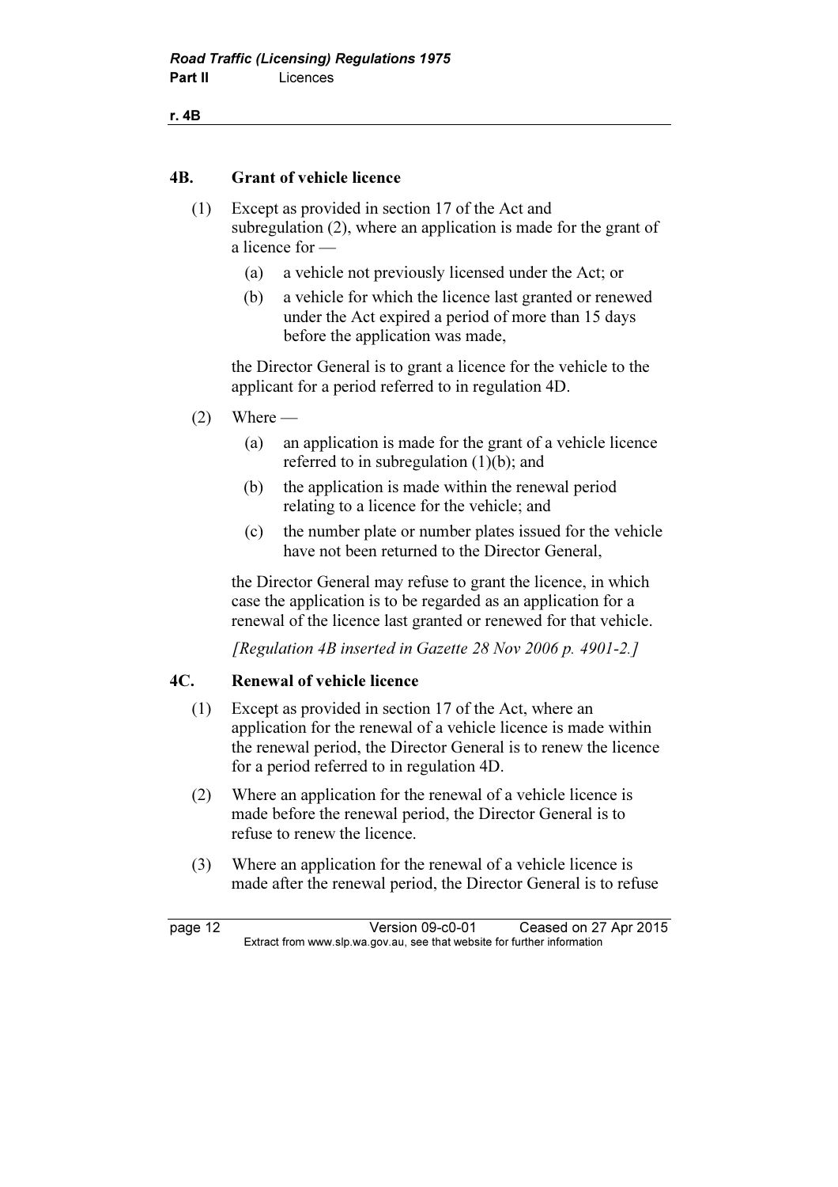## 4B. Grant of vehicle licence

(1) Except as provided in section 17 of the Act and subregulation (2), where an application is made for the grant of a licence for —

  (a) a vehicle not previously licensed under the Act; or

  (b) a vehicle for which the licence last granted or renewed under the Act expired a period of more than 15 days before the application was made,

the Director General is to grant a licence for the vehicle to the applicant for a period referred to in regulation 4D.

(2) Where —

  (a) an application is made for the grant of a vehicle licence referred to in subregulation (1)(b); and

  (b) the application is made within the renewal period relating to a licence for the vehicle; and

  (c) the number plate or number plates issued for the vehicle have not been returned to the Director General,

the Director General may refuse to grant the licence, in which case the application is to be regarded as an application for a renewal of the licence last granted or renewed for that vehicle.

*[Regulation 4B inserted in Gazette 28 Nov 2006 p. 4901-2.]*

## 4C. Renewal of vehicle licence

(1) Except as provided in section 17 of the Act, where an application for the renewal of a vehicle licence is made within the renewal period, the Director General is to renew the licence for a period referred to in regulation 4D.

(2) Where an application for the renewal of a vehicle licence is made before the renewal period, the Director General is to refuse to renew the licence.

(3) Where an application for the renewal of a vehicle licence is made after the renewal period, the Director General is to refuse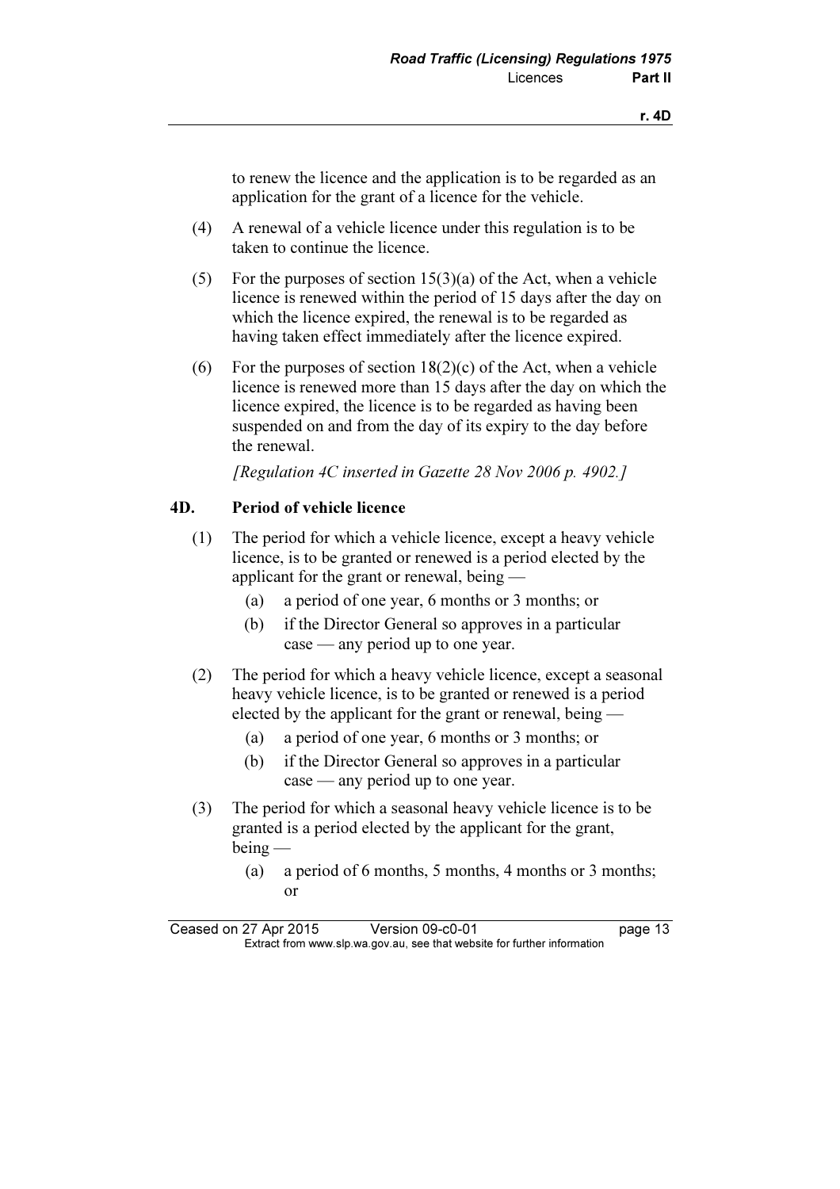to renew the licence and the application is to be regarded as an application for the grant of a licence for the vehicle.

(4) A renewal of a vehicle licence under this regulation is to be taken to continue the licence.

(5) For the purposes of section 15(3)(a) of the Act, when a vehicle licence is renewed within the period of 15 days after the day on which the licence expired, the renewal is to be regarded as having taken effect immediately after the licence expired.

(6) For the purposes of section 18(2)(c) of the Act, when a vehicle licence is renewed more than 15 days after the day on which the licence expired, the licence is to be regarded as having been suspended on and from the day of its expiry to the day before the renewal.

*[Regulation 4C inserted in Gazette 28 Nov 2006 p. 4902.]*

### 4D. Period of vehicle licence

(1) The period for which a vehicle licence, except a heavy vehicle licence, is to be granted or renewed is a period elected by the applicant for the grant or renewal, being —

(a) a period of one year, 6 months or 3 months; or

(b) if the Director General so approves in a particular case — any period up to one year.

(2) The period for which a heavy vehicle licence, except a seasonal heavy vehicle licence, is to be granted or renewed is a period elected by the applicant for the grant or renewal, being —

(a) a period of one year, 6 months or 3 months; or

(b) if the Director General so approves in a particular case — any period up to one year.

(3) The period for which a seasonal heavy vehicle licence is to be granted is a period elected by the applicant for the grant, being —

(a) a period of 6 months, 5 months, 4 months or 3 months; or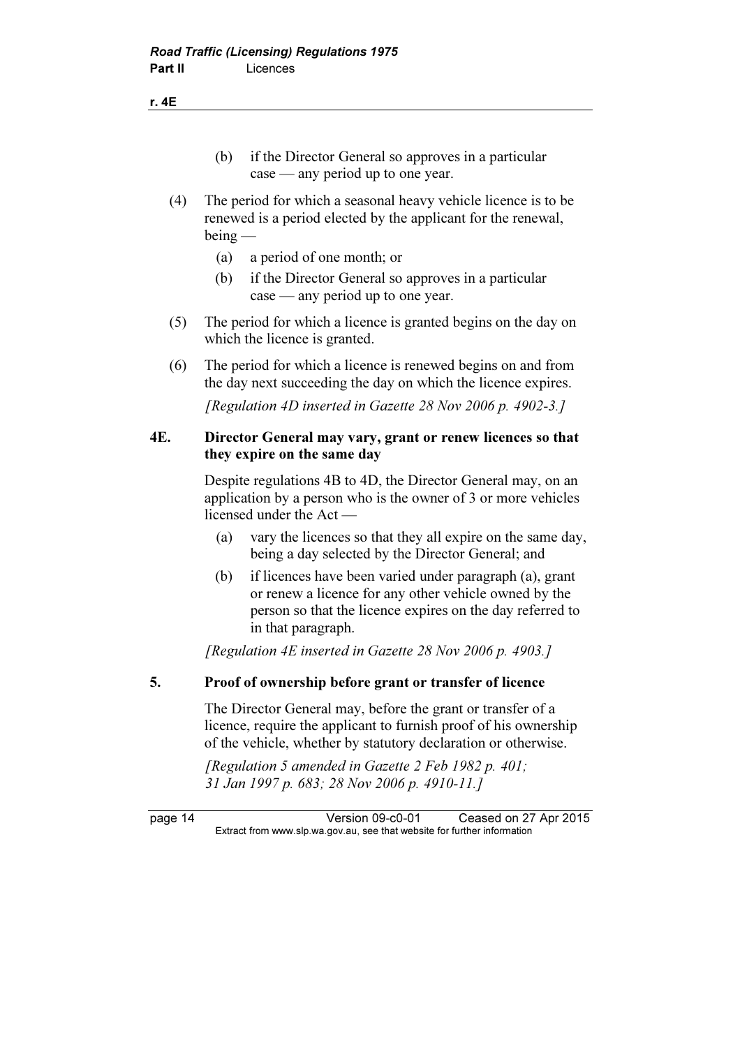(b) if the Director General so approves in a particular case — any period up to one year.

(4) The period for which a seasonal heavy vehicle licence is to be renewed is a period elected by the applicant for the renewal, being —

(a) a period of one month; or

(b) if the Director General so approves in a particular case — any period up to one year.

(5) The period for which a licence is granted begins on the day on which the licence is granted.

(6) The period for which a licence is renewed begins on and from the day next succeeding the day on which the licence expires.

*[Regulation 4D inserted in Gazette 28 Nov 2006 p. 4902-3.]*

### 4E. Director General may vary, grant or renew licences so that they expire on the same day

Despite regulations 4B to 4D, the Director General may, on an application by a person who is the owner of 3 or more vehicles licensed under the Act —

(a) vary the licences so that they all expire on the same day, being a day selected by the Director General; and

(b) if licences have been varied under paragraph (a), grant or renew a licence for any other vehicle owned by the person so that the licence expires on the day referred to in that paragraph.

*[Regulation 4E inserted in Gazette 28 Nov 2006 p. 4903.]*

### 5. Proof of ownership before grant or transfer of licence

The Director General may, before the grant or transfer of a licence, require the applicant to furnish proof of his ownership of the vehicle, whether by statutory declaration or otherwise.

*[Regulation 5 amended in Gazette 2 Feb 1982 p. 401; 31 Jan 1997 p. 683; 28 Nov 2006 p. 4910-11.]*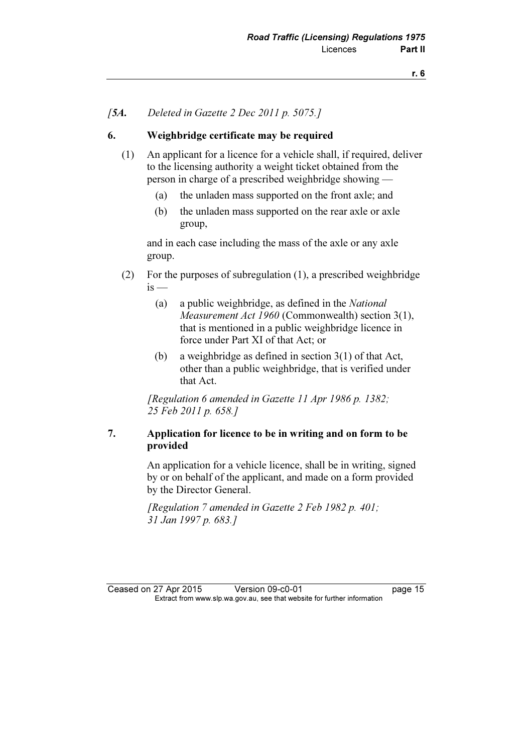*[5A. Deleted in Gazette 2 Dec 2011 p. 5075.]*

**6. Weighbridge certificate may be required**

(1) An applicant for a licence for a vehicle shall, if required, deliver to the licensing authority a weight ticket obtained from the person in charge of a prescribed weighbridge showing —

(a) the unladen mass supported on the front axle; and

(b) the unladen mass supported on the rear axle or axle group,

and in each case including the mass of the axle or any axle group.

(2) For the purposes of subregulation (1), a prescribed weighbridge is —

(a) a public weighbridge, as defined in the *National Measurement Act 1960* (Commonwealth) section 3(1), that is mentioned in a public weighbridge licence in force under Part XI of that Act; or

(b) a weighbridge as defined in section 3(1) of that Act, other than a public weighbridge, that is verified under that Act.

*[Regulation 6 amended in Gazette 11 Apr 1986 p. 1382; 25 Feb 2011 p. 658.]*

**7. Application for licence to be in writing and on form to be provided**

An application for a vehicle licence, shall be in writing, signed by or on behalf of the applicant, and made on a form provided by the Director General.

*[Regulation 7 amended in Gazette 2 Feb 1982 p. 401; 31 Jan 1997 p. 683.]*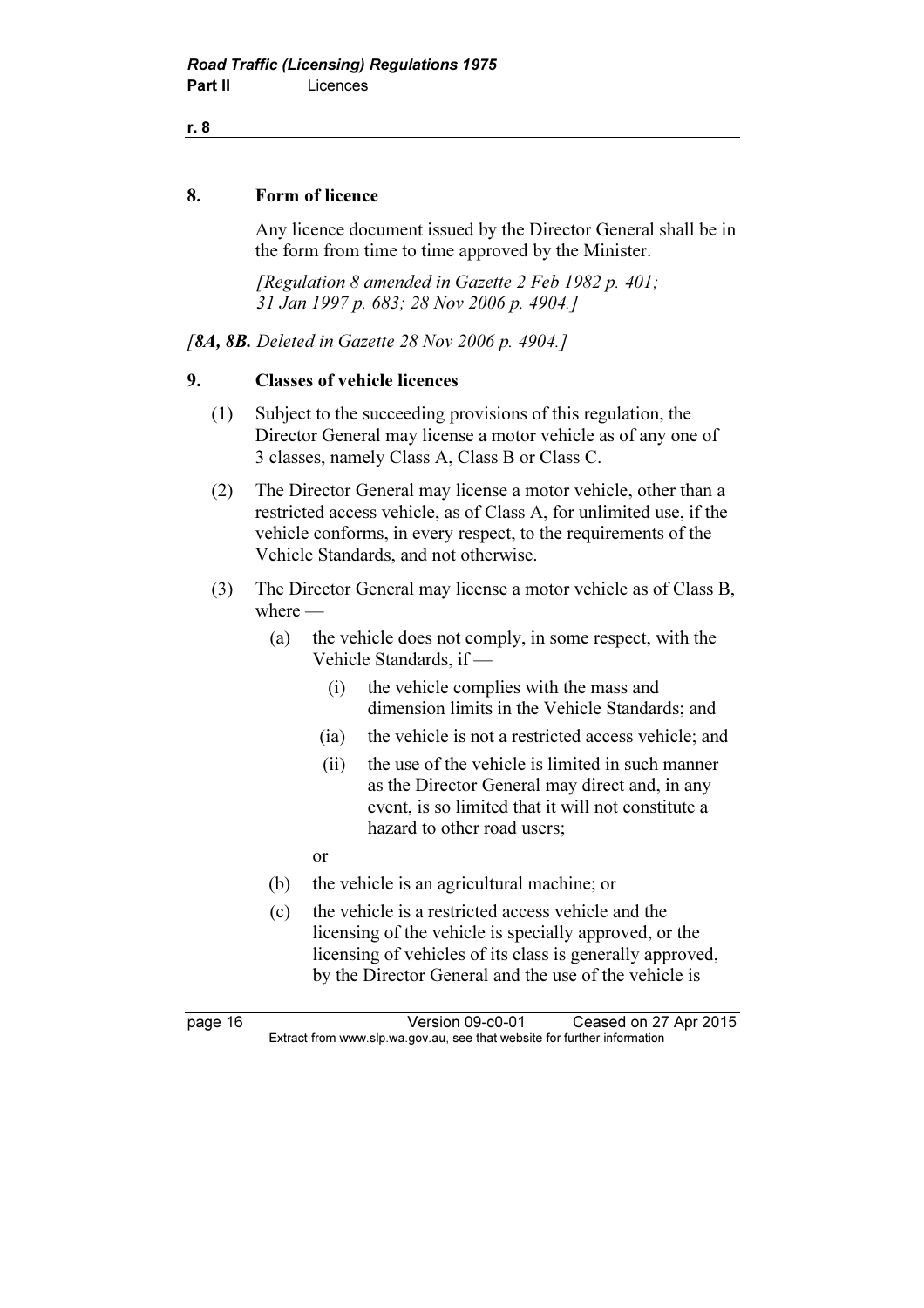## 8. Form of licence

Any licence document issued by the Director General shall be in the form from time to time approved by the Minister.

*[Regulation 8 amended in Gazette 2 Feb 1982 p. 401; 31 Jan 1997 p. 683; 28 Nov 2006 p. 4904.]*

*[**8A, 8B.** Deleted in Gazette 28 Nov 2006 p. 4904.]*

## 9. Classes of vehicle licences

(1) Subject to the succeeding provisions of this regulation, the Director General may license a motor vehicle as of any one of 3 classes, namely Class A, Class B or Class C.

(2) The Director General may license a motor vehicle, other than a restricted access vehicle, as of Class A, for unlimited use, if the vehicle conforms, in every respect, to the requirements of the Vehicle Standards, and not otherwise.

(3) The Director General may license a motor vehicle as of Class B, where —

(a) the vehicle does not comply, in some respect, with the Vehicle Standards, if —

(i) the vehicle complies with the mass and dimension limits in the Vehicle Standards; and

(ia) the vehicle is not a restricted access vehicle; and

(ii) the use of the vehicle is limited in such manner as the Director General may direct and, in any event, is so limited that it will not constitute a hazard to other road users;

or

(b) the vehicle is an agricultural machine; or

(c) the vehicle is a restricted access vehicle and the licensing of the vehicle is specially approved, or the licensing of vehicles of its class is generally approved, by the Director General and the use of the vehicle is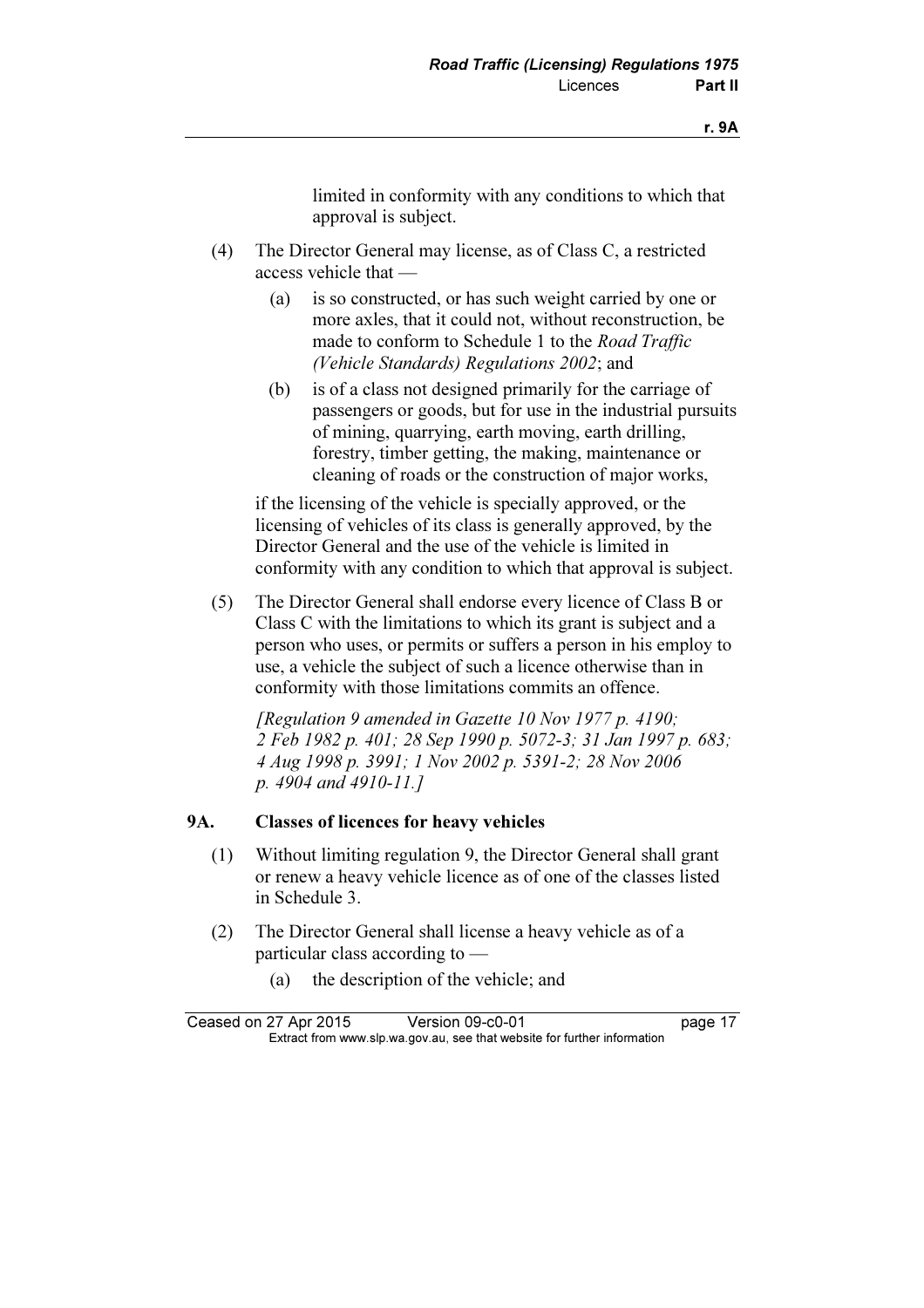limited in conformity with any conditions to which that approval is subject.

(4) The Director General may license, as of Class C, a restricted access vehicle that —

(a) is so constructed, or has such weight carried by one or more axles, that it could not, without reconstruction, be made to conform to Schedule 1 to the *Road Traffic (Vehicle Standards) Regulations 2002*; and

(b) is of a class not designed primarily for the carriage of passengers or goods, but for use in the industrial pursuits of mining, quarrying, earth moving, earth drilling, forestry, timber getting, the making, maintenance or cleaning of roads or the construction of major works,

if the licensing of the vehicle is specially approved, or the licensing of vehicles of its class is generally approved, by the Director General and the use of the vehicle is limited in conformity with any condition to which that approval is subject.

(5) The Director General shall endorse every licence of Class B or Class C with the limitations to which its grant is subject and a person who uses, or permits or suffers a person in his employ to use, a vehicle the subject of such a licence otherwise than in conformity with those limitations commits an offence.

*[Regulation 9 amended in Gazette 10 Nov 1977 p. 4190; 2 Feb 1982 p. 401; 28 Sep 1990 p. 5072-3; 31 Jan 1997 p. 683; 4 Aug 1998 p. 3991; 1 Nov 2002 p. 5391-2; 28 Nov 2006 p. 4904 and 4910-11.]*

### 9A. Classes of licences for heavy vehicles

(1) Without limiting regulation 9, the Director General shall grant or renew a heavy vehicle licence as of one of the classes listed in Schedule 3.

(2) The Director General shall license a heavy vehicle as of a particular class according to —

(a) the description of the vehicle; and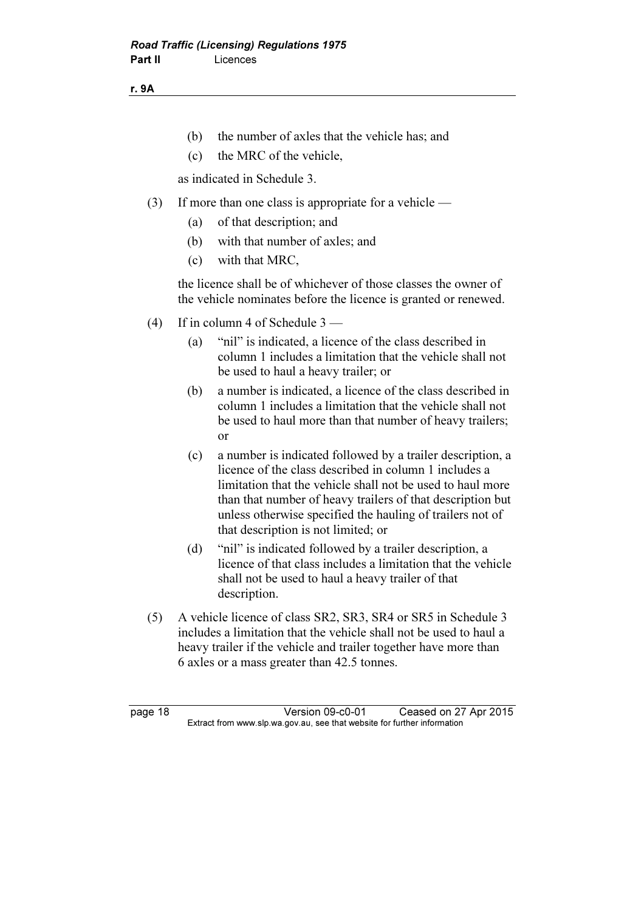(b) the number of axles that the vehicle has; and

(c) the MRC of the vehicle,

as indicated in Schedule 3.

(3) If more than one class is appropriate for a vehicle —

(a) of that description; and

(b) with that number of axles; and

(c) with that MRC,

the licence shall be of whichever of those classes the owner of the vehicle nominates before the licence is granted or renewed.

(4) If in column 4 of Schedule 3 —

(a) "nil" is indicated, a licence of the class described in column 1 includes a limitation that the vehicle shall not be used to haul a heavy trailer; or

(b) a number is indicated, a licence of the class described in column 1 includes a limitation that the vehicle shall not be used to haul more than that number of heavy trailers; or

(c) a number is indicated followed by a trailer description, a licence of the class described in column 1 includes a limitation that the vehicle shall not be used to haul more than that number of heavy trailers of that description but unless otherwise specified the hauling of trailers not of that description is not limited; or

(d) "nil" is indicated followed by a trailer description, a licence of that class includes a limitation that the vehicle shall not be used to haul a heavy trailer of that description.

(5) A vehicle licence of class SR2, SR3, SR4 or SR5 in Schedule 3 includes a limitation that the vehicle shall not be used to haul a heavy trailer if the vehicle and trailer together have more than 6 axles or a mass greater than 42.5 tonnes.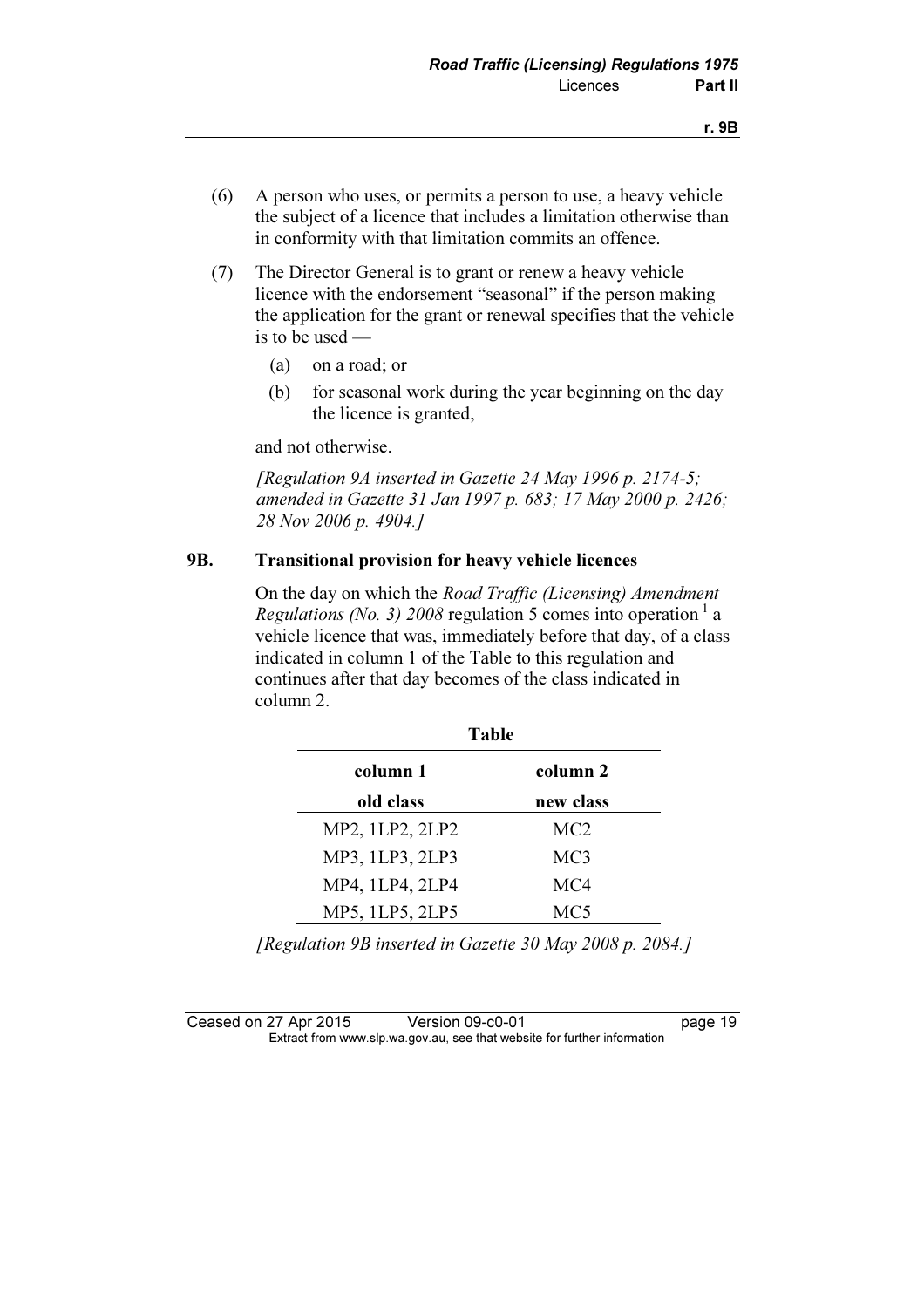(6) A person who uses, or permits a person to use, a heavy vehicle the subject of a licence that includes a limitation otherwise than in conformity with that limitation commits an offence.

(7) The Director General is to grant or renew a heavy vehicle licence with the endorsement "seasonal" if the person making the application for the grant or renewal specifies that the vehicle is to be used —

(a) on a road; or

(b) for seasonal work during the year beginning on the day the licence is granted,

and not otherwise.

*[Regulation 9A inserted in Gazette 24 May 1996 p. 2174-5; amended in Gazette 31 Jan 1997 p. 683; 17 May 2000 p. 2426; 28 Nov 2006 p. 4904.]*

### 9B. Transitional provision for heavy vehicle licences

On the day on which the *Road Traffic (Licensing) Amendment Regulations (No. 3) 2008* regulation 5 comes into operation [1] a vehicle licence that was, immediately before that day, of a class indicated in column 1 of the Table to this regulation and continues after that day becomes of the class indicated in column 2.

**Table**

| column 1<br>old class | column 2<br>new class |
|---|---|
| MP2, 1LP2, 2LP2 | MC2 |
| MP3, 1LP3, 2LP3 | MC3 |
| MP4, 1LP4, 2LP4 | MC4 |
| MP5, 1LP5, 2LP5 | MC5 |

*[Regulation 9B inserted in Gazette 30 May 2008 p. 2084.]*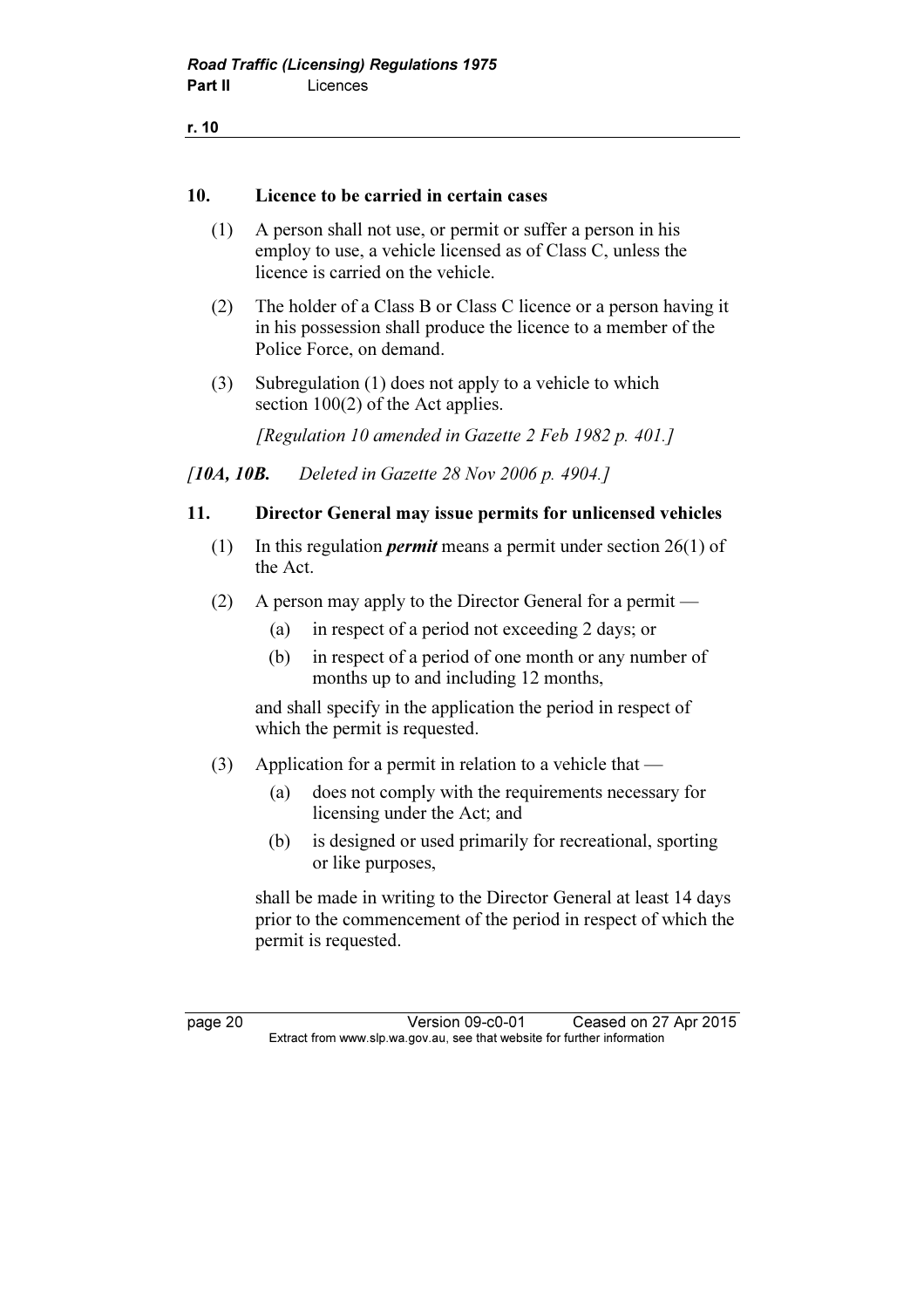## 10. Licence to be carried in certain cases

(1) A person shall not use, or permit or suffer a person in his employ to use, a vehicle licensed as of Class C, unless the licence is carried on the vehicle.

(2) The holder of a Class B or Class C licence or a person having it in his possession shall produce the licence to a member of the Police Force, on demand.

(3) Subregulation (1) does not apply to a vehicle to which section 100(2) of the Act applies.

*[Regulation 10 amended in Gazette 2 Feb 1982 p. 401.]*

*[**10A, 10B.** Deleted in Gazette 28 Nov 2006 p. 4904.]*

## 11. Director General may issue permits for unlicensed vehicles

(1) In this regulation ***permit*** means a permit under section 26(1) of the Act.

(2) A person may apply to the Director General for a permit —

- (a) in respect of a period not exceeding 2 days; or
- (b) in respect of a period of one month or any number of months up to and including 12 months,

and shall specify in the application the period in respect of which the permit is requested.

(3) Application for a permit in relation to a vehicle that —

- (a) does not comply with the requirements necessary for licensing under the Act; and
- (b) is designed or used primarily for recreational, sporting or like purposes,

shall be made in writing to the Director General at least 14 days prior to the commencement of the period in respect of which the permit is requested.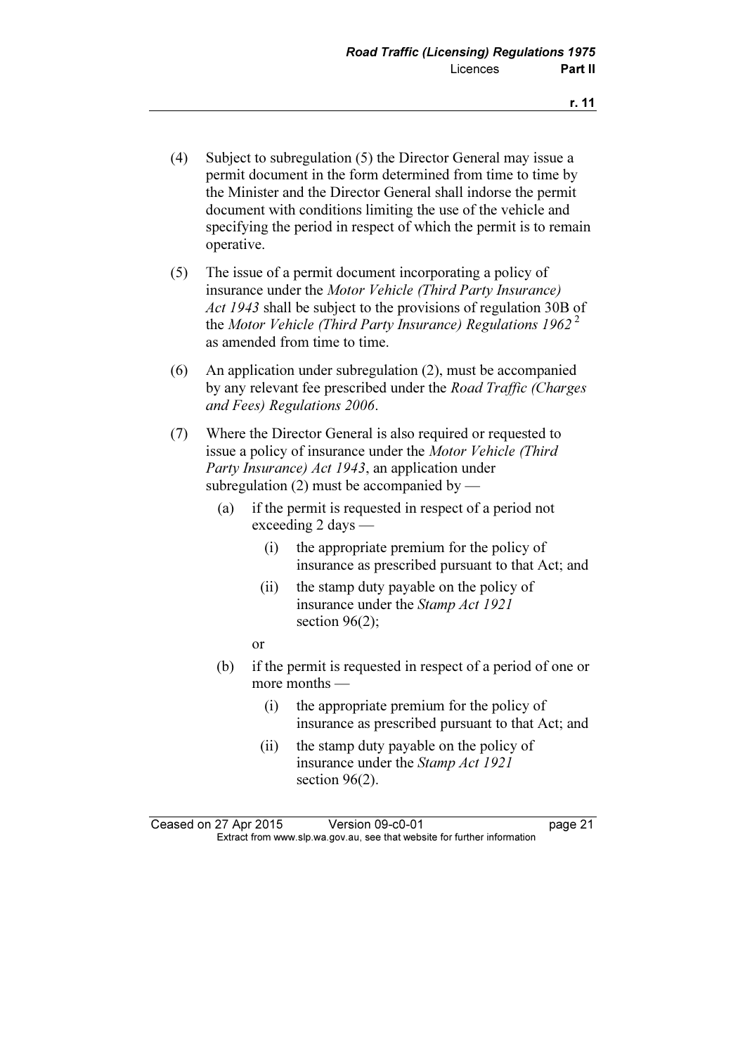(4) Subject to subregulation (5) the Director General may issue a permit document in the form determined from time to time by the Minister and the Director General shall indorse the permit document with conditions limiting the use of the vehicle and specifying the period in respect of which the permit is to remain operative.

(5) The issue of a permit document incorporating a policy of insurance under the *Motor Vehicle (Third Party Insurance) Act 1943* shall be subject to the provisions of regulation 30B of the *Motor Vehicle (Third Party Insurance) Regulations 1962* [2] as amended from time to time.

(6) An application under subregulation (2), must be accompanied by any relevant fee prescribed under the *Road Traffic (Charges and Fees) Regulations 2006*.

(7) Where the Director General is also required or requested to issue a policy of insurance under the *Motor Vehicle (Third Party Insurance) Act 1943*, an application under subregulation (2) must be accompanied by —

  (a) if the permit is requested in respect of a period not exceeding 2 days —

    (i) the appropriate premium for the policy of insurance as prescribed pursuant to that Act; and

    (ii) the stamp duty payable on the policy of insurance under the *Stamp Act 1921* section 96(2);

  or

  (b) if the permit is requested in respect of a period of one or more months —

    (i) the appropriate premium for the policy of insurance as prescribed pursuant to that Act; and

    (ii) the stamp duty payable on the policy of insurance under the *Stamp Act 1921* section 96(2).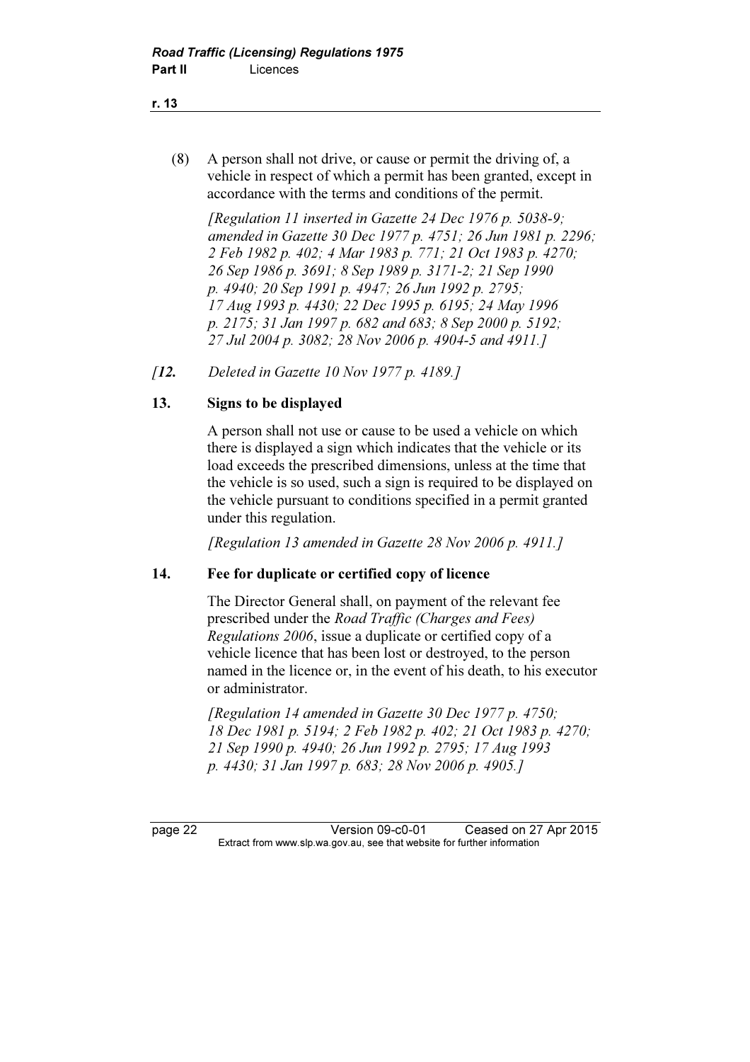(8) A person shall not drive, or cause or permit the driving of, a vehicle in respect of which a permit has been granted, except in accordance with the terms and conditions of the permit.

*[Regulation 11 inserted in Gazette 24 Dec 1976 p. 5038-9; amended in Gazette 30 Dec 1977 p. 4751; 26 Jun 1981 p. 2296; 2 Feb 1982 p. 402; 4 Mar 1983 p. 771; 21 Oct 1983 p. 4270; 26 Sep 1986 p. 3691; 8 Sep 1989 p. 3171-2; 21 Sep 1990 p. 4940; 20 Sep 1991 p. 4947; 26 Jun 1992 p. 2795; 17 Aug 1993 p. 4430; 22 Dec 1995 p. 6195; 24 May 1996 p. 2175; 31 Jan 1997 p. 682 and 683; 8 Sep 2000 p. 5192; 27 Jul 2004 p. 3082; 28 Nov 2006 p. 4904-5 and 4911.]*

*[**12.** Deleted in Gazette 10 Nov 1977 p. 4189.]*

**13. Signs to be displayed**

A person shall not use or cause to be used a vehicle on which there is displayed a sign which indicates that the vehicle or its load exceeds the prescribed dimensions, unless at the time that the vehicle is so used, such a sign is required to be displayed on the vehicle pursuant to conditions specified in a permit granted under this regulation.

*[Regulation 13 amended in Gazette 28 Nov 2006 p. 4911.]*

**14. Fee for duplicate or certified copy of licence**

The Director General shall, on payment of the relevant fee prescribed under the *Road Traffic (Charges and Fees) Regulations 2006*, issue a duplicate or certified copy of a vehicle licence that has been lost or destroyed, to the person named in the licence or, in the event of his death, to his executor or administrator.

*[Regulation 14 amended in Gazette 30 Dec 1977 p. 4750; 18 Dec 1981 p. 5194; 2 Feb 1982 p. 402; 21 Oct 1983 p. 4270; 21 Sep 1990 p. 4940; 26 Jun 1992 p. 2795; 17 Aug 1993 p. 4430; 31 Jan 1997 p. 683; 28 Nov 2006 p. 4905.]*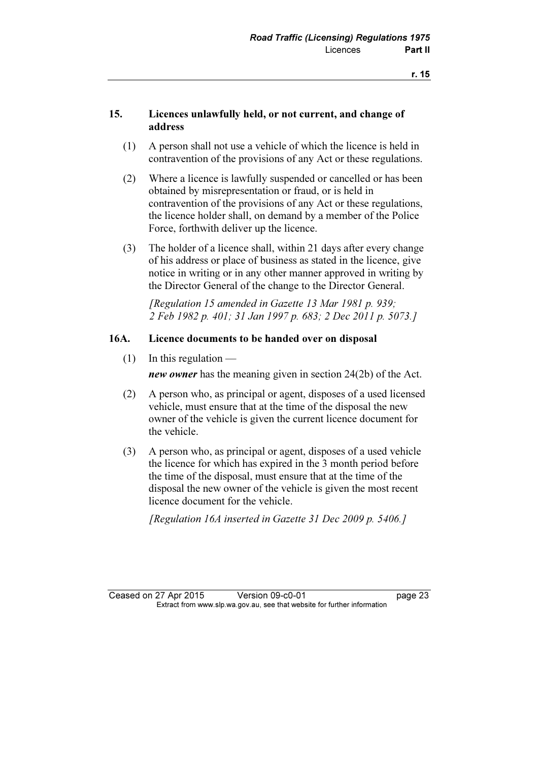## 15. Licences unlawfully held, or not current, and change of address

(1) A person shall not use a vehicle of which the licence is held in contravention of the provisions of any Act or these regulations.

(2) Where a licence is lawfully suspended or cancelled or has been obtained by misrepresentation or fraud, or is held in contravention of the provisions of any Act or these regulations, the licence holder shall, on demand by a member of the Police Force, forthwith deliver up the licence.

(3) The holder of a licence shall, within 21 days after every change of his address or place of business as stated in the licence, give notice in writing or in any other manner approved in writing by the Director General of the change to the Director General.

*[Regulation 15 amended in Gazette 13 Mar 1981 p. 939; 2 Feb 1982 p. 401; 31 Jan 1997 p. 683; 2 Dec 2011 p. 5073.]*

## 16A. Licence documents to be handed over on disposal

(1) In this regulation —

***new owner*** has the meaning given in section 24(2b) of the Act.

(2) A person who, as principal or agent, disposes of a used licensed vehicle, must ensure that at the time of the disposal the new owner of the vehicle is given the current licence document for the vehicle.

(3) A person who, as principal or agent, disposes of a used vehicle the licence for which has expired in the 3 month period before the time of the disposal, must ensure that at the time of the disposal the new owner of the vehicle is given the most recent licence document for the vehicle.

*[Regulation 16A inserted in Gazette 31 Dec 2009 p. 5406.]*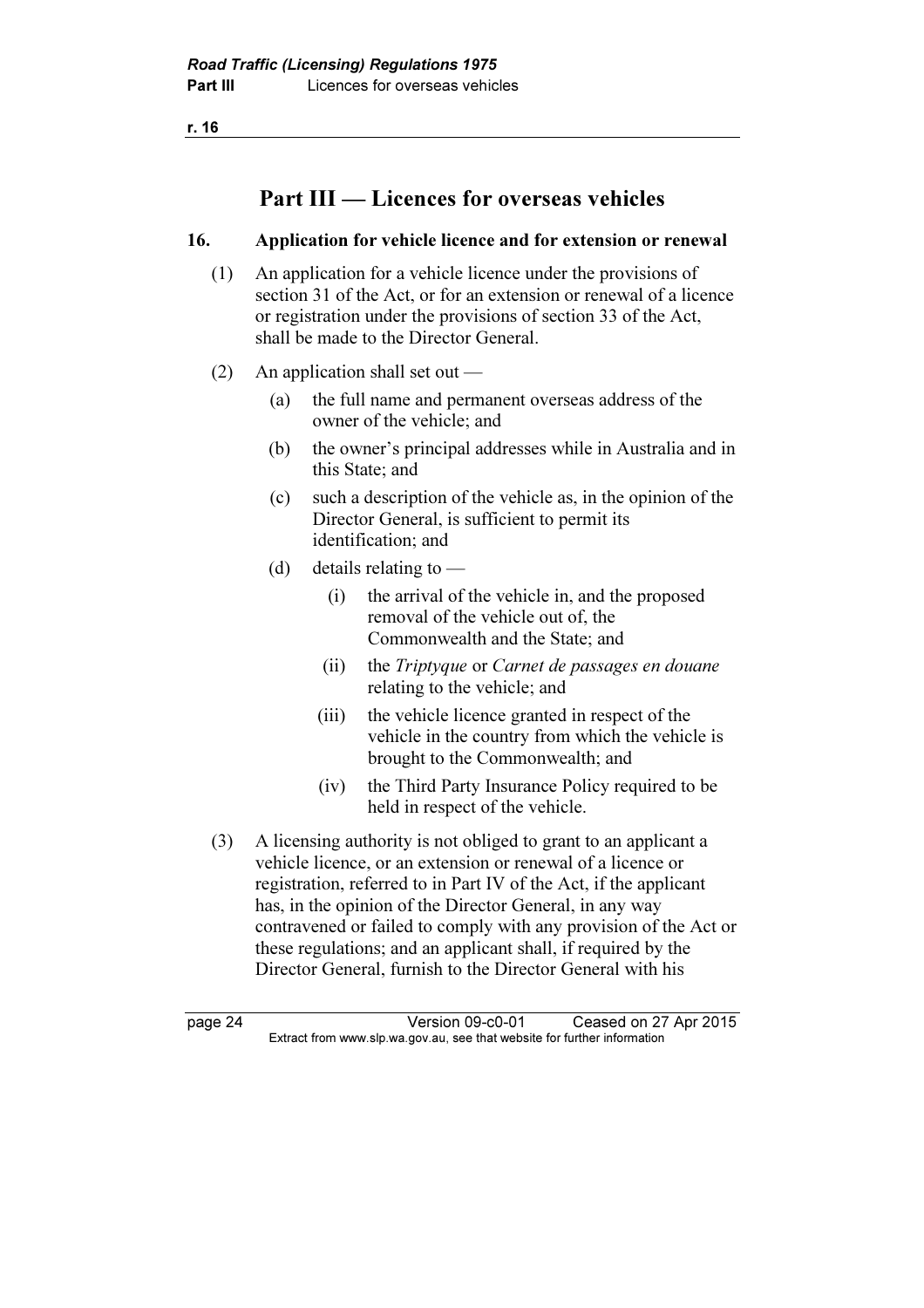# Part III — Licences for overseas vehicles

## 16. Application for vehicle licence and for extension or renewal

(1) An application for a vehicle licence under the provisions of section 31 of the Act, or for an extension or renewal of a licence or registration under the provisions of section 33 of the Act, shall be made to the Director General.

(2) An application shall set out —

- (a) the full name and permanent overseas address of the owner of the vehicle; and
- (b) the owner's principal addresses while in Australia and in this State; and
- (c) such a description of the vehicle as, in the opinion of the Director General, is sufficient to permit its identification; and
- (d) details relating to —
  - (i) the arrival of the vehicle in, and the proposed removal of the vehicle out of, the Commonwealth and the State; and
  - (ii) the *Triptyque* or *Carnet de passages en douane* relating to the vehicle; and
  - (iii) the vehicle licence granted in respect of the vehicle in the country from which the vehicle is brought to the Commonwealth; and
  - (iv) the Third Party Insurance Policy required to be held in respect of the vehicle.

(3) A licensing authority is not obliged to grant to an applicant a vehicle licence, or an extension or renewal of a licence or registration, referred to in Part IV of the Act, if the applicant has, in the opinion of the Director General, in any way contravened or failed to comply with any provision of the Act or these regulations; and an applicant shall, if required by the Director General, furnish to the Director General with his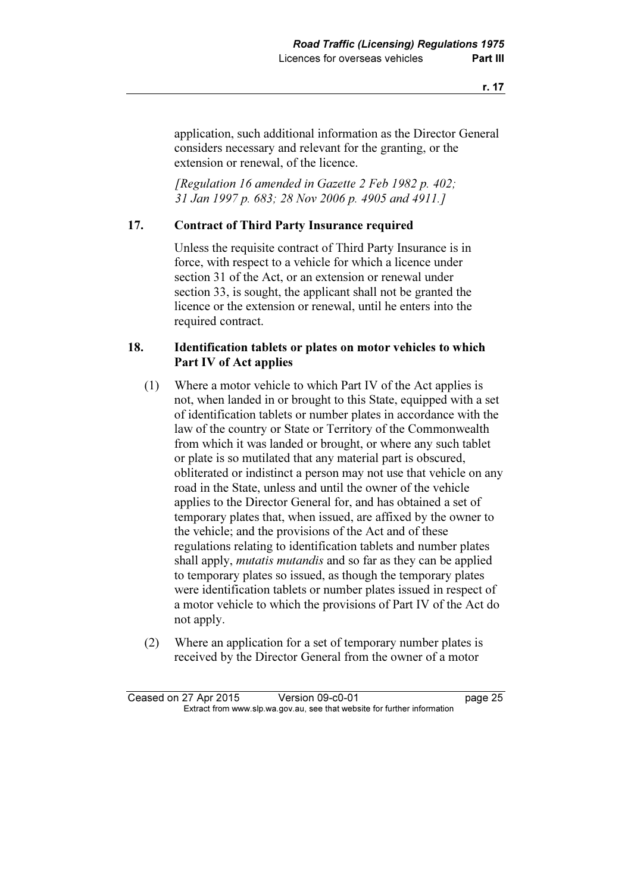application, such additional information as the Director General considers necessary and relevant for the granting, or the extension or renewal, of the licence.

*[Regulation 16 amended in Gazette 2 Feb 1982 p. 402; 31 Jan 1997 p. 683; 28 Nov 2006 p. 4905 and 4911.]*

### 17. Contract of Third Party Insurance required

Unless the requisite contract of Third Party Insurance is in force, with respect to a vehicle for which a licence under section 31 of the Act, or an extension or renewal under section 33, is sought, the applicant shall not be granted the licence or the extension or renewal, until he enters into the required contract.

### 18. Identification tablets or plates on motor vehicles to which Part IV of Act applies

(1) Where a motor vehicle to which Part IV of the Act applies is not, when landed in or brought to this State, equipped with a set of identification tablets or number plates in accordance with the law of the country or State or Territory of the Commonwealth from which it was landed or brought, or where any such tablet or plate is so mutilated that any material part is obscured, obliterated or indistinct a person may not use that vehicle on any road in the State, unless and until the owner of the vehicle applies to the Director General for, and has obtained a set of temporary plates that, when issued, are affixed by the owner to the vehicle; and the provisions of the Act and of these regulations relating to identification tablets and number plates shall apply, *mutatis mutandis* and so far as they can be applied to temporary plates so issued, as though the temporary plates were identification tablets or number plates issued in respect of a motor vehicle to which the provisions of Part IV of the Act do not apply.

(2) Where an application for a set of temporary number plates is received by the Director General from the owner of a motor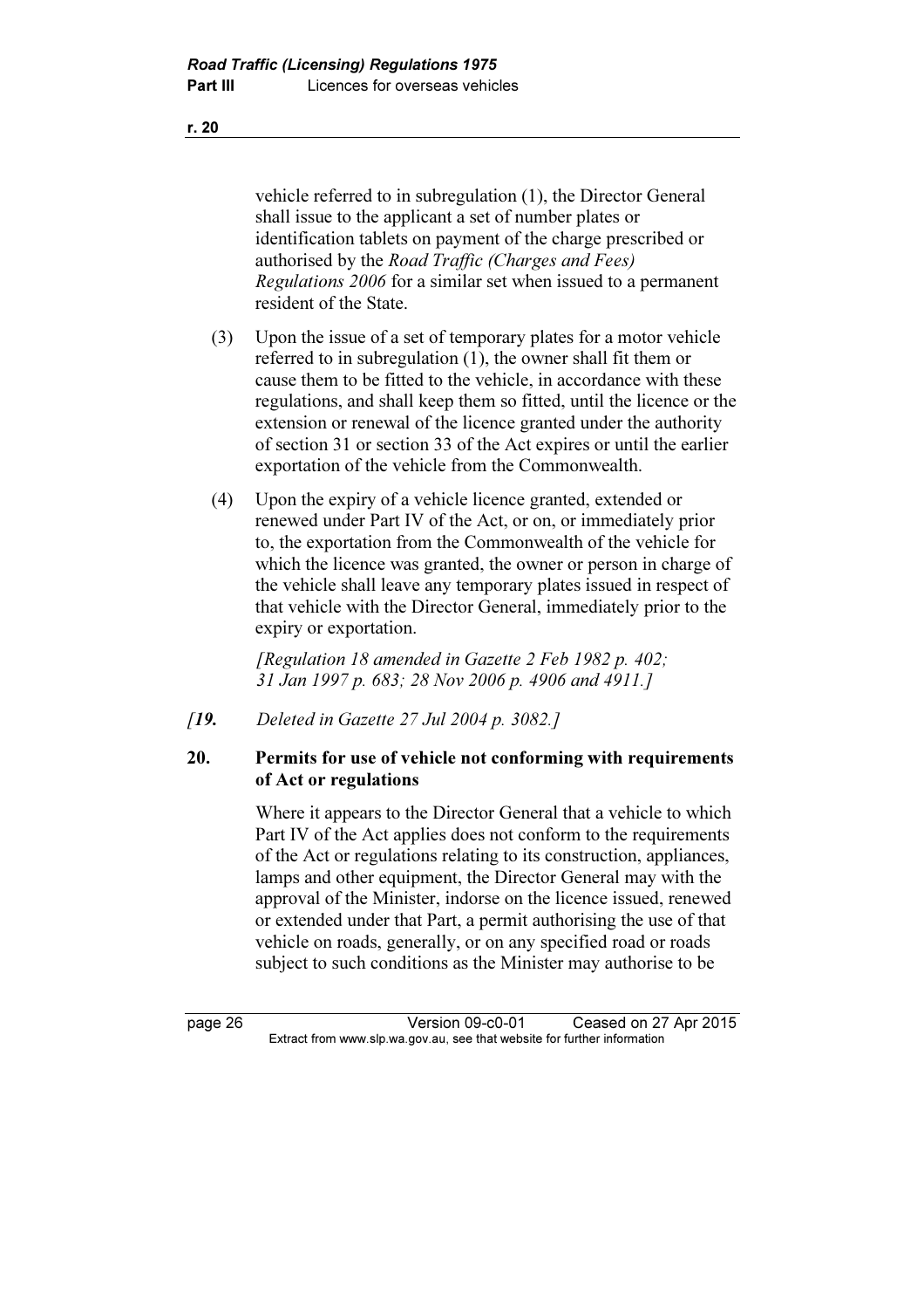vehicle referred to in subregulation (1), the Director General shall issue to the applicant a set of number plates or identification tablets on payment of the charge prescribed or authorised by the *Road Traffic (Charges and Fees) Regulations 2006* for a similar set when issued to a permanent resident of the State.

(3) Upon the issue of a set of temporary plates for a motor vehicle referred to in subregulation (1), the owner shall fit them or cause them to be fitted to the vehicle, in accordance with these regulations, and shall keep them so fitted, until the licence or the extension or renewal of the licence granted under the authority of section 31 or section 33 of the Act expires or until the earlier exportation of the vehicle from the Commonwealth.

(4) Upon the expiry of a vehicle licence granted, extended or renewed under Part IV of the Act, or on, or immediately prior to, the exportation from the Commonwealth of the vehicle for which the licence was granted, the owner or person in charge of the vehicle shall leave any temporary plates issued in respect of that vehicle with the Director General, immediately prior to the expiry or exportation.

*[Regulation 18 amended in Gazette 2 Feb 1982 p. 402; 31 Jan 1997 p. 683; 28 Nov 2006 p. 4906 and 4911.]*

*[**19.** Deleted in Gazette 27 Jul 2004 p. 3082.]*

**20. Permits for use of vehicle not conforming with requirements of Act or regulations**

Where it appears to the Director General that a vehicle to which Part IV of the Act applies does not conform to the requirements of the Act or regulations relating to its construction, appliances, lamps and other equipment, the Director General may with the approval of the Minister, indorse on the licence issued, renewed or extended under that Part, a permit authorising the use of that vehicle on roads, generally, or on any specified road or roads subject to such conditions as the Minister may authorise to be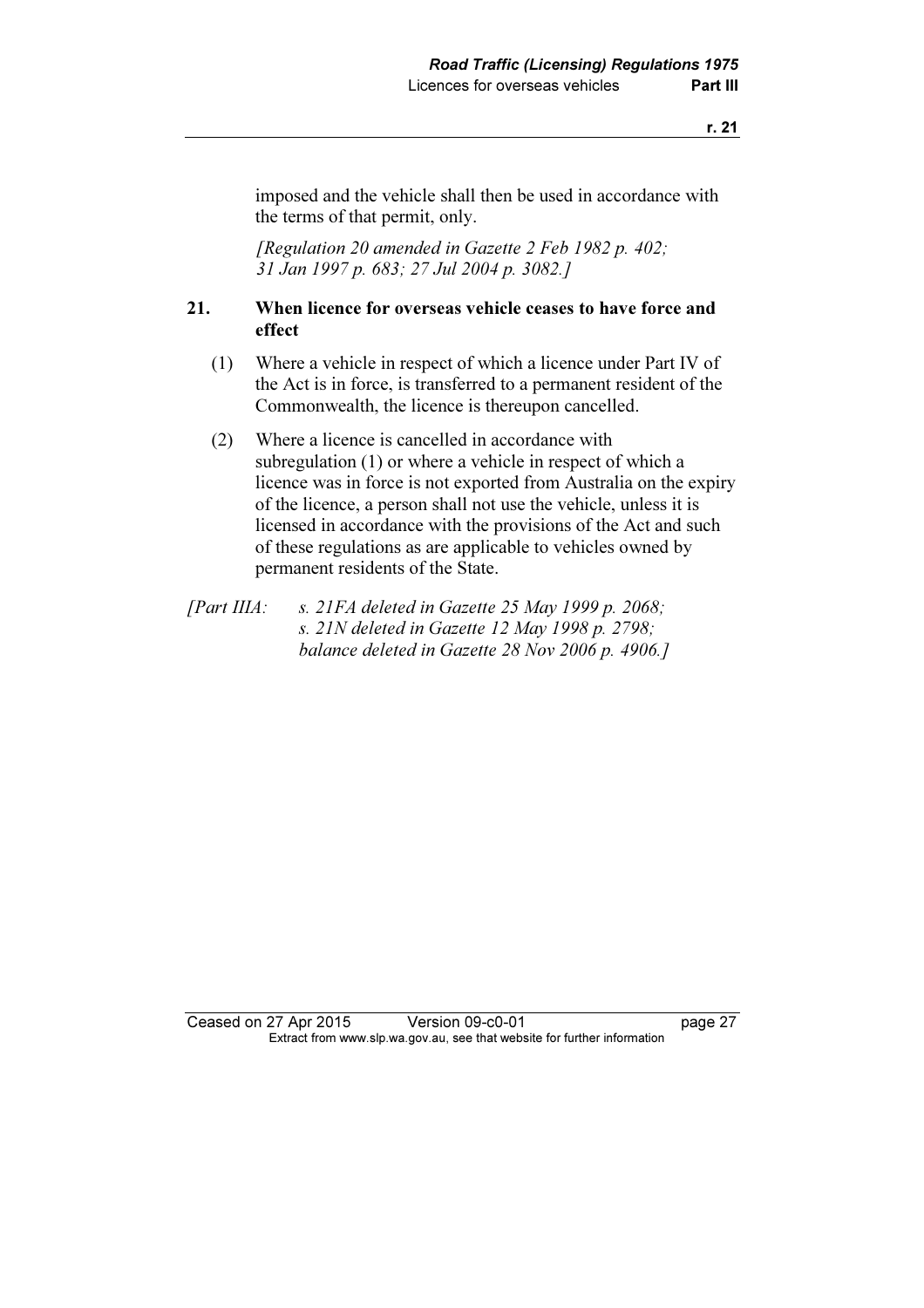imposed and the vehicle shall then be used in accordance with the terms of that permit, only.

*[Regulation 20 amended in Gazette 2 Feb 1982 p. 402; 31 Jan 1997 p. 683; 27 Jul 2004 p. 3082.]*

### 21. When licence for overseas vehicle ceases to have force and effect

(1) Where a vehicle in respect of which a licence under Part IV of the Act is in force, is transferred to a permanent resident of the Commonwealth, the licence is thereupon cancelled.

(2) Where a licence is cancelled in accordance with subregulation (1) or where a vehicle in respect of which a licence was in force is not exported from Australia on the expiry of the licence, a person shall not use the vehicle, unless it is licensed in accordance with the provisions of the Act and such of these regulations as are applicable to vehicles owned by permanent residents of the State.

*[Part IIIA: s. 21FA deleted in Gazette 25 May 1999 p. 2068; s. 21N deleted in Gazette 12 May 1998 p. 2798; balance deleted in Gazette 28 Nov 2006 p. 4906.]*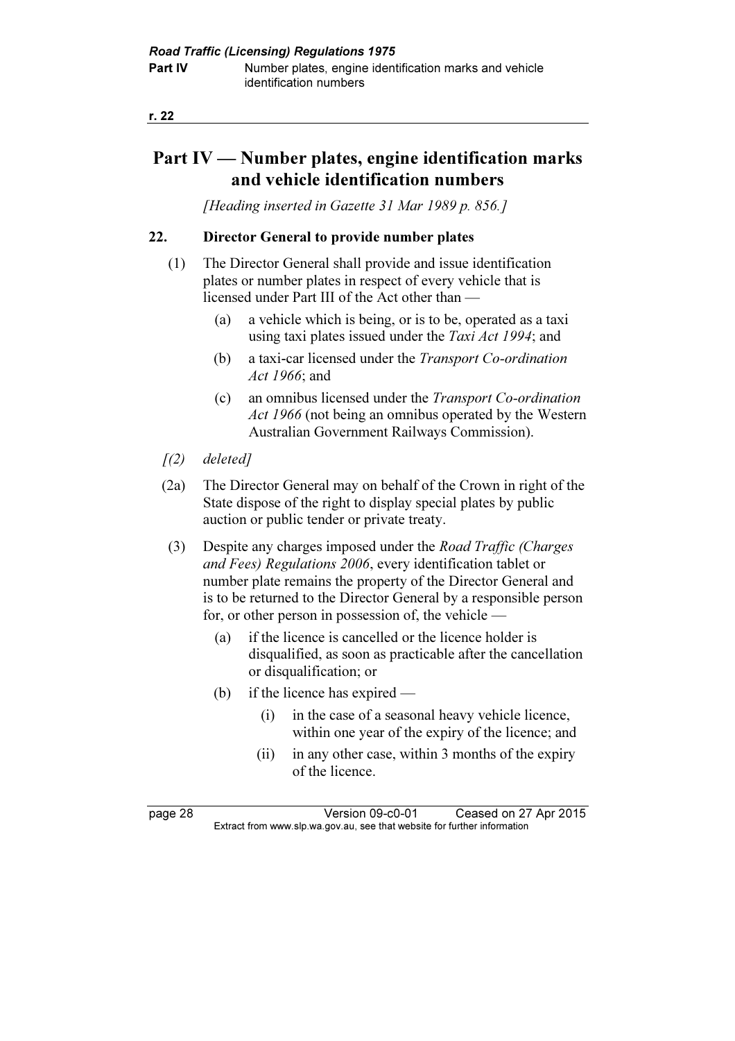# Part IV — Number plates, engine identification marks and vehicle identification numbers

*[Heading inserted in Gazette 31 Mar 1989 p. 856.]*

## 22. Director General to provide number plates

(1) The Director General shall provide and issue identification plates or number plates in respect of every vehicle that is licensed under Part III of the Act other than —

(a) a vehicle which is being, or is to be, operated as a taxi using taxi plates issued under the *Taxi Act 1994*; and

(b) a taxi-car licensed under the *Transport Co-ordination Act 1966*; and

(c) an omnibus licensed under the *Transport Co-ordination Act 1966* (not being an omnibus operated by the Western Australian Government Railways Commission).

*[(2) deleted]*

(2a) The Director General may on behalf of the Crown in right of the State dispose of the right to display special plates by public auction or public tender or private treaty.

(3) Despite any charges imposed under the *Road Traffic (Charges and Fees) Regulations 2006*, every identification tablet or number plate remains the property of the Director General and is to be returned to the Director General by a responsible person for, or other person in possession of, the vehicle —

(a) if the licence is cancelled or the licence holder is disqualified, as soon as practicable after the cancellation or disqualification; or

(b) if the licence has expired —

(i) in the case of a seasonal heavy vehicle licence, within one year of the expiry of the licence; and

(ii) in any other case, within 3 months of the expiry of the licence.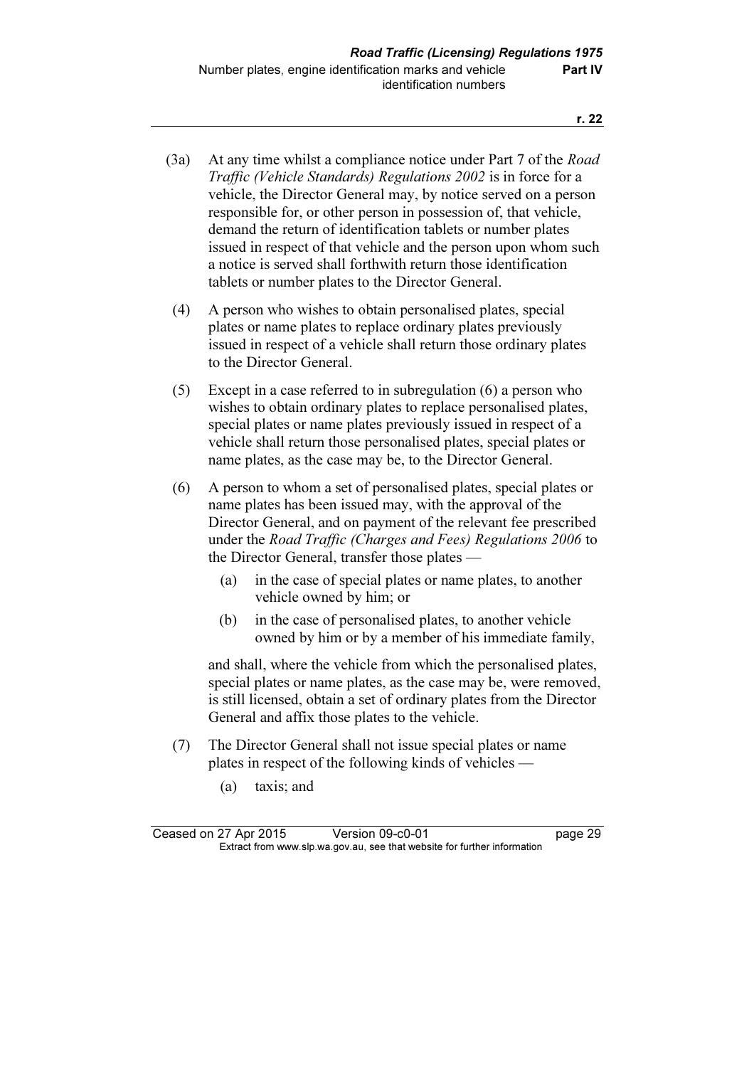(3a) At any time whilst a compliance notice under Part 7 of the *Road Traffic (Vehicle Standards) Regulations 2002* is in force for a vehicle, the Director General may, by notice served on a person responsible for, or other person in possession of, that vehicle, demand the return of identification tablets or number plates issued in respect of that vehicle and the person upon whom such a notice is served shall forthwith return those identification tablets or number plates to the Director General.

(4) A person who wishes to obtain personalised plates, special plates or name plates to replace ordinary plates previously issued in respect of a vehicle shall return those ordinary plates to the Director General.

(5) Except in a case referred to in subregulation (6) a person who wishes to obtain ordinary plates to replace personalised plates, special plates or name plates previously issued in respect of a vehicle shall return those personalised plates, special plates or name plates, as the case may be, to the Director General.

(6) A person to whom a set of personalised plates, special plates or name plates has been issued may, with the approval of the Director General, and on payment of the relevant fee prescribed under the *Road Traffic (Charges and Fees) Regulations 2006* to the Director General, transfer those plates —

  (a) in the case of special plates or name plates, to another vehicle owned by him; or

  (b) in the case of personalised plates, to another vehicle owned by him or by a member of his immediate family,

and shall, where the vehicle from which the personalised plates, special plates or name plates, as the case may be, were removed, is still licensed, obtain a set of ordinary plates from the Director General and affix those plates to the vehicle.

(7) The Director General shall not issue special plates or name plates in respect of the following kinds of vehicles —

  (a) taxis; and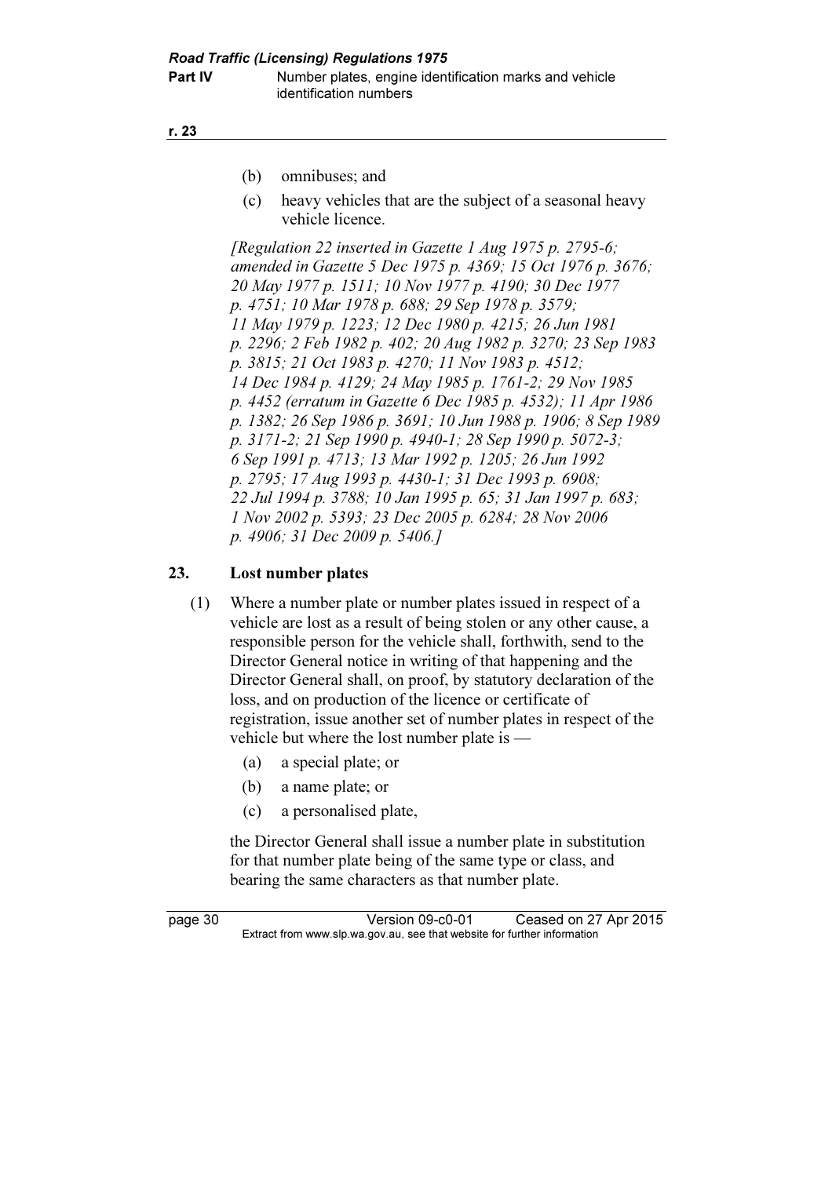(b) omnibuses; and

(c) heavy vehicles that are the subject of a seasonal heavy vehicle licence.

*[Regulation 22 inserted in Gazette 1 Aug 1975 p. 2795-6; amended in Gazette 5 Dec 1975 p. 4369; 15 Oct 1976 p. 3676; 20 May 1977 p. 1511; 10 Nov 1977 p. 4190; 30 Dec 1977 p. 4751; 10 Mar 1978 p. 688; 29 Sep 1978 p. 3579; 11 May 1979 p. 1223; 12 Dec 1980 p. 4215; 26 Jun 1981 p. 2296; 2 Feb 1982 p. 402; 20 Aug 1982 p. 3270; 23 Sep 1983 p. 3815; 21 Oct 1983 p. 4270; 11 Nov 1983 p. 4512; 14 Dec 1984 p. 4129; 24 May 1985 p. 1761-2; 29 Nov 1985 p. 4452 (erratum in Gazette 6 Dec 1985 p. 4532); 11 Apr 1986 p. 1382; 26 Sep 1986 p. 3691; 10 Jun 1988 p. 1906; 8 Sep 1989 p. 3171-2; 21 Sep 1990 p. 4940-1; 28 Sep 1990 p. 5072-3; 6 Sep 1991 p. 4713; 13 Mar 1992 p. 1205; 26 Jun 1992 p. 2795; 17 Aug 1993 p. 4430-1; 31 Dec 1993 p. 6908; 22 Jul 1994 p. 3788; 10 Jan 1995 p. 65; 31 Jan 1997 p. 683; 1 Nov 2002 p. 5393; 23 Dec 2005 p. 6284; 28 Nov 2006 p. 4906; 31 Dec 2009 p. 5406.]*

## 23. Lost number plates

(1) Where a number plate or number plates issued in respect of a vehicle are lost as a result of being stolen or any other cause, a responsible person for the vehicle shall, forthwith, send to the Director General notice in writing of that happening and the Director General shall, on proof, by statutory declaration of the loss, and on production of the licence or certificate of registration, issue another set of number plates in respect of the vehicle but where the lost number plate is —

(a) a special plate; or

(b) a name plate; or

(c) a personalised plate,

the Director General shall issue a number plate in substitution for that number plate being of the same type or class, and bearing the same characters as that number plate.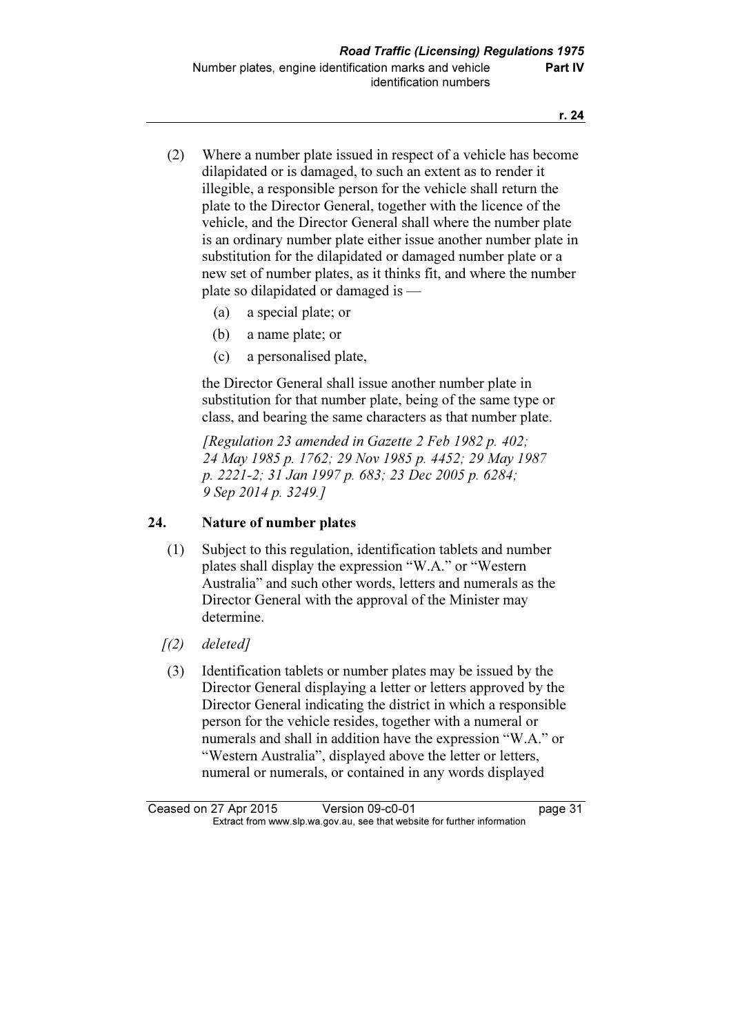(2) Where a number plate issued in respect of a vehicle has become dilapidated or is damaged, to such an extent as to render it illegible, a responsible person for the vehicle shall return the plate to the Director General, together with the licence of the vehicle, and the Director General shall where the number plate is an ordinary number plate either issue another number plate in substitution for the dilapidated or damaged number plate or a new set of number plates, as it thinks fit, and where the number plate so dilapidated or damaged is —

   (a) a special plate; or

   (b) a name plate; or

   (c) a personalised plate,

the Director General shall issue another number plate in substitution for that number plate, being of the same type or class, and bearing the same characters as that number plate.

*[Regulation 23 amended in Gazette 2 Feb 1982 p. 402; 24 May 1985 p. 1762; 29 Nov 1985 p. 4452; 29 May 1987 p. 2221-2; 31 Jan 1997 p. 683; 23 Dec 2005 p. 6284; 9 Sep 2014 p. 3249.]*

## 24. Nature of number plates

(1) Subject to this regulation, identification tablets and number plates shall display the expression "W.A." or "Western Australia" and such other words, letters and numerals as the Director General with the approval of the Minister may determine.

*[(2) deleted]*

(3) Identification tablets or number plates may be issued by the Director General displaying a letter or letters approved by the Director General indicating the district in which a responsible person for the vehicle resides, together with a numeral or numerals and shall in addition have the expression "W.A." or "Western Australia", displayed above the letter or letters, numeral or numerals, or contained in any words displayed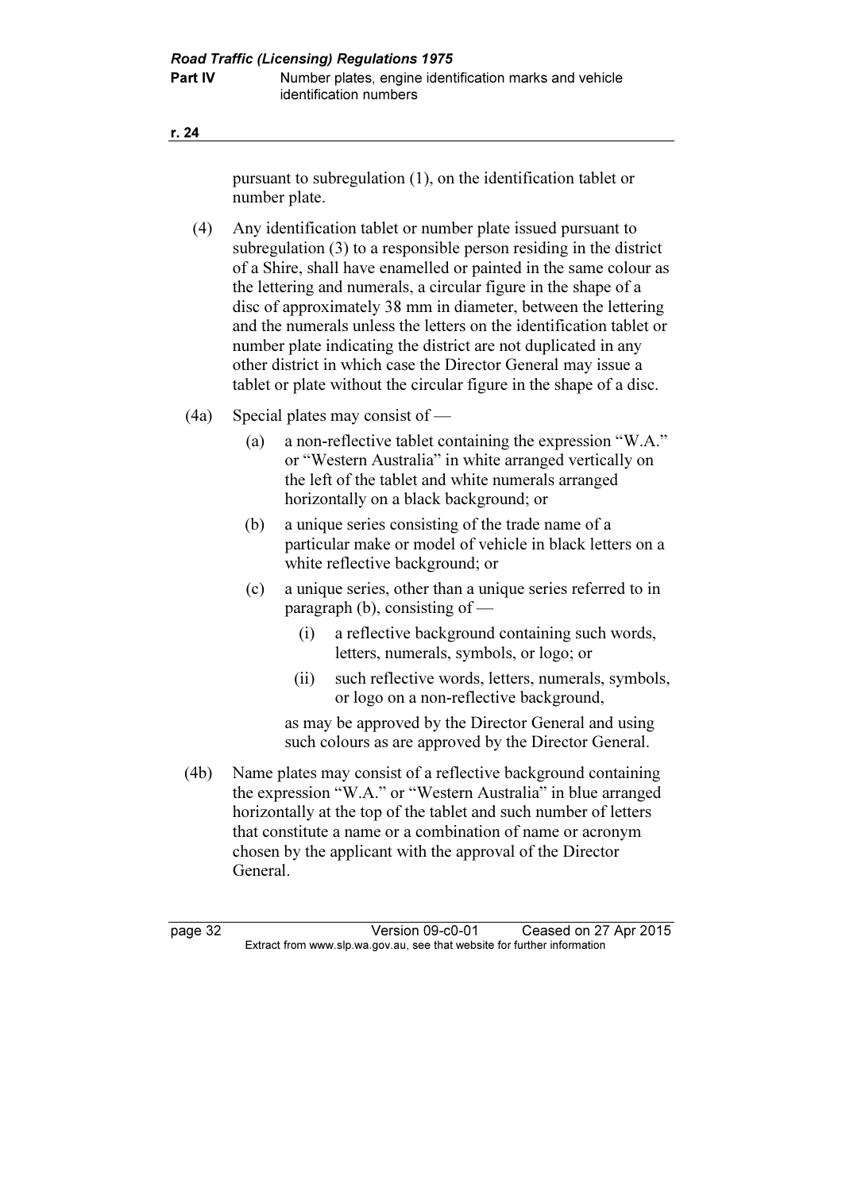pursuant to subregulation (1), on the identification tablet or number plate.

(4) Any identification tablet or number plate issued pursuant to subregulation (3) to a responsible person residing in the district of a Shire, shall have enamelled or painted in the same colour as the lettering and numerals, a circular figure in the shape of a disc of approximately 38 mm in diameter, between the lettering and the numerals unless the letters on the identification tablet or number plate indicating the district are not duplicated in any other district in which case the Director General may issue a tablet or plate without the circular figure in the shape of a disc.

(4a) Special plates may consist of —

(a) a non-reflective tablet containing the expression "W.A." or "Western Australia" in white arranged vertically on the left of the tablet and white numerals arranged horizontally on a black background; or

(b) a unique series consisting of the trade name of a particular make or model of vehicle in black letters on a white reflective background; or

(c) a unique series, other than a unique series referred to in paragraph (b), consisting of —

(i) a reflective background containing such words, letters, numerals, symbols, or logo; or

(ii) such reflective words, letters, numerals, symbols, or logo on a non-reflective background,

as may be approved by the Director General and using such colours as are approved by the Director General.

(4b) Name plates may consist of a reflective background containing the expression "W.A." or "Western Australia" in blue arranged horizontally at the top of the tablet and such number of letters that constitute a name or a combination of name or acronym chosen by the applicant with the approval of the Director General.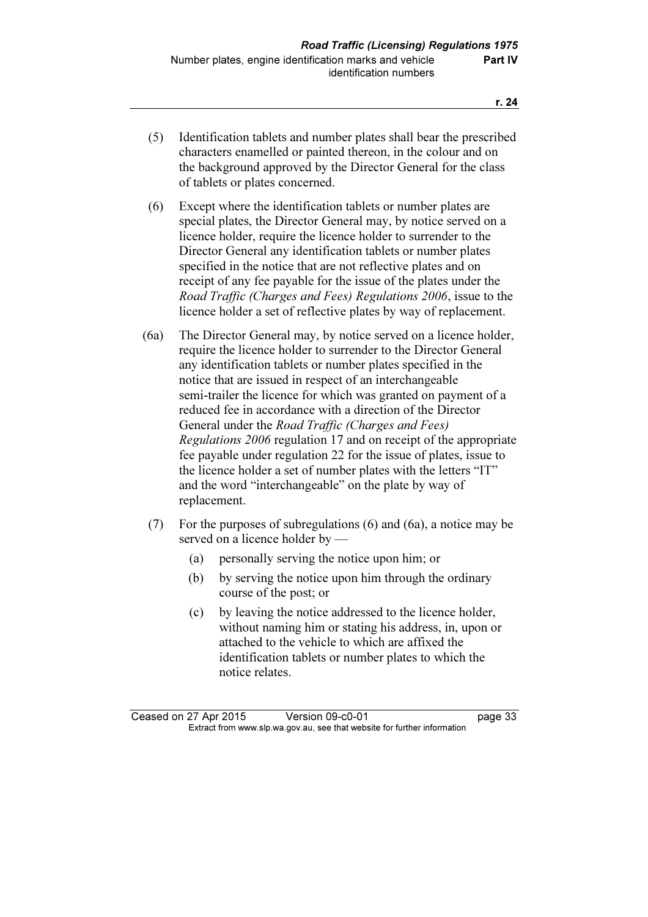(5) Identification tablets and number plates shall bear the prescribed characters enamelled or painted thereon, in the colour and on the background approved by the Director General for the class of tablets or plates concerned.

(6) Except where the identification tablets or number plates are special plates, the Director General may, by notice served on a licence holder, require the licence holder to surrender to the Director General any identification tablets or number plates specified in the notice that are not reflective plates and on receipt of any fee payable for the issue of the plates under the *Road Traffic (Charges and Fees) Regulations 2006*, issue to the licence holder a set of reflective plates by way of replacement.

(6a) The Director General may, by notice served on a licence holder, require the licence holder to surrender to the Director General any identification tablets or number plates specified in the notice that are issued in respect of an interchangeable semi-trailer the licence for which was granted on payment of a reduced fee in accordance with a direction of the Director General under the *Road Traffic (Charges and Fees) Regulations 2006* regulation 17 and on receipt of the appropriate fee payable under regulation 22 for the issue of plates, issue to the licence holder a set of number plates with the letters "IT" and the word "interchangeable" on the plate by way of replacement.

(7) For the purposes of subregulations (6) and (6a), a notice may be served on a licence holder by —

(a) personally serving the notice upon him; or

(b) by serving the notice upon him through the ordinary course of the post; or

(c) by leaving the notice addressed to the licence holder, without naming him or stating his address, in, upon or attached to the vehicle to which are affixed the identification tablets or number plates to which the notice relates.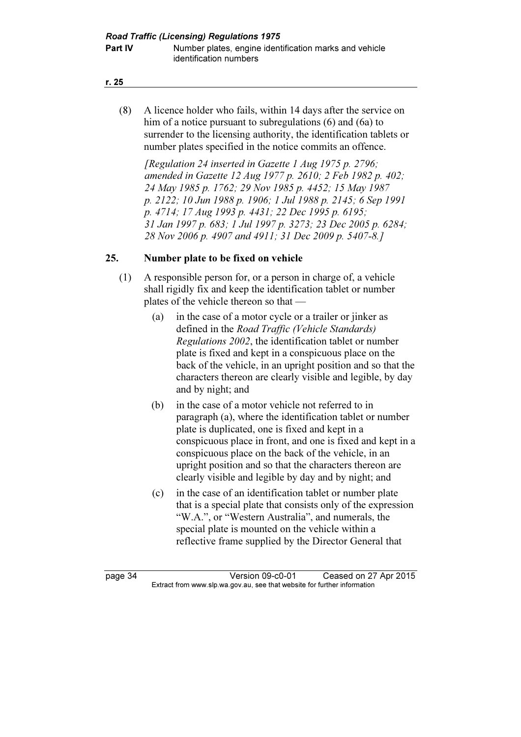(8) A licence holder who fails, within 14 days after the service on him of a notice pursuant to subregulations (6) and (6a) to surrender to the licensing authority, the identification tablets or number plates specified in the notice commits an offence.

*[Regulation 24 inserted in Gazette 1 Aug 1975 p. 2796; amended in Gazette 12 Aug 1977 p. 2610; 2 Feb 1982 p. 402; 24 May 1985 p. 1762; 29 Nov 1985 p. 4452; 15 May 1987 p. 2122; 10 Jun 1988 p. 1906; 1 Jul 1988 p. 2145; 6 Sep 1991 p. 4714; 17 Aug 1993 p. 4431; 22 Dec 1995 p. 6195; 31 Jan 1997 p. 683; 1 Jul 1997 p. 3273; 23 Dec 2005 p. 6284; 28 Nov 2006 p. 4907 and 4911; 31 Dec 2009 p. 5407-8.]*

## 25. Number plate to be fixed on vehicle

(1) A responsible person for, or a person in charge of, a vehicle shall rigidly fix and keep the identification tablet or number plates of the vehicle thereon so that —

(a) in the case of a motor cycle or a trailer or jinker as defined in the *Road Traffic (Vehicle Standards) Regulations 2002*, the identification tablet or number plate is fixed and kept in a conspicuous place on the back of the vehicle, in an upright position and so that the characters thereon are clearly visible and legible, by day and by night; and

(b) in the case of a motor vehicle not referred to in paragraph (a), where the identification tablet or number plate is duplicated, one is fixed and kept in a conspicuous place in front, and one is fixed and kept in a conspicuous place on the back of the vehicle, in an upright position and so that the characters thereon are clearly visible and legible by day and by night; and

(c) in the case of an identification tablet or number plate that is a special plate that consists only of the expression "W.A.", or "Western Australia", and numerals, the special plate is mounted on the vehicle within a reflective frame supplied by the Director General that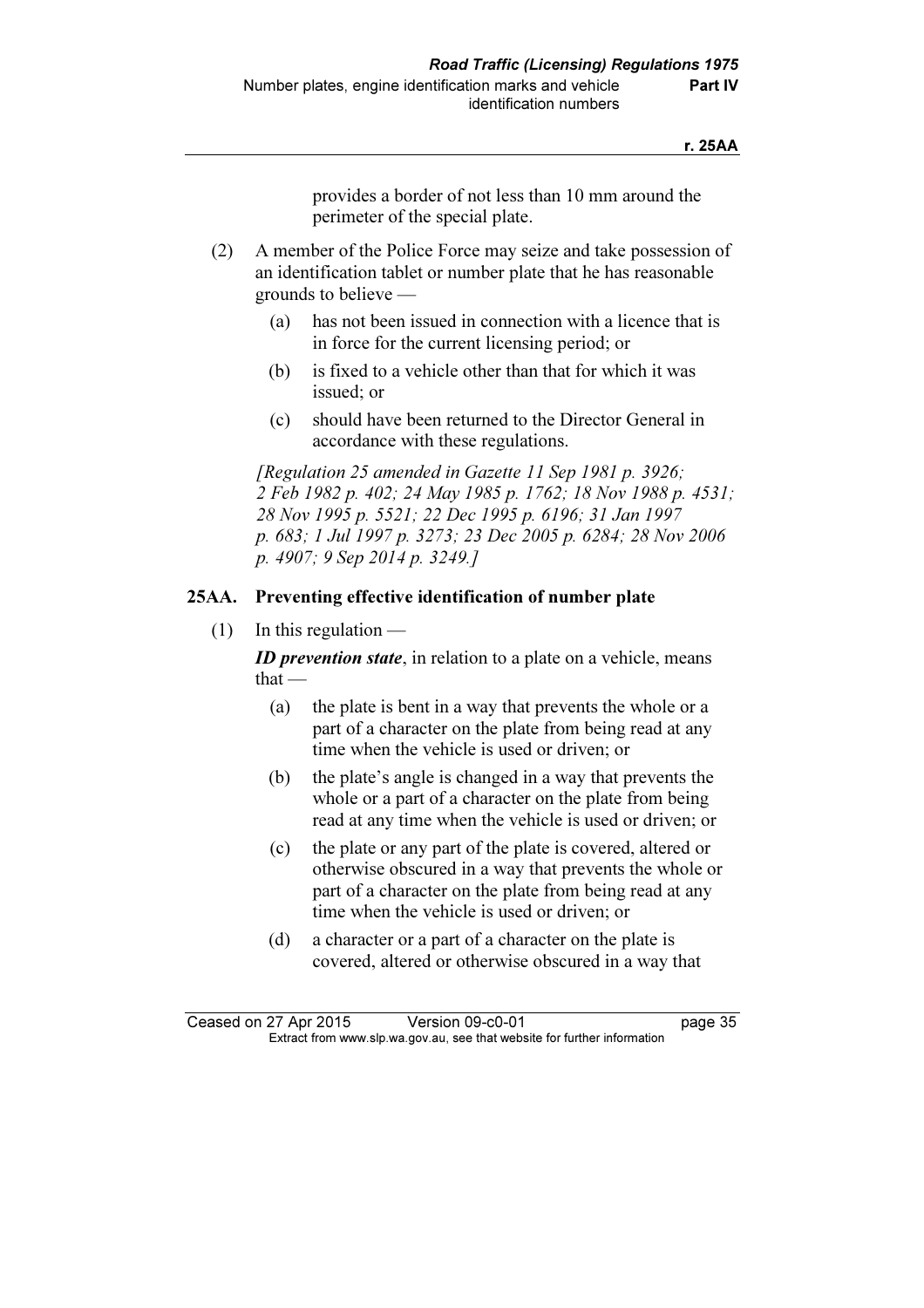provides a border of not less than 10 mm around the perimeter of the special plate.

(2) A member of the Police Force may seize and take possession of an identification tablet or number plate that he has reasonable grounds to believe —

(a) has not been issued in connection with a licence that is in force for the current licensing period; or

(b) is fixed to a vehicle other than that for which it was issued; or

(c) should have been returned to the Director General in accordance with these regulations.

*[Regulation 25 amended in Gazette 11 Sep 1981 p. 3926; 2 Feb 1982 p. 402; 24 May 1985 p. 1762; 18 Nov 1988 p. 4531; 28 Nov 1995 p. 5521; 22 Dec 1995 p. 6196; 31 Jan 1997 p. 683; 1 Jul 1997 p. 3273; 23 Dec 2005 p. 6284; 28 Nov 2006 p. 4907; 9 Sep 2014 p. 3249.]*

### 25AA. Preventing effective identification of number plate

(1) In this regulation —

***ID prevention state***, in relation to a plate on a vehicle, means that —

(a) the plate is bent in a way that prevents the whole or a part of a character on the plate from being read at any time when the vehicle is used or driven; or

(b) the plate's angle is changed in a way that prevents the whole or a part of a character on the plate from being read at any time when the vehicle is used or driven; or

(c) the plate or any part of the plate is covered, altered or otherwise obscured in a way that prevents the whole or part of a character on the plate from being read at any time when the vehicle is used or driven; or

(d) a character or a part of a character on the plate is covered, altered or otherwise obscured in a way that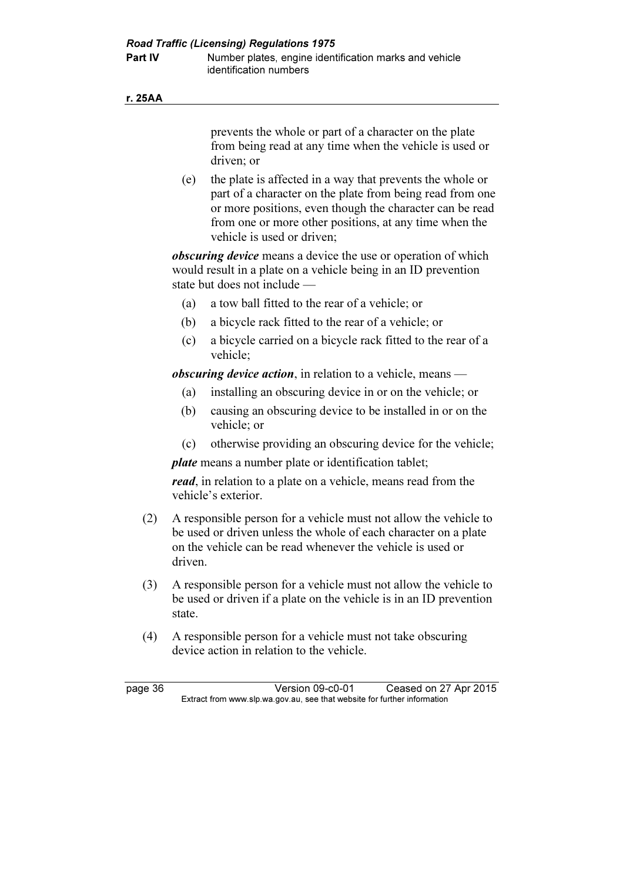prevents the whole or part of a character on the plate from being read at any time when the vehicle is used or driven; or

(e) the plate is affected in a way that prevents the whole or part of a character on the plate from being read from one or more positions, even though the character can be read from one or more other positions, at any time when the vehicle is used or driven;

***obscuring device*** means a device the use or operation of which would result in a plate on a vehicle being in an ID prevention state but does not include —

(a) a tow ball fitted to the rear of a vehicle; or

(b) a bicycle rack fitted to the rear of a vehicle; or

(c) a bicycle carried on a bicycle rack fitted to the rear of a vehicle;

***obscuring device action***, in relation to a vehicle, means —

(a) installing an obscuring device in or on the vehicle; or

(b) causing an obscuring device to be installed in or on the vehicle; or

(c) otherwise providing an obscuring device for the vehicle;

***plate*** means a number plate or identification tablet;

***read***, in relation to a plate on a vehicle, means read from the vehicle's exterior.

(2) A responsible person for a vehicle must not allow the vehicle to be used or driven unless the whole of each character on a plate on the vehicle can be read whenever the vehicle is used or driven.

(3) A responsible person for a vehicle must not allow the vehicle to be used or driven if a plate on the vehicle is in an ID prevention state.

(4) A responsible person for a vehicle must not take obscuring device action in relation to the vehicle.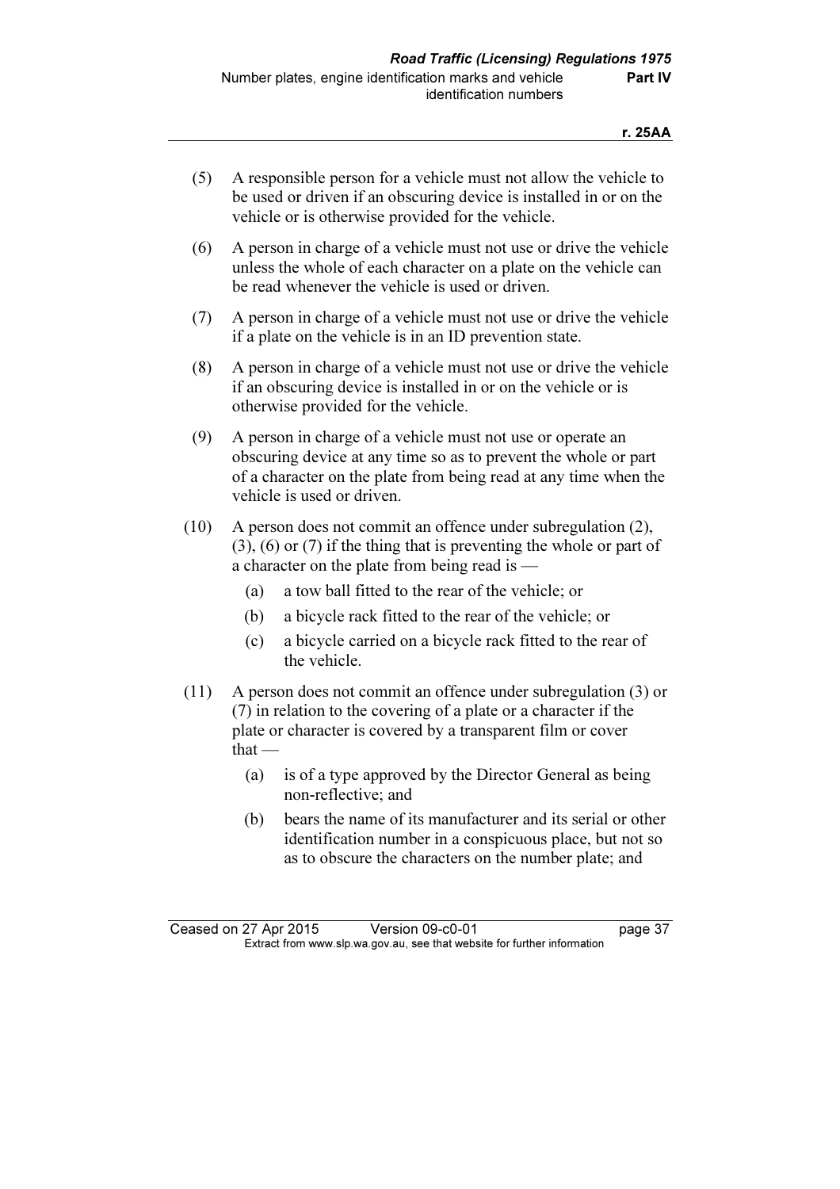(5) A responsible person for a vehicle must not allow the vehicle to be used or driven if an obscuring device is installed in or on the vehicle or is otherwise provided for the vehicle.

(6) A person in charge of a vehicle must not use or drive the vehicle unless the whole of each character on a plate on the vehicle can be read whenever the vehicle is used or driven.

(7) A person in charge of a vehicle must not use or drive the vehicle if a plate on the vehicle is in an ID prevention state.

(8) A person in charge of a vehicle must not use or drive the vehicle if an obscuring device is installed in or on the vehicle or is otherwise provided for the vehicle.

(9) A person in charge of a vehicle must not use or operate an obscuring device at any time so as to prevent the whole or part of a character on the plate from being read at any time when the vehicle is used or driven.

(10) A person does not commit an offence under subregulation (2), (3), (6) or (7) if the thing that is preventing the whole or part of a character on the plate from being read is —

  (a) a tow ball fitted to the rear of the vehicle; or

  (b) a bicycle rack fitted to the rear of the vehicle; or

  (c) a bicycle carried on a bicycle rack fitted to the rear of the vehicle.

(11) A person does not commit an offence under subregulation (3) or (7) in relation to the covering of a plate or a character if the plate or character is covered by a transparent film or cover that —

  (a) is of a type approved by the Director General as being non-reflective; and

  (b) bears the name of its manufacturer and its serial or other identification number in a conspicuous place, but not so as to obscure the characters on the number plate; and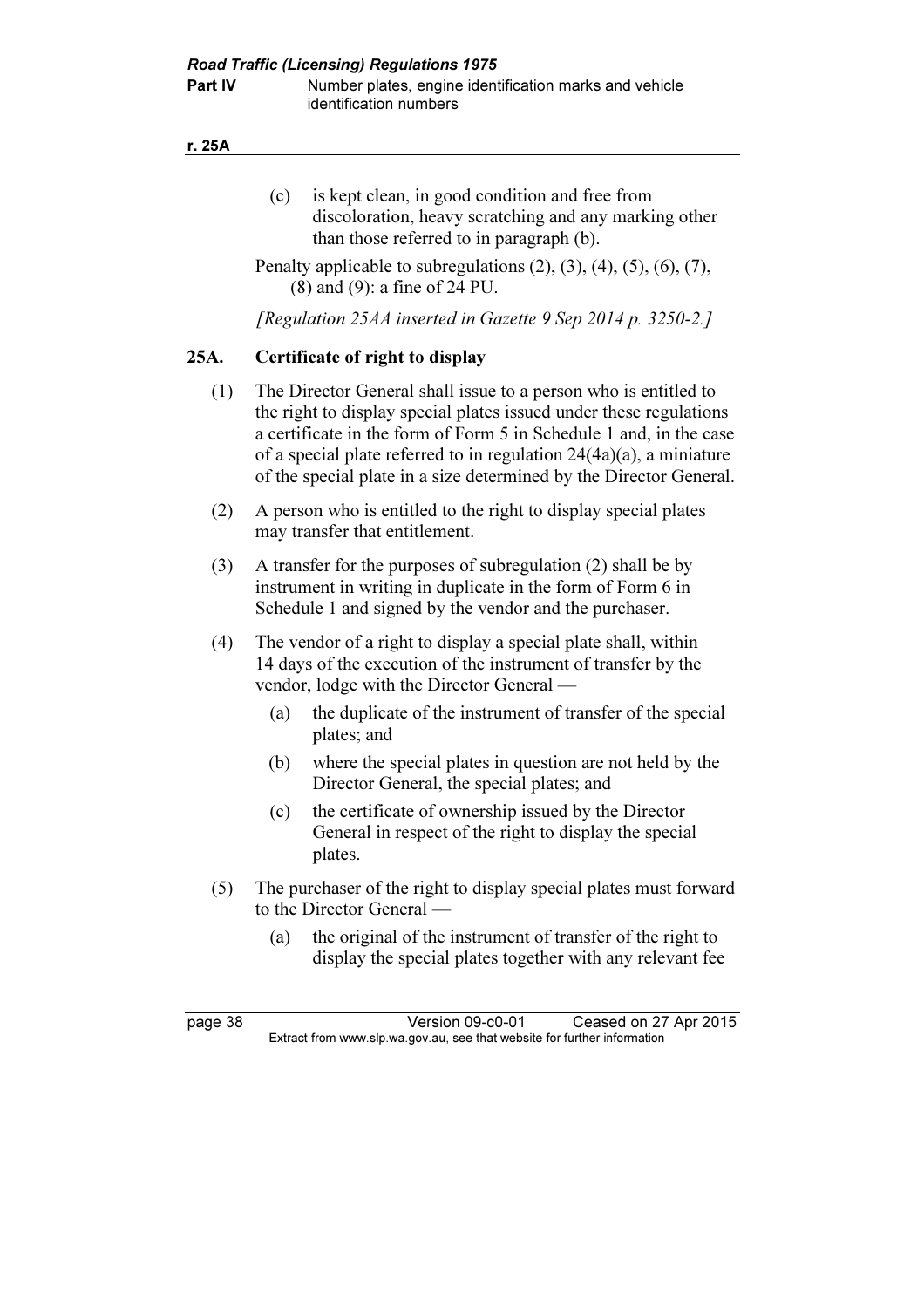(c) is kept clean, in good condition and free from discoloration, heavy scratching and any marking other than those referred to in paragraph (b).

Penalty applicable to subregulations (2), (3), (4), (5), (6), (7), (8) and (9): a fine of 24 PU.

*[Regulation 25AA inserted in Gazette 9 Sep 2014 p. 3250-2.]*

## 25A. Certificate of right to display

(1) The Director General shall issue to a person who is entitled to the right to display special plates issued under these regulations a certificate in the form of Form 5 in Schedule 1 and, in the case of a special plate referred to in regulation 24(4a)(a), a miniature of the special plate in a size determined by the Director General.

(2) A person who is entitled to the right to display special plates may transfer that entitlement.

(3) A transfer for the purposes of subregulation (2) shall be by instrument in writing in duplicate in the form of Form 6 in Schedule 1 and signed by the vendor and the purchaser.

(4) The vendor of a right to display a special plate shall, within 14 days of the execution of the instrument of transfer by the vendor, lodge with the Director General —

(a) the duplicate of the instrument of transfer of the special plates; and

(b) where the special plates in question are not held by the Director General, the special plates; and

(c) the certificate of ownership issued by the Director General in respect of the right to display the special plates.

(5) The purchaser of the right to display special plates must forward to the Director General —

(a) the original of the instrument of transfer of the right to display the special plates together with any relevant fee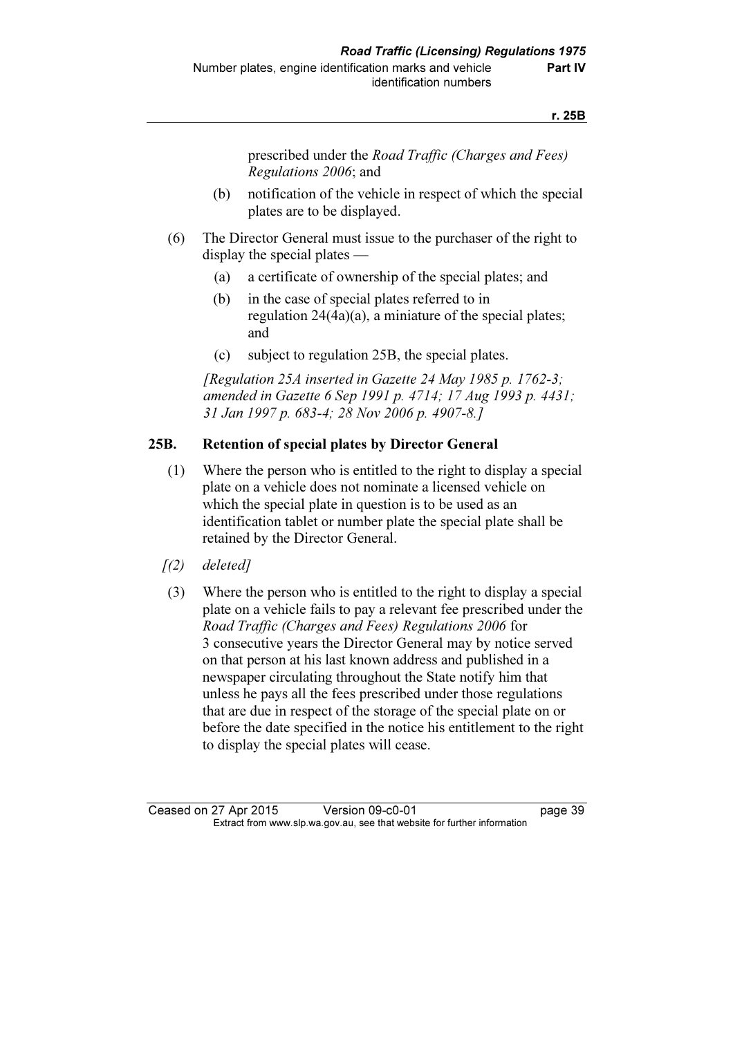prescribed under the *Road Traffic (Charges and Fees) Regulations 2006*; and

(b) notification of the vehicle in respect of which the special plates are to be displayed.

(6) The Director General must issue to the purchaser of the right to display the special plates —

(a) a certificate of ownership of the special plates; and

(b) in the case of special plates referred to in regulation 24(4a)(a), a miniature of the special plates; and

(c) subject to regulation 25B, the special plates.

*[Regulation 25A inserted in Gazette 24 May 1985 p. 1762-3; amended in Gazette 6 Sep 1991 p. 4714; 17 Aug 1993 p. 4431; 31 Jan 1997 p. 683-4; 28 Nov 2006 p. 4907-8.]*

### 25B. Retention of special plates by Director General

(1) Where the person who is entitled to the right to display a special plate on a vehicle does not nominate a licensed vehicle on which the special plate in question is to be used as an identification tablet or number plate the special plate shall be retained by the Director General.

*[(2) deleted]*

(3) Where the person who is entitled to the right to display a special plate on a vehicle fails to pay a relevant fee prescribed under the *Road Traffic (Charges and Fees) Regulations 2006* for 3 consecutive years the Director General may by notice served on that person at his last known address and published in a newspaper circulating throughout the State notify him that unless he pays all the fees prescribed under those regulations that are due in respect of the storage of the special plate on or before the date specified in the notice his entitlement to the right to display the special plates will cease.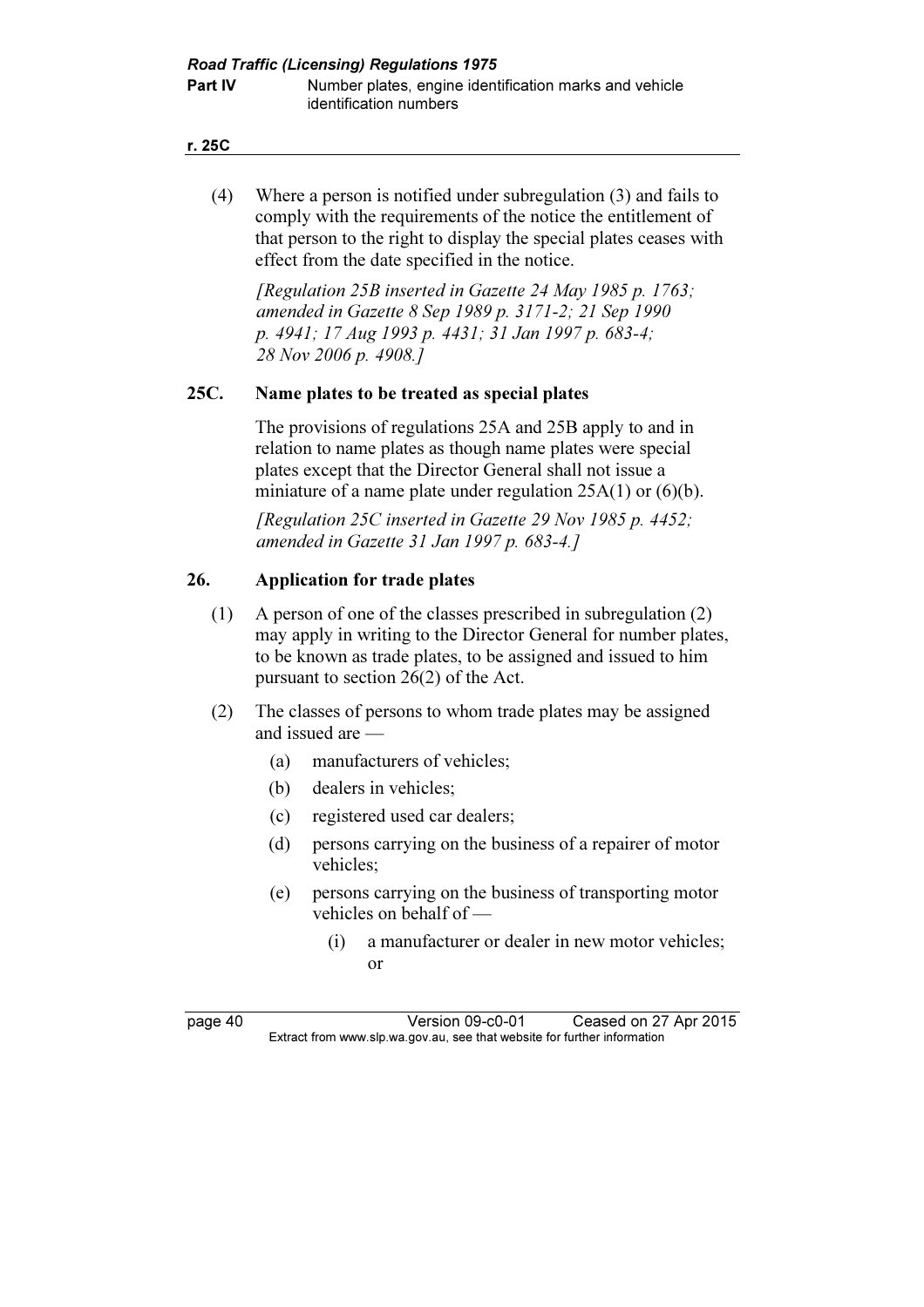(4) Where a person is notified under subregulation (3) and fails to comply with the requirements of the notice the entitlement of that person to the right to display the special plates ceases with effect from the date specified in the notice.

*[Regulation 25B inserted in Gazette 24 May 1985 p. 1763; amended in Gazette 8 Sep 1989 p. 3171-2; 21 Sep 1990 p. 4941; 17 Aug 1993 p. 4431; 31 Jan 1997 p. 683-4; 28 Nov 2006 p. 4908.]*

## 25C. Name plates to be treated as special plates

The provisions of regulations 25A and 25B apply to and in relation to name plates as though name plates were special plates except that the Director General shall not issue a miniature of a name plate under regulation 25A(1) or (6)(b).

*[Regulation 25C inserted in Gazette 29 Nov 1985 p. 4452; amended in Gazette 31 Jan 1997 p. 683-4.]*

## 26. Application for trade plates

(1) A person of one of the classes prescribed in subregulation (2) may apply in writing to the Director General for number plates, to be known as trade plates, to be assigned and issued to him pursuant to section 26(2) of the Act.

(2) The classes of persons to whom trade plates may be assigned and issued are —

- (a) manufacturers of vehicles;
- (b) dealers in vehicles;
- (c) registered used car dealers;
- (d) persons carrying on the business of a repairer of motor vehicles;
- (e) persons carrying on the business of transporting motor vehicles on behalf of —
  - (i) a manufacturer or dealer in new motor vehicles; or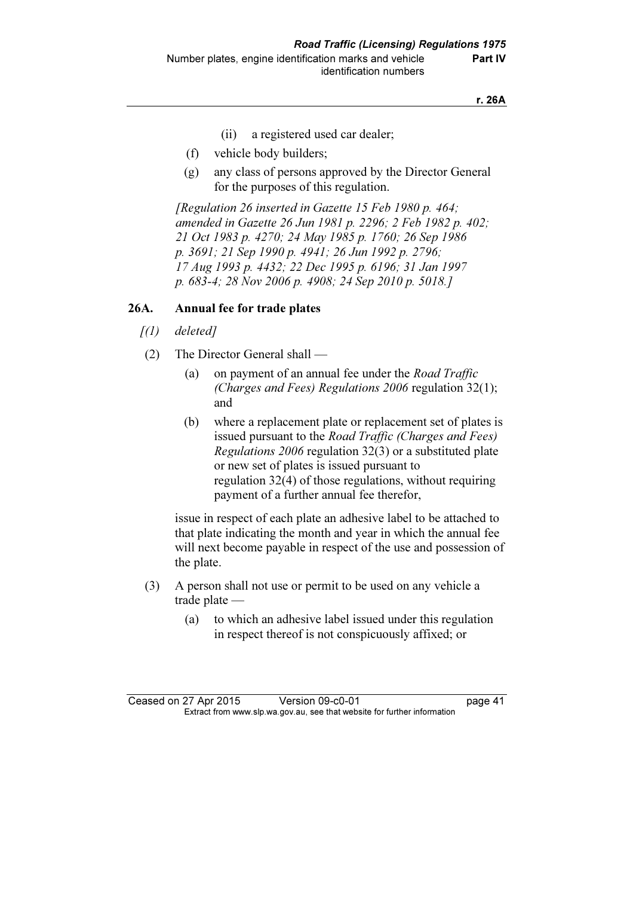(ii) a registered used car dealer;

(f) vehicle body builders;

(g) any class of persons approved by the Director General for the purposes of this regulation.

*[Regulation 26 inserted in Gazette 15 Feb 1980 p. 464; amended in Gazette 26 Jun 1981 p. 2296; 2 Feb 1982 p. 402; 21 Oct 1983 p. 4270; 24 May 1985 p. 1760; 26 Sep 1986 p. 3691; 21 Sep 1990 p. 4941; 26 Jun 1992 p. 2796; 17 Aug 1993 p. 4432; 22 Dec 1995 p. 6196; 31 Jan 1997 p. 683-4; 28 Nov 2006 p. 4908; 24 Sep 2010 p. 5018.]*

### 26A. Annual fee for trade plates

*[(1) deleted]*

(2) The Director General shall —

(a) on payment of an annual fee under the *Road Traffic (Charges and Fees) Regulations 2006* regulation 32(1); and

(b) where a replacement plate or replacement set of plates is issued pursuant to the *Road Traffic (Charges and Fees) Regulations 2006* regulation 32(3) or a substituted plate or new set of plates is issued pursuant to regulation 32(4) of those regulations, without requiring payment of a further annual fee therefor,

issue in respect of each plate an adhesive label to be attached to that plate indicating the month and year in which the annual fee will next become payable in respect of the use and possession of the plate.

(3) A person shall not use or permit to be used on any vehicle a trade plate —

(a) to which an adhesive label issued under this regulation in respect thereof is not conspicuously affixed; or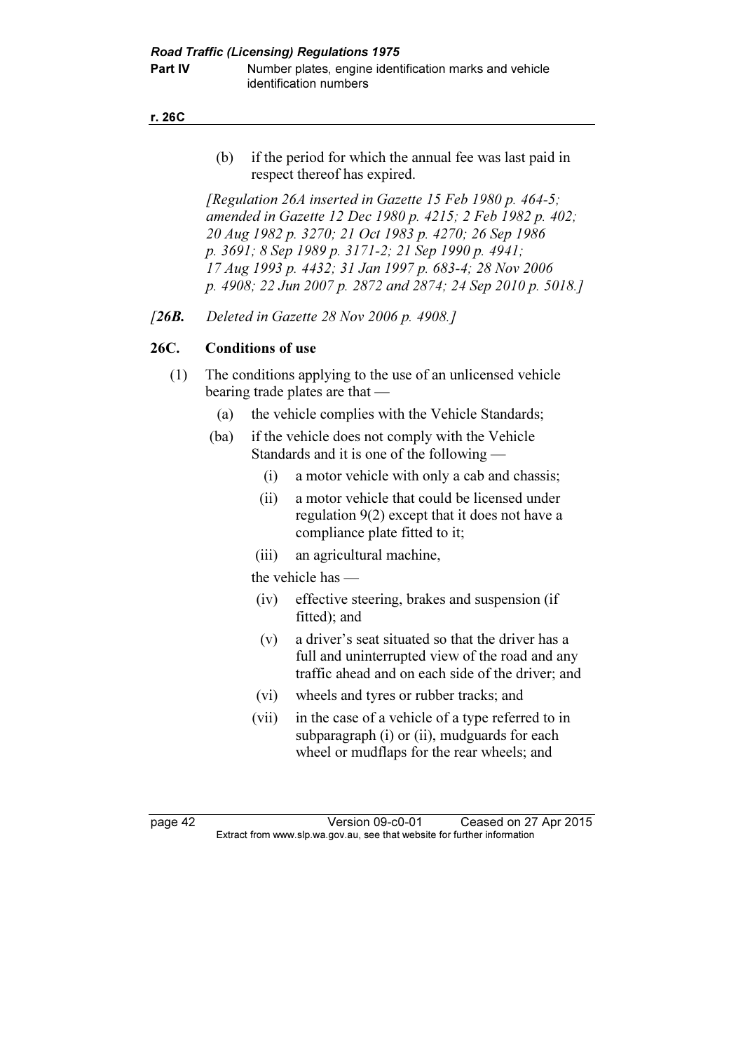(b) if the period for which the annual fee was last paid in respect thereof has expired.

*[Regulation 26A inserted in Gazette 15 Feb 1980 p. 464-5; amended in Gazette 12 Dec 1980 p. 4215; 2 Feb 1982 p. 402; 20 Aug 1982 p. 3270; 21 Oct 1983 p. 4270; 26 Sep 1986 p. 3691; 8 Sep 1989 p. 3171-2; 21 Sep 1990 p. 4941; 17 Aug 1993 p. 4432; 31 Jan 1997 p. 683-4; 28 Nov 2006 p. 4908; 22 Jun 2007 p. 2872 and 2874; 24 Sep 2010 p. 5018.]*

*[**26B.** Deleted in Gazette 28 Nov 2006 p. 4908.]*

**26C. Conditions of use**

(1) The conditions applying to the use of an unlicensed vehicle bearing trade plates are that —

(a) the vehicle complies with the Vehicle Standards;

(ba) if the vehicle does not comply with the Vehicle Standards and it is one of the following —

(i) a motor vehicle with only a cab and chassis;

(ii) a motor vehicle that could be licensed under regulation 9(2) except that it does not have a compliance plate fitted to it;

(iii) an agricultural machine,

the vehicle has —

(iv) effective steering, brakes and suspension (if fitted); and

(v) a driver's seat situated so that the driver has a full and uninterrupted view of the road and any traffic ahead and on each side of the driver; and

(vi) wheels and tyres or rubber tracks; and

(vii) in the case of a vehicle of a type referred to in subparagraph (i) or (ii), mudguards for each wheel or mudflaps for the rear wheels; and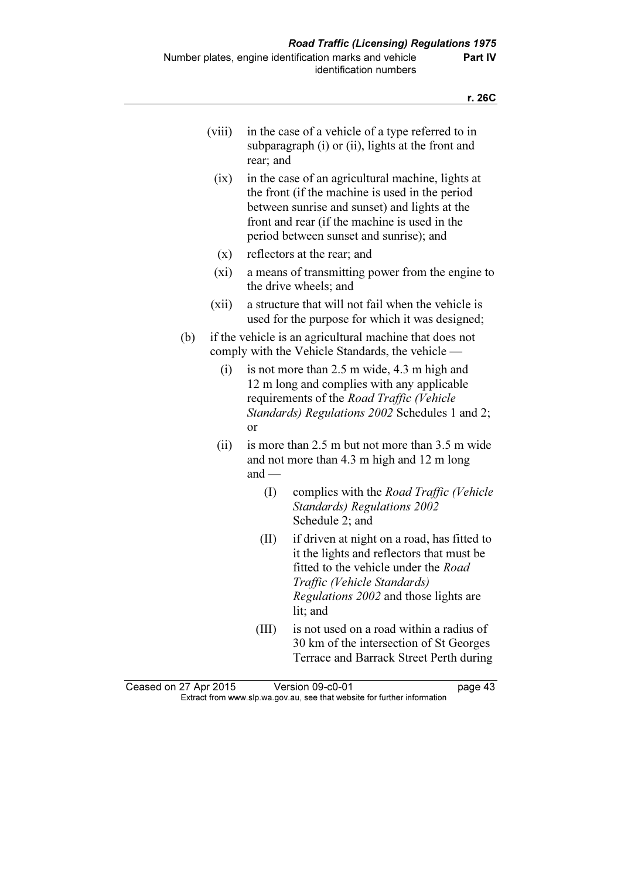(viii) in the case of a vehicle of a type referred to in subparagraph (i) or (ii), lights at the front and rear; and

(ix) in the case of an agricultural machine, lights at the front (if the machine is used in the period between sunrise and sunset) and lights at the front and rear (if the machine is used in the period between sunset and sunrise); and

(x) reflectors at the rear; and

(xi) a means of transmitting power from the engine to the drive wheels; and

(xii) a structure that will not fail when the vehicle is used for the purpose for which it was designed;

(b) if the vehicle is an agricultural machine that does not comply with the Vehicle Standards, the vehicle —

(i) is not more than 2.5 m wide, 4.3 m high and 12 m long and complies with any applicable requirements of the *Road Traffic (Vehicle Standards) Regulations 2002* Schedules 1 and 2; or

(ii) is more than 2.5 m but not more than 3.5 m wide and not more than 4.3 m high and 12 m long and —

(I) complies with the *Road Traffic (Vehicle Standards) Regulations 2002* Schedule 2; and

(II) if driven at night on a road, has fitted to it the lights and reflectors that must be fitted to the vehicle under the *Road Traffic (Vehicle Standards) Regulations 2002* and those lights are lit; and

(III) is not used on a road within a radius of 30 km of the intersection of St Georges Terrace and Barrack Street Perth during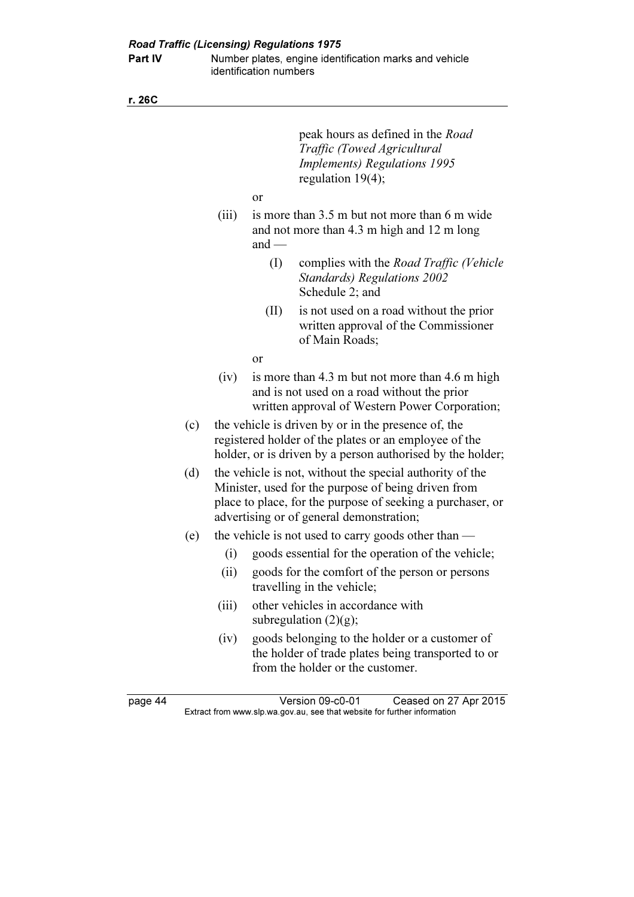peak hours as defined in the *Road Traffic (Towed Agricultural Implements) Regulations 1995* regulation 19(4);

or

(iii) is more than 3.5 m but not more than 6 m wide and not more than 4.3 m high and 12 m long and —

(I) complies with the *Road Traffic (Vehicle Standards) Regulations 2002* Schedule 2; and

(II) is not used on a road without the prior written approval of the Commissioner of Main Roads;

or

(iv) is more than 4.3 m but not more than 4.6 m high and is not used on a road without the prior written approval of Western Power Corporation;

(c) the vehicle is driven by or in the presence of, the registered holder of the plates or an employee of the holder, or is driven by a person authorised by the holder;

(d) the vehicle is not, without the special authority of the Minister, used for the purpose of being driven from place to place, for the purpose of seeking a purchaser, or advertising or of general demonstration;

(e) the vehicle is not used to carry goods other than —

(i) goods essential for the operation of the vehicle;

(ii) goods for the comfort of the person or persons travelling in the vehicle;

(iii) other vehicles in accordance with subregulation (2)(g);

(iv) goods belonging to the holder or a customer of the holder of trade plates being transported to or from the holder or the customer.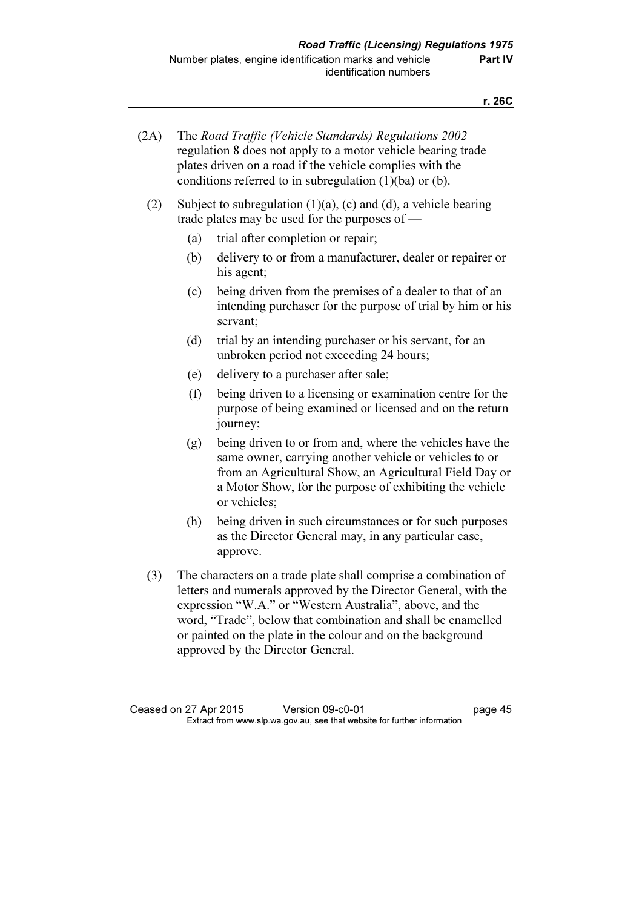(2A) The *Road Traffic (Vehicle Standards) Regulations 2002* regulation 8 does not apply to a motor vehicle bearing trade plates driven on a road if the vehicle complies with the conditions referred to in subregulation (1)(ba) or (b).

(2) Subject to subregulation (1)(a), (c) and (d), a vehicle bearing trade plates may be used for the purposes of —

(a) trial after completion or repair;

(b) delivery to or from a manufacturer, dealer or repairer or his agent;

(c) being driven from the premises of a dealer to that of an intending purchaser for the purpose of trial by him or his servant;

(d) trial by an intending purchaser or his servant, for an unbroken period not exceeding 24 hours;

(e) delivery to a purchaser after sale;

(f) being driven to a licensing or examination centre for the purpose of being examined or licensed and on the return journey;

(g) being driven to or from and, where the vehicles have the same owner, carrying another vehicle or vehicles to or from an Agricultural Show, an Agricultural Field Day or a Motor Show, for the purpose of exhibiting the vehicle or vehicles;

(h) being driven in such circumstances or for such purposes as the Director General may, in any particular case, approve.

(3) The characters on a trade plate shall comprise a combination of letters and numerals approved by the Director General, with the expression "W.A." or "Western Australia", above, and the word, "Trade", below that combination and shall be enamelled or painted on the plate in the colour and on the background approved by the Director General.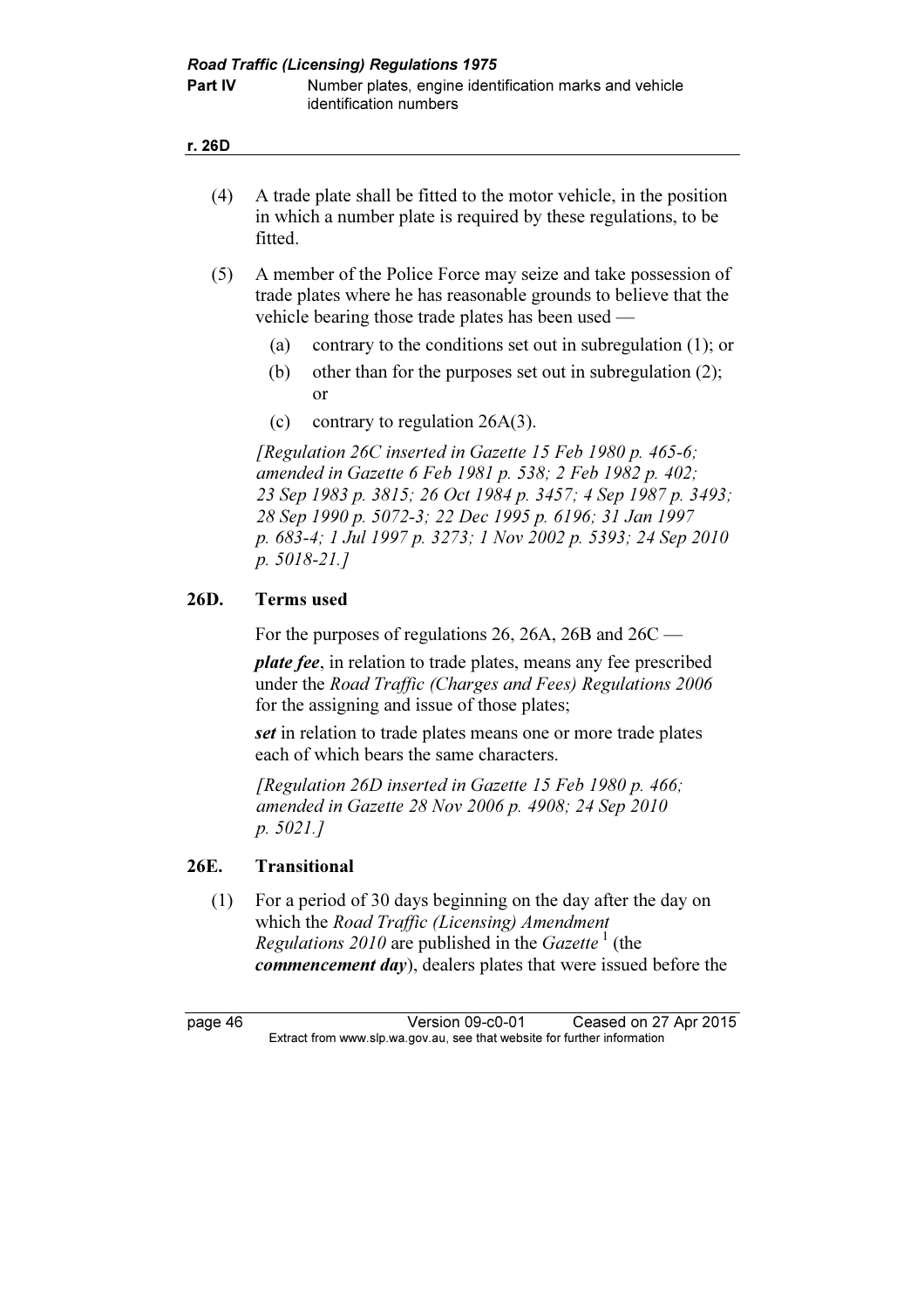(4) A trade plate shall be fitted to the motor vehicle, in the position in which a number plate is required by these regulations, to be fitted.

(5) A member of the Police Force may seize and take possession of trade plates where he has reasonable grounds to believe that the vehicle bearing those trade plates has been used —

(a) contrary to the conditions set out in subregulation (1); or

(b) other than for the purposes set out in subregulation (2); or

(c) contrary to regulation 26A(3).

*[Regulation 26C inserted in Gazette 15 Feb 1980 p. 465-6; amended in Gazette 6 Feb 1981 p. 538; 2 Feb 1982 p. 402; 23 Sep 1983 p. 3815; 26 Oct 1984 p. 3457; 4 Sep 1987 p. 3493; 28 Sep 1990 p. 5072-3; 22 Dec 1995 p. 6196; 31 Jan 1997 p. 683-4; 1 Jul 1997 p. 3273; 1 Nov 2002 p. 5393; 24 Sep 2010 p. 5018-21.]*

## 26D. Terms used

For the purposes of regulations 26, 26A, 26B and 26C —

***plate fee***, in relation to trade plates, means any fee prescribed under the *Road Traffic (Charges and Fees) Regulations 2006* for the assigning and issue of those plates;

***set*** in relation to trade plates means one or more trade plates each of which bears the same characters.

*[Regulation 26D inserted in Gazette 15 Feb 1980 p. 466; amended in Gazette 28 Nov 2006 p. 4908; 24 Sep 2010 p. 5021.]*

## 26E. Transitional

(1) For a period of 30 days beginning on the day after the day on which the *Road Traffic (Licensing) Amendment Regulations 2010* are published in the *Gazette* [1] (the ***commencement day***), dealers plates that were issued before the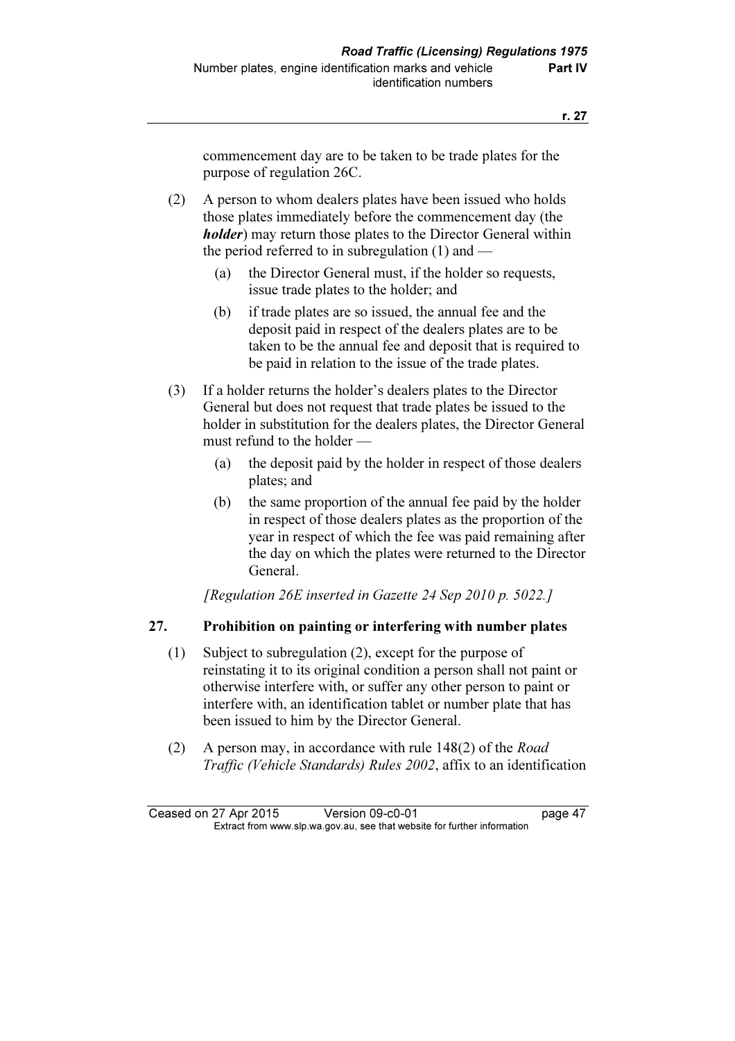commencement day are to be taken to be trade plates for the purpose of regulation 26C.

(2) A person to whom dealers plates have been issued who holds those plates immediately before the commencement day (the ***holder***) may return those plates to the Director General within the period referred to in subregulation (1) and —

(a) the Director General must, if the holder so requests, issue trade plates to the holder; and

(b) if trade plates are so issued, the annual fee and the deposit paid in respect of the dealers plates are to be taken to be the annual fee and deposit that is required to be paid in relation to the issue of the trade plates.

(3) If a holder returns the holder's dealers plates to the Director General but does not request that trade plates be issued to the holder in substitution for the dealers plates, the Director General must refund to the holder —

(a) the deposit paid by the holder in respect of those dealers plates; and

(b) the same proportion of the annual fee paid by the holder in respect of those dealers plates as the proportion of the year in respect of which the fee was paid remaining after the day on which the plates were returned to the Director General.

*[Regulation 26E inserted in Gazette 24 Sep 2010 p. 5022.]*

## 27. Prohibition on painting or interfering with number plates

(1) Subject to subregulation (2), except for the purpose of reinstating it to its original condition a person shall not paint or otherwise interfere with, or suffer any other person to paint or interfere with, an identification tablet or number plate that has been issued to him by the Director General.

(2) A person may, in accordance with rule 148(2) of the *Road Traffic (Vehicle Standards) Rules 2002*, affix to an identification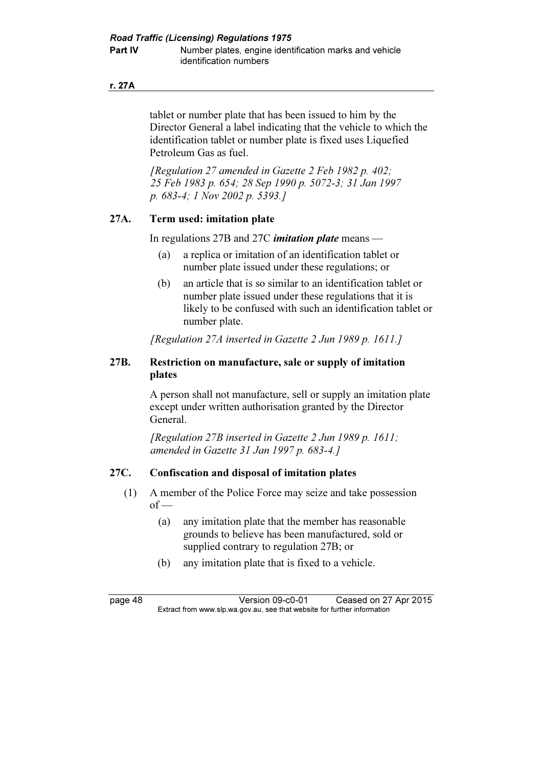tablet or number plate that has been issued to him by the Director General a label indicating that the vehicle to which the identification tablet or number plate is fixed uses Liquefied Petroleum Gas as fuel.

*[Regulation 27 amended in Gazette 2 Feb 1982 p. 402; 25 Feb 1983 p. 654; 28 Sep 1990 p. 5072-3; 31 Jan 1997 p. 683-4; 1 Nov 2002 p. 5393.]*

### 27A. Term used: imitation plate

In regulations 27B and 27C ***imitation plate*** means —

(a) a replica or imitation of an identification tablet or number plate issued under these regulations; or

(b) an article that is so similar to an identification tablet or number plate issued under these regulations that it is likely to be confused with such an identification tablet or number plate.

*[Regulation 27A inserted in Gazette 2 Jun 1989 p. 1611.]*

### 27B. Restriction on manufacture, sale or supply of imitation plates

A person shall not manufacture, sell or supply an imitation plate except under written authorisation granted by the Director General.

*[Regulation 27B inserted in Gazette 2 Jun 1989 p. 1611; amended in Gazette 31 Jan 1997 p. 683-4.]*

### 27C. Confiscation and disposal of imitation plates

(1) A member of the Police Force may seize and take possession of —

(a) any imitation plate that the member has reasonable grounds to believe has been manufactured, sold or supplied contrary to regulation 27B; or

(b) any imitation plate that is fixed to a vehicle.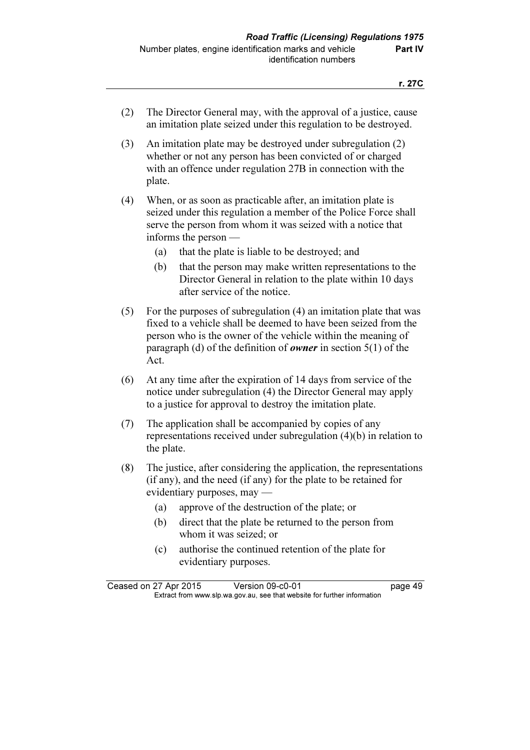(2) The Director General may, with the approval of a justice, cause an imitation plate seized under this regulation to be destroyed.

(3) An imitation plate may be destroyed under subregulation (2) whether or not any person has been convicted of or charged with an offence under regulation 27B in connection with the plate.

(4) When, or as soon as practicable after, an imitation plate is seized under this regulation a member of the Police Force shall serve the person from whom it was seized with a notice that informs the person —

(a) that the plate is liable to be destroyed; and

(b) that the person may make written representations to the Director General in relation to the plate within 10 days after service of the notice.

(5) For the purposes of subregulation (4) an imitation plate that was fixed to a vehicle shall be deemed to have been seized from the person who is the owner of the vehicle within the meaning of paragraph (d) of the definition of ***owner*** in section 5(1) of the Act.

(6) At any time after the expiration of 14 days from service of the notice under subregulation (4) the Director General may apply to a justice for approval to destroy the imitation plate.

(7) The application shall be accompanied by copies of any representations received under subregulation (4)(b) in relation to the plate.

(8) The justice, after considering the application, the representations (if any), and the need (if any) for the plate to be retained for evidentiary purposes, may —

(a) approve of the destruction of the plate; or

(b) direct that the plate be returned to the person from whom it was seized; or

(c) authorise the continued retention of the plate for evidentiary purposes.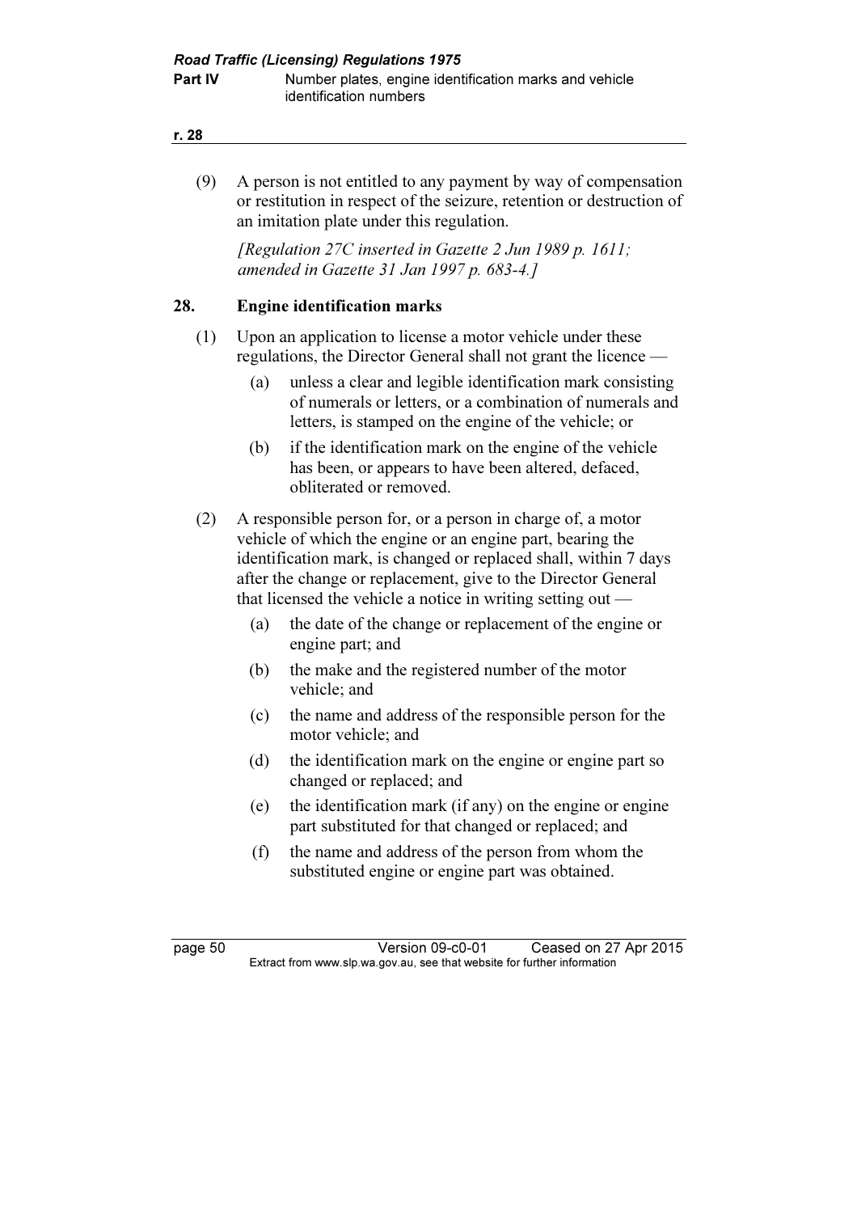(9) A person is not entitled to any payment by way of compensation or restitution in respect of the seizure, retention or destruction of an imitation plate under this regulation.

*[Regulation 27C inserted in Gazette 2 Jun 1989 p. 1611; amended in Gazette 31 Jan 1997 p. 683-4.]*

## 28. Engine identification marks

(1) Upon an application to license a motor vehicle under these regulations, the Director General shall not grant the licence —

(a) unless a clear and legible identification mark consisting of numerals or letters, or a combination of numerals and letters, is stamped on the engine of the vehicle; or

(b) if the identification mark on the engine of the vehicle has been, or appears to have been altered, defaced, obliterated or removed.

(2) A responsible person for, or a person in charge of, a motor vehicle of which the engine or an engine part, bearing the identification mark, is changed or replaced shall, within 7 days after the change or replacement, give to the Director General that licensed the vehicle a notice in writing setting out —

(a) the date of the change or replacement of the engine or engine part; and

(b) the make and the registered number of the motor vehicle; and

(c) the name and address of the responsible person for the motor vehicle; and

(d) the identification mark on the engine or engine part so changed or replaced; and

(e) the identification mark (if any) on the engine or engine part substituted for that changed or replaced; and

(f) the name and address of the person from whom the substituted engine or engine part was obtained.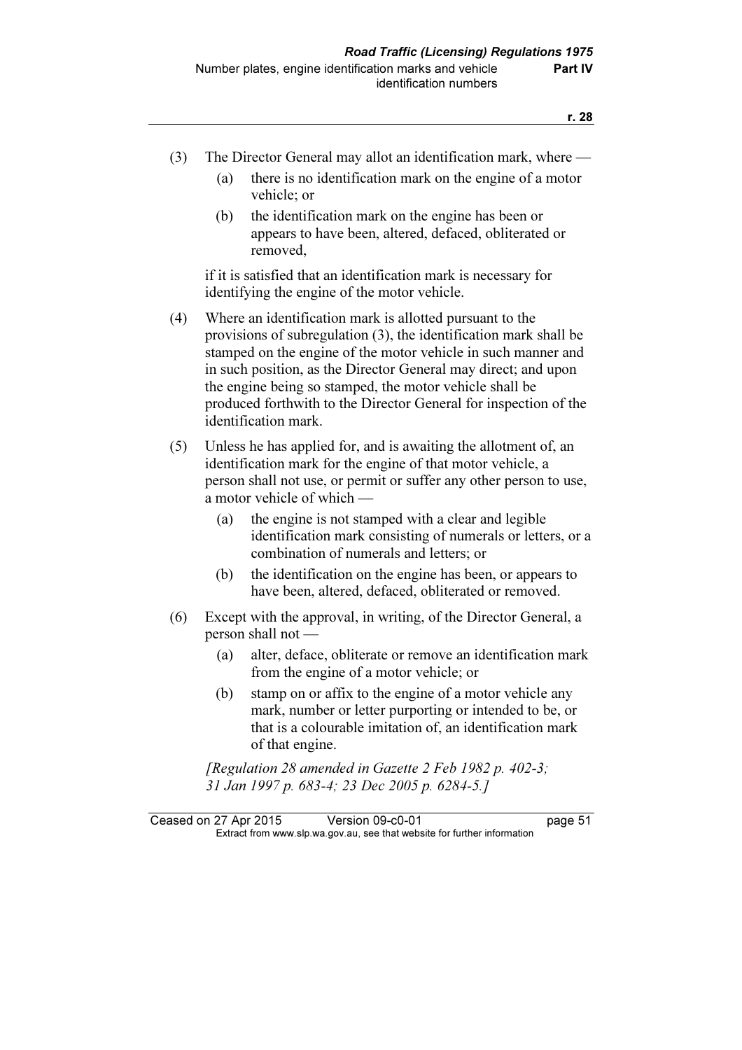(3) The Director General may allot an identification mark, where —

  (a) there is no identification mark on the engine of a motor vehicle; or

  (b) the identification mark on the engine has been or appears to have been, altered, defaced, obliterated or removed,

if it is satisfied that an identification mark is necessary for identifying the engine of the motor vehicle.

(4) Where an identification mark is allotted pursuant to the provisions of subregulation (3), the identification mark shall be stamped on the engine of the motor vehicle in such manner and in such position, as the Director General may direct; and upon the engine being so stamped, the motor vehicle shall be produced forthwith to the Director General for inspection of the identification mark.

(5) Unless he has applied for, and is awaiting the allotment of, an identification mark for the engine of that motor vehicle, a person shall not use, or permit or suffer any other person to use, a motor vehicle of which —

  (a) the engine is not stamped with a clear and legible identification mark consisting of numerals or letters, or a combination of numerals and letters; or

  (b) the identification on the engine has been, or appears to have been, altered, defaced, obliterated or removed.

(6) Except with the approval, in writing, of the Director General, a person shall not —

  (a) alter, deface, obliterate or remove an identification mark from the engine of a motor vehicle; or

  (b) stamp on or affix to the engine of a motor vehicle any mark, number or letter purporting or intended to be, or that is a colourable imitation of, an identification mark of that engine.

*[Regulation 28 amended in Gazette 2 Feb 1982 p. 402-3; 31 Jan 1997 p. 683-4; 23 Dec 2005 p. 6284-5.]*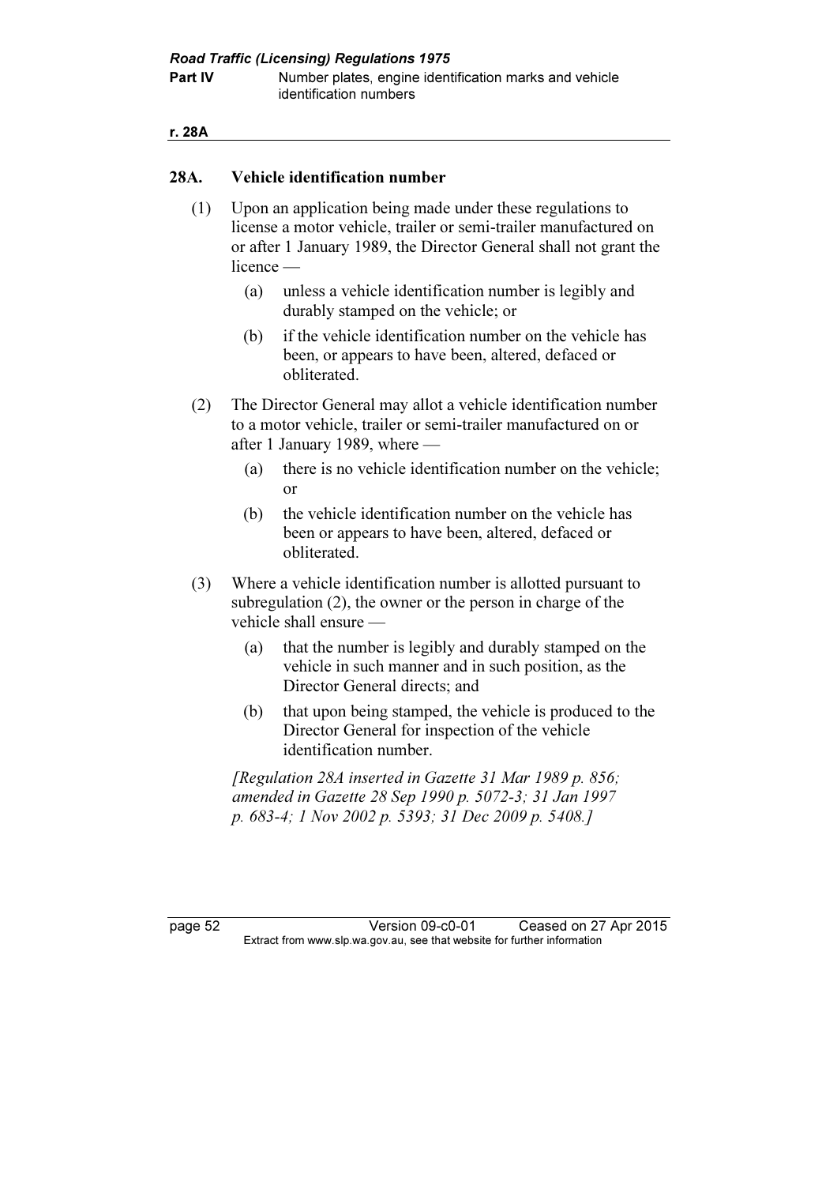## 28A. Vehicle identification number

(1) Upon an application being made under these regulations to license a motor vehicle, trailer or semi-trailer manufactured on or after 1 January 1989, the Director General shall not grant the licence —

(a) unless a vehicle identification number is legibly and durably stamped on the vehicle; or

(b) if the vehicle identification number on the vehicle has been, or appears to have been, altered, defaced or obliterated.

(2) The Director General may allot a vehicle identification number to a motor vehicle, trailer or semi-trailer manufactured on or after 1 January 1989, where —

(a) there is no vehicle identification number on the vehicle; or

(b) the vehicle identification number on the vehicle has been or appears to have been, altered, defaced or obliterated.

(3) Where a vehicle identification number is allotted pursuant to subregulation (2), the owner or the person in charge of the vehicle shall ensure —

(a) that the number is legibly and durably stamped on the vehicle in such manner and in such position, as the Director General directs; and

(b) that upon being stamped, the vehicle is produced to the Director General for inspection of the vehicle identification number.

*[Regulation 28A inserted in Gazette 31 Mar 1989 p. 856; amended in Gazette 28 Sep 1990 p. 5072-3; 31 Jan 1997 p. 683-4; 1 Nov 2002 p. 5393; 31 Dec 2009 p. 5408.]*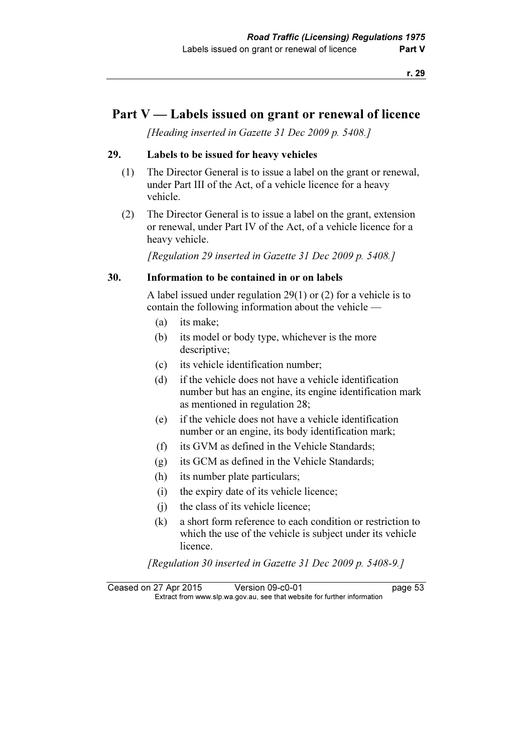## Part V — Labels issued on grant or renewal of licence

*[Heading inserted in Gazette 31 Dec 2009 p. 5408.]*

### 29. Labels to be issued for heavy vehicles

(1) The Director General is to issue a label on the grant or renewal, under Part III of the Act, of a vehicle licence for a heavy vehicle.

(2) The Director General is to issue a label on the grant, extension or renewal, under Part IV of the Act, of a vehicle licence for a heavy vehicle.

*[Regulation 29 inserted in Gazette 31 Dec 2009 p. 5408.]*

### 30. Information to be contained in or on labels

A label issued under regulation 29(1) or (2) for a vehicle is to contain the following information about the vehicle —

- (a) its make;
- (b) its model or body type, whichever is the more descriptive;
- (c) its vehicle identification number;
- (d) if the vehicle does not have a vehicle identification number but has an engine, its engine identification mark as mentioned in regulation 28;
- (e) if the vehicle does not have a vehicle identification number or an engine, its body identification mark;
- (f) its GVM as defined in the Vehicle Standards;
- (g) its GCM as defined in the Vehicle Standards;
- (h) its number plate particulars;
- (i) the expiry date of its vehicle licence;
- (j) the class of its vehicle licence;
- (k) a short form reference to each condition or restriction to which the use of the vehicle is subject under its vehicle licence.

*[Regulation 30 inserted in Gazette 31 Dec 2009 p. 5408-9.]*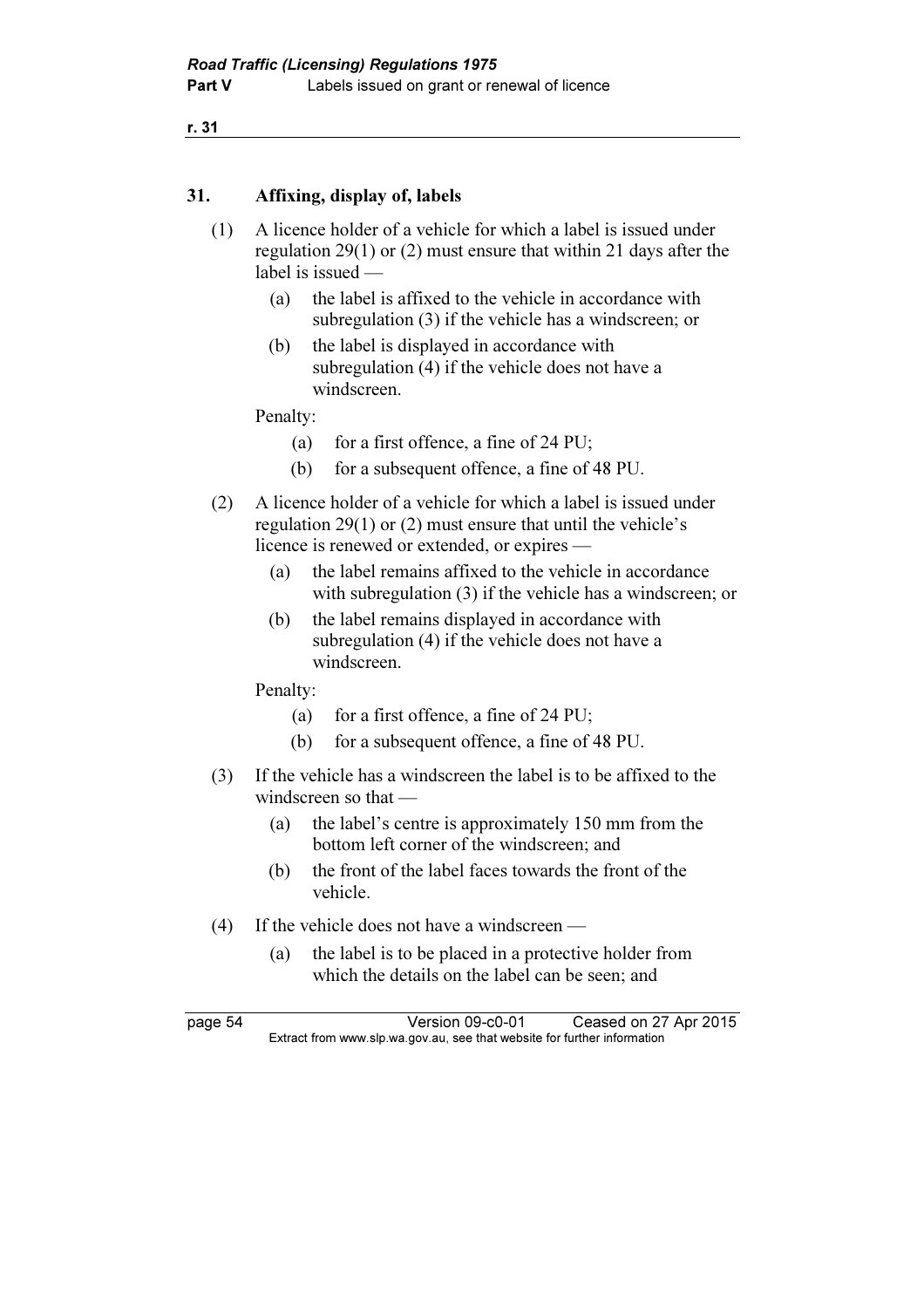## 31. Affixing, display of, labels

(1) A licence holder of a vehicle for which a label is issued under regulation 29(1) or (2) must ensure that within 21 days after the label is issued —

- (a) the label is affixed to the vehicle in accordance with subregulation (3) if the vehicle has a windscreen; or
- (b) the label is displayed in accordance with subregulation (4) if the vehicle does not have a windscreen.

Penalty:

- (a) for a first offence, a fine of 24 PU;
- (b) for a subsequent offence, a fine of 48 PU.

(2) A licence holder of a vehicle for which a label is issued under regulation 29(1) or (2) must ensure that until the vehicle's licence is renewed or extended, or expires —

- (a) the label remains affixed to the vehicle in accordance with subregulation (3) if the vehicle has a windscreen; or
- (b) the label remains displayed in accordance with subregulation (4) if the vehicle does not have a windscreen.

Penalty:

- (a) for a first offence, a fine of 24 PU;
- (b) for a subsequent offence, a fine of 48 PU.

(3) If the vehicle has a windscreen the label is to be affixed to the windscreen so that —

- (a) the label's centre is approximately 150 mm from the bottom left corner of the windscreen; and
- (b) the front of the label faces towards the front of the vehicle.

(4) If the vehicle does not have a windscreen —

- (a) the label is to be placed in a protective holder from which the details on the label can be seen; and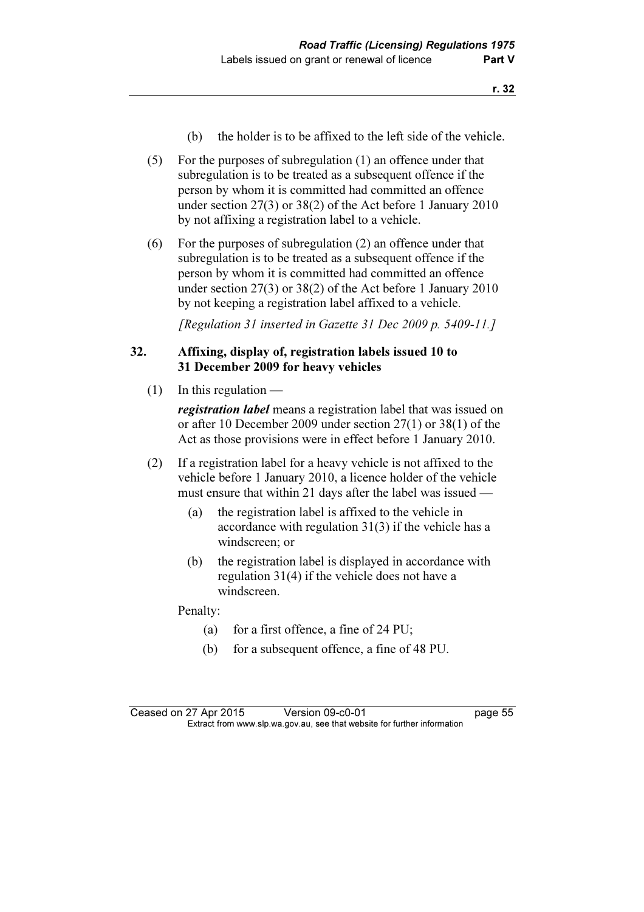(b) the holder is to be affixed to the left side of the vehicle.

(5) For the purposes of subregulation (1) an offence under that subregulation is to be treated as a subsequent offence if the person by whom it is committed had committed an offence under section 27(3) or 38(2) of the Act before 1 January 2010 by not affixing a registration label to a vehicle.

(6) For the purposes of subregulation (2) an offence under that subregulation is to be treated as a subsequent offence if the person by whom it is committed had committed an offence under section 27(3) or 38(2) of the Act before 1 January 2010 by not keeping a registration label affixed to a vehicle.

*[Regulation 31 inserted in Gazette 31 Dec 2009 p. 5409-11.]*

## 32. Affixing, display of, registration labels issued 10 to 31 December 2009 for heavy vehicles

(1) In this regulation —

***registration label*** means a registration label that was issued on or after 10 December 2009 under section 27(1) or 38(1) of the Act as those provisions were in effect before 1 January 2010.

(2) If a registration label for a heavy vehicle is not affixed to the vehicle before 1 January 2010, a licence holder of the vehicle must ensure that within 21 days after the label was issued —

(a) the registration label is affixed to the vehicle in accordance with regulation 31(3) if the vehicle has a windscreen; or

(b) the registration label is displayed in accordance with regulation 31(4) if the vehicle does not have a windscreen.

Penalty:

(a) for a first offence, a fine of 24 PU;

(b) for a subsequent offence, a fine of 48 PU.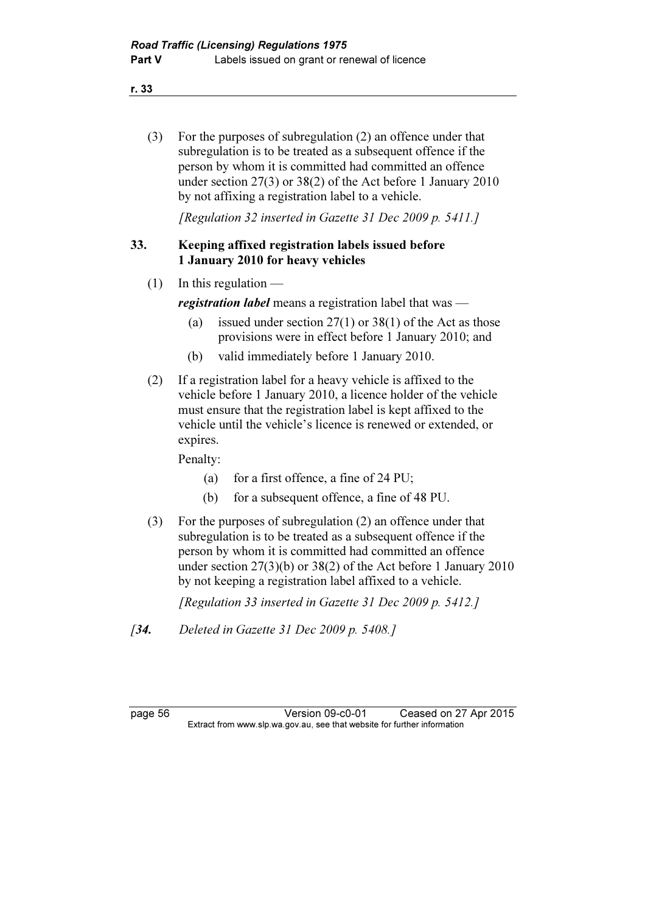(3) For the purposes of subregulation (2) an offence under that subregulation is to be treated as a subsequent offence if the person by whom it is committed had committed an offence under section 27(3) or 38(2) of the Act before 1 January 2010 by not affixing a registration label to a vehicle.

*[Regulation 32 inserted in Gazette 31 Dec 2009 p. 5411.]*

### 33. Keeping affixed registration labels issued before 1 January 2010 for heavy vehicles

(1) In this regulation —

***registration label*** means a registration label that was —

(a) issued under section 27(1) or 38(1) of the Act as those provisions were in effect before 1 January 2010; and

(b) valid immediately before 1 January 2010.

(2) If a registration label for a heavy vehicle is affixed to the vehicle before 1 January 2010, a licence holder of the vehicle must ensure that the registration label is kept affixed to the vehicle until the vehicle's licence is renewed or extended, or expires.

Penalty:

(a) for a first offence, a fine of 24 PU;

(b) for a subsequent offence, a fine of 48 PU.

(3) For the purposes of subregulation (2) an offence under that subregulation is to be treated as a subsequent offence if the person by whom it is committed had committed an offence under section 27(3)(b) or 38(2) of the Act before 1 January 2010 by not keeping a registration label affixed to a vehicle.

*[Regulation 33 inserted in Gazette 31 Dec 2009 p. 5412.]*

*[**34.** Deleted in Gazette 31 Dec 2009 p. 5408.]*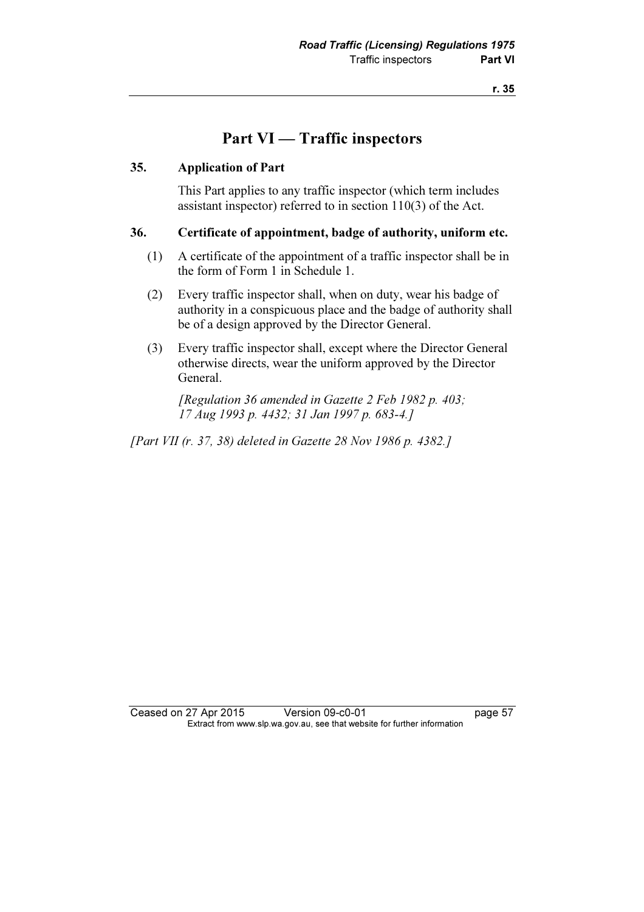# Part VI — Traffic inspectors

### 35. Application of Part

This Part applies to any traffic inspector (which term includes assistant inspector) referred to in section 110(3) of the Act.

### 36. Certificate of appointment, badge of authority, uniform etc.

(1) A certificate of the appointment of a traffic inspector shall be in the form of Form 1 in Schedule 1.

(2) Every traffic inspector shall, when on duty, wear his badge of authority in a conspicuous place and the badge of authority shall be of a design approved by the Director General.

(3) Every traffic inspector shall, except where the Director General otherwise directs, wear the uniform approved by the Director General.

*[Regulation 36 amended in Gazette 2 Feb 1982 p. 403; 17 Aug 1993 p. 4432; 31 Jan 1997 p. 683-4.]*

*[Part VII (r. 37, 38) deleted in Gazette 28 Nov 1986 p. 4382.]*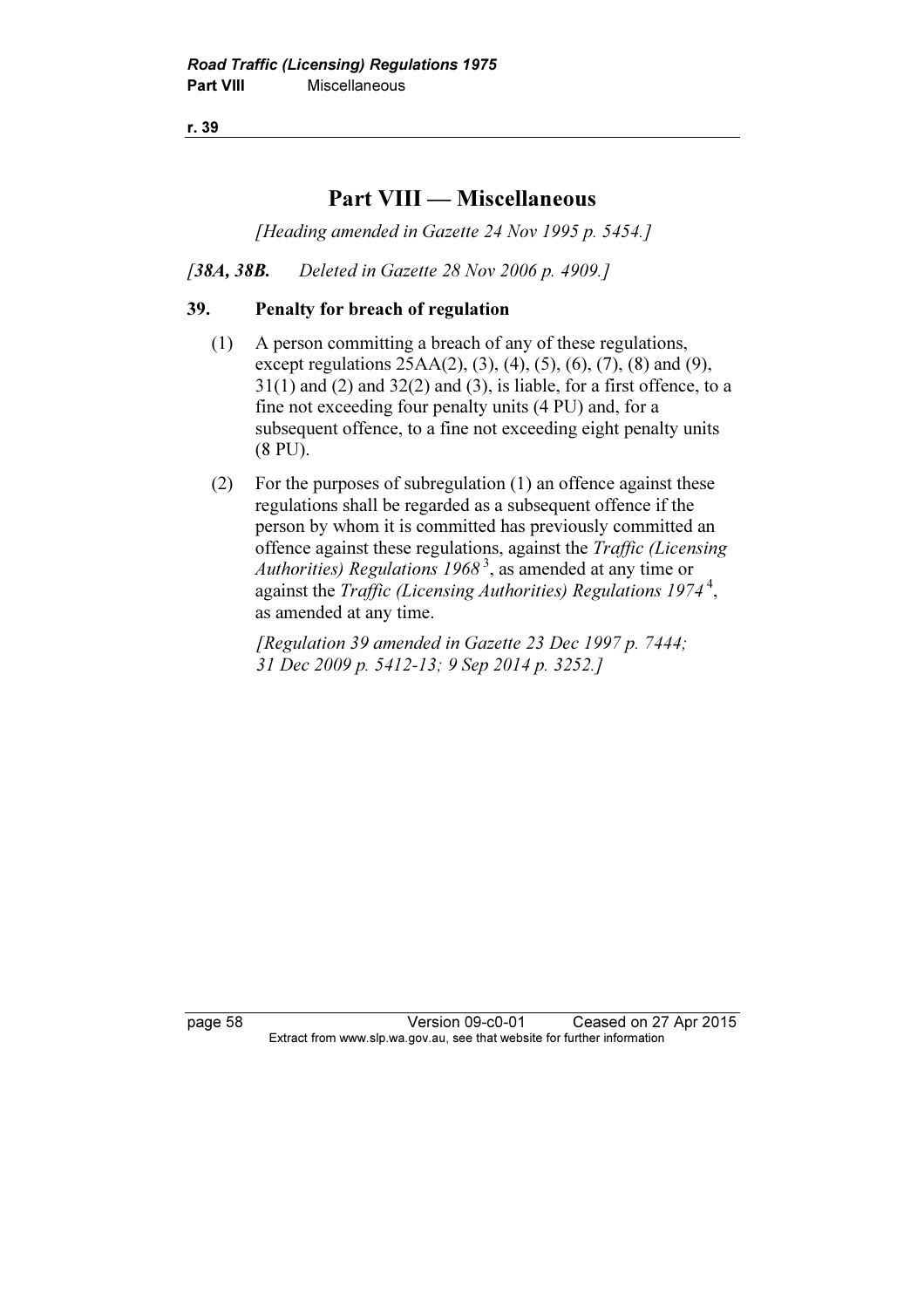# Part VIII — Miscellaneous

*[Heading amended in Gazette 24 Nov 1995 p. 5454.]*

*[**38A, 38B.** Deleted in Gazette 28 Nov 2006 p. 4909.]*

### 39. Penalty for breach of regulation

(1) A person committing a breach of any of these regulations, except regulations 25AA(2), (3), (4), (5), (6), (7), (8) and (9), 31(1) and (2) and 32(2) and (3), is liable, for a first offence, to a fine not exceeding four penalty units (4 PU) and, for a subsequent offence, to a fine not exceeding eight penalty units (8 PU).

(2) For the purposes of subregulation (1) an offence against these regulations shall be regarded as a subsequent offence if the person by whom it is committed has previously committed an offence against these regulations, against the *Traffic (Licensing Authorities) Regulations 1968* [3], as amended at any time or against the *Traffic (Licensing Authorities) Regulations 1974* [4], as amended at any time.

*[Regulation 39 amended in Gazette 23 Dec 1997 p. 7444; 31 Dec 2009 p. 5412-13; 9 Sep 2014 p. 3252.]*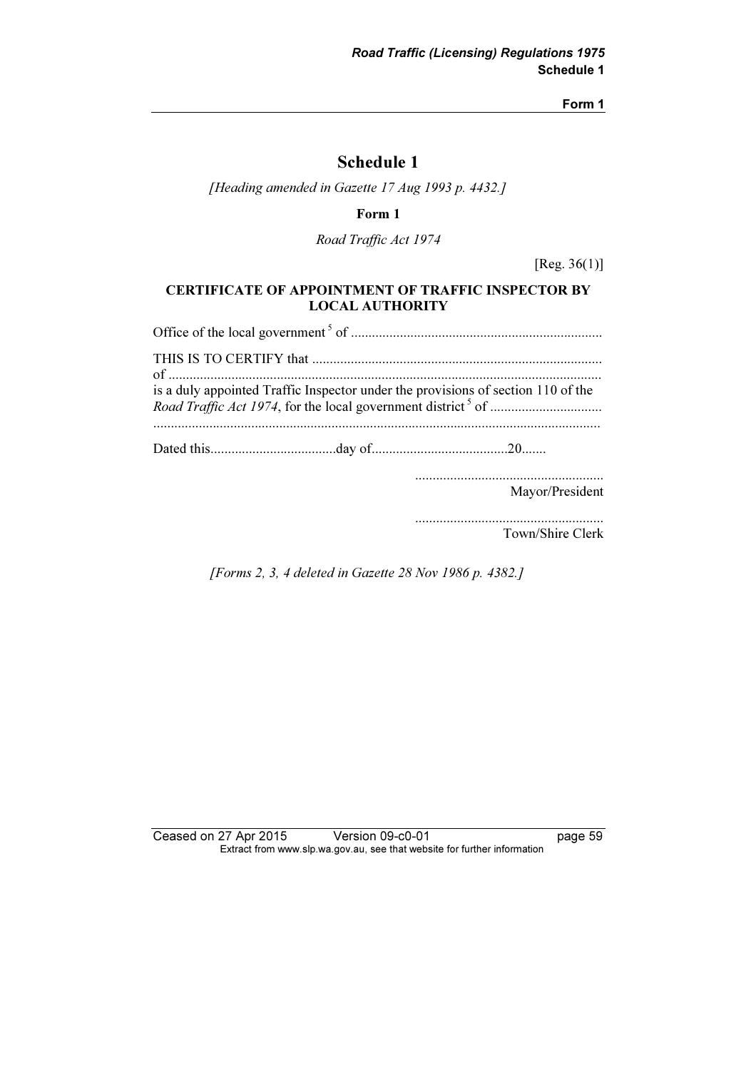# Schedule 1

*[Heading amended in Gazette 17 Aug 1993 p. 4432.]*

**Form 1**

*Road Traffic Act 1974*

[Reg. 36(1)]

**CERTIFICATE OF APPOINTMENT OF TRAFFIC INSPECTOR BY LOCAL AUTHORITY**

Office of the local government [5] of .......................................................................

THIS IS TO CERTIFY that ..................................................................................
of ...........................................................................................................................
is a duly appointed Traffic Inspector under the provisions of section 110 of the *Road Traffic Act 1974*, for the local government district [5] of ................................
...............................................................................................................................

Dated this....................................day of.......................................20.......

......................................................
Mayor/President

......................................................
Town/Shire Clerk

*[Forms 2, 3, 4 deleted in Gazette 28 Nov 1986 p. 4382.]*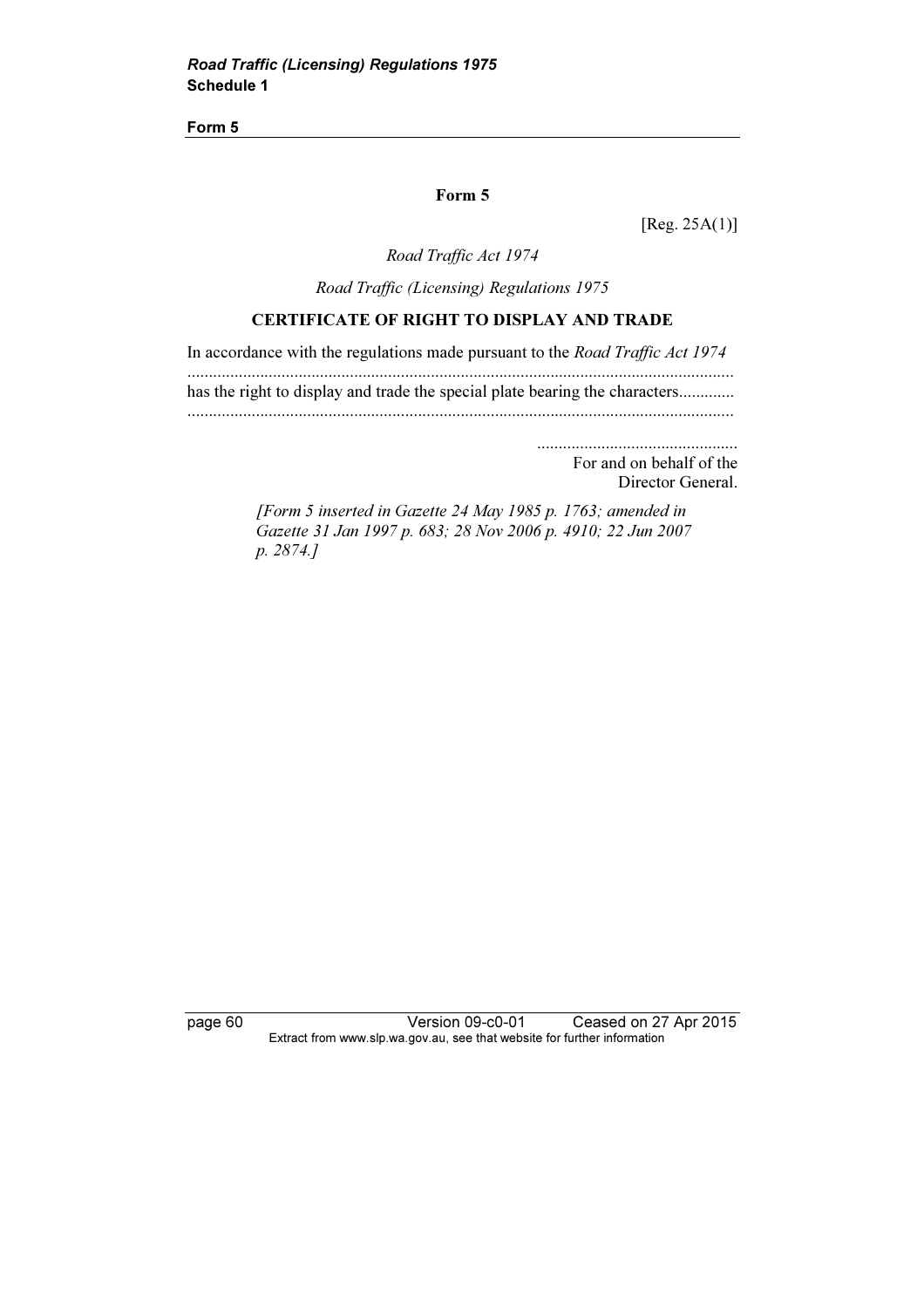## Form 5

[Reg. 25A(1)]

*Road Traffic Act 1974*

*Road Traffic (Licensing) Regulations 1975*

### CERTIFICATE OF RIGHT TO DISPLAY AND TRADE

In accordance with the regulations made pursuant to the *Road Traffic Act 1974*

..............................................................................................................................

has the right to display and trade the special plate bearing the characters.............

..............................................................................................................................

..............................................

For and on behalf of the
Director General.

*[Form 5 inserted in Gazette 24 May 1985 p. 1763; amended in Gazette 31 Jan 1997 p. 683; 28 Nov 2006 p. 4910; 22 Jun 2007 p. 2874.]*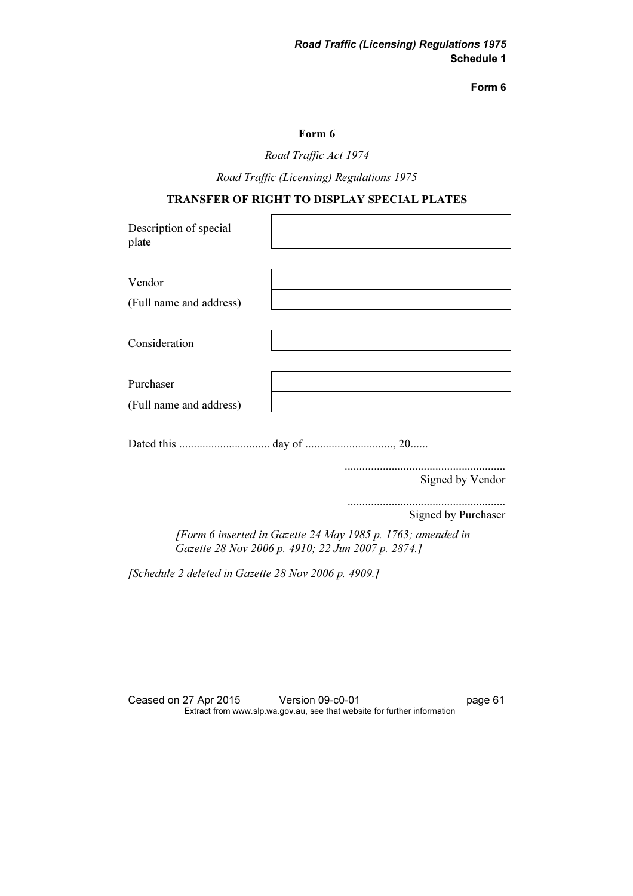## Form 6

*Road Traffic Act 1974*

*Road Traffic (Licensing) Regulations 1975*

**TRANSFER OF RIGHT TO DISPLAY SPECIAL PLATES**

| | |
|---|---|
| Description of special plate | |
| Vendor | |
| (Full name and address) | |
| Consideration | |
| Purchaser | |
| (Full name and address) | |

Dated this .............................. day of ............................., 20......

......................................................
Signed by Vendor

......................................................
Signed by Purchaser

*[Form 6 inserted in Gazette 24 May 1985 p. 1763; amended in Gazette 28 Nov 2006 p. 4910; 22 Jun 2007 p. 2874.]*

*[Schedule 2 deleted in Gazette 28 Nov 2006 p. 4909.]*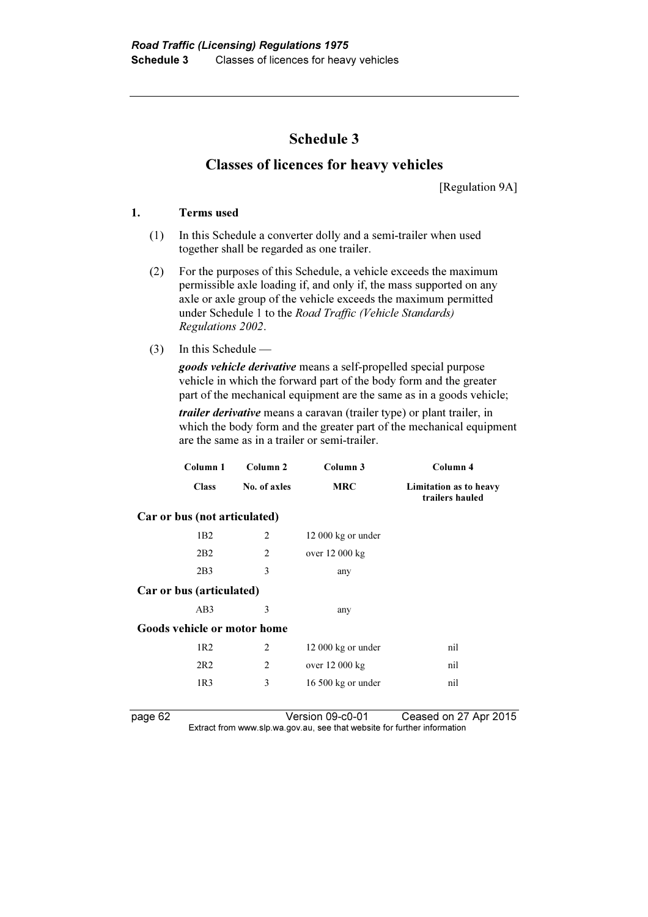# Schedule 3

## Classes of licences for heavy vehicles

[Regulation 9A]

### 1. Terms used

(1) In this Schedule a converter dolly and a semi-trailer when used together shall be regarded as one trailer.

(2) For the purposes of this Schedule, a vehicle exceeds the maximum permissible axle loading if, and only if, the mass supported on any axle or axle group of the vehicle exceeds the maximum permitted under Schedule 1 to the *Road Traffic (Vehicle Standards) Regulations 2002*.

(3) In this Schedule —

***goods vehicle derivative*** means a self-propelled special purpose vehicle in which the forward part of the body form and the greater part of the mechanical equipment are the same as in a goods vehicle;

***trailer derivative*** means a caravan (trailer type) or plant trailer, in which the body form and the greater part of the mechanical equipment are the same as in a trailer or semi-trailer.

| Column 1 | Column 2 | Column 3 | Column 4 |
|---|---|---|---|
| **Class** | **No. of axles** | **MRC** | **Limitation as to heavy trailers hauled** |
| **Car or bus (not articulated)** | | | |
| 1B2 | 2 | 12 000 kg or under | |
| 2B2 | 2 | over 12 000 kg | |
| 2B3 | 3 | any | |
| **Car or bus (articulated)** | | | |
| AB3 | 3 | any | |
| **Goods vehicle or motor home** | | | |
| 1R2 | 2 | 12 000 kg or under | nil |
| 2R2 | 2 | over 12 000 kg | nil |
| 1R3 | 3 | 16 500 kg or under | nil |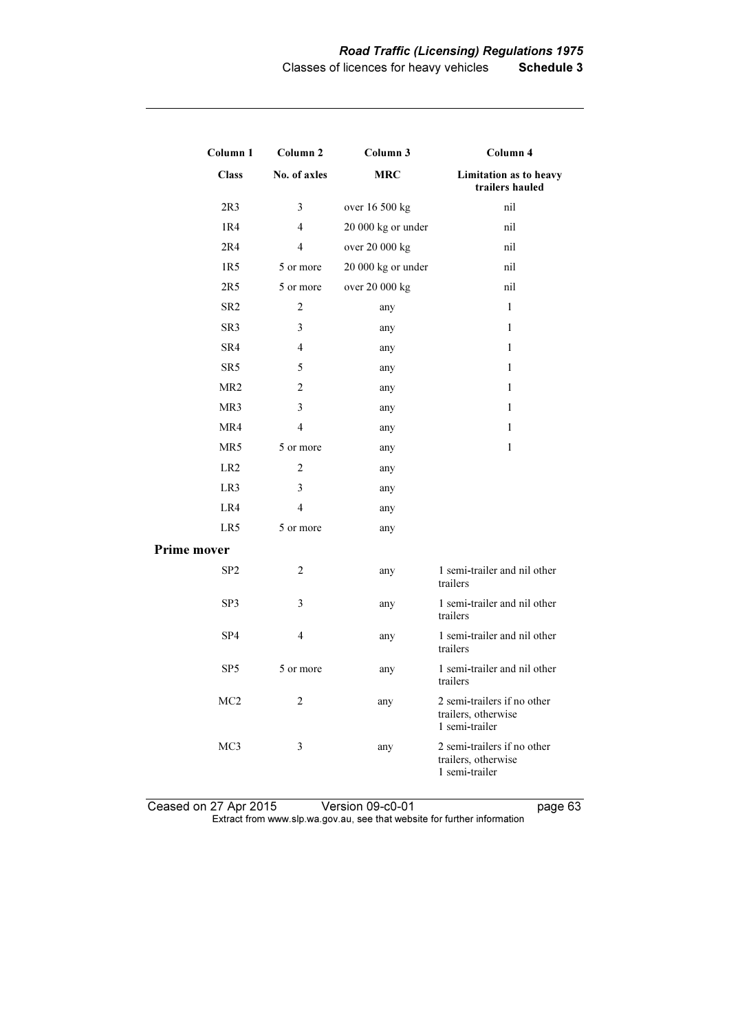| Column 1 | Column 2 | Column 3 | Column 4 |
|---|---|---|---|
| **Class** | **No. of axles** | **MRC** | **Limitation as to heavy trailers hauled** |
| 2R3 | 3 | over 16 500 kg | nil |
| 1R4 | 4 | 20 000 kg or under | nil |
| 2R4 | 4 | over 20 000 kg | nil |
| 1R5 | 5 or more | 20 000 kg or under | nil |
| 2R5 | 5 or more | over 20 000 kg | nil |
| SR2 | 2 | any | 1 |
| SR3 | 3 | any | 1 |
| SR4 | 4 | any | 1 |
| SR5 | 5 | any | 1 |
| MR2 | 2 | any | 1 |
| MR3 | 3 | any | 1 |
| MR4 | 4 | any | 1 |
| MR5 | 5 or more | any | 1 |
| LR2 | 2 | any | |
| LR3 | 3 | any | |
| LR4 | 4 | any | |
| LR5 | 5 or more | any | |
| **Prime mover** | | | |
| SP2 | 2 | any | 1 semi-trailer and nil other trailers |
| SP3 | 3 | any | 1 semi-trailer and nil other trailers |
| SP4 | 4 | any | 1 semi-trailer and nil other trailers |
| SP5 | 5 or more | any | 1 semi-trailer and nil other trailers |
| MC2 | 2 | any | 2 semi-trailers if no other trailers, otherwise 1 semi-trailer |
| MC3 | 3 | any | 2 semi-trailers if no other trailers, otherwise 1 semi-trailer |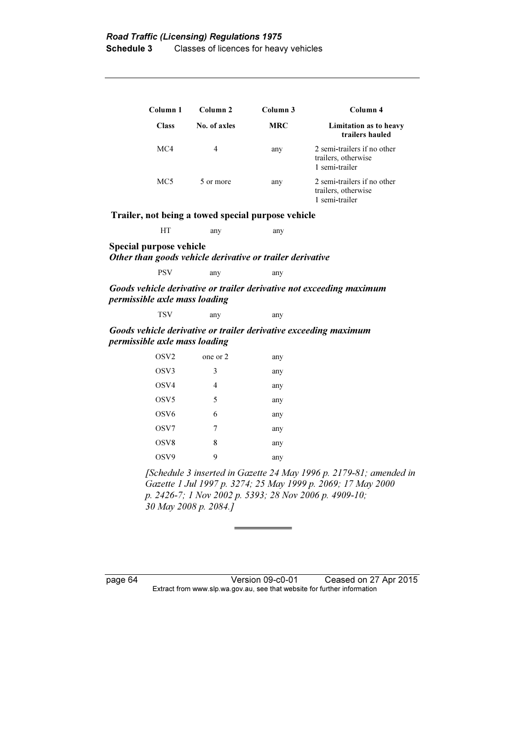| Column 1 | Column 2 | Column 3 | Column 4 |
|---|---|---|---|
| **Class** | **No. of axles** | **MRC** | **Limitation as to heavy trailers hauled** |
| MC4 | 4 | any | 2 semi-trailers if no other trailers, otherwise 1 semi-trailer |
| MC5 | 5 or more | any | 2 semi-trailers if no other trailers, otherwise 1 semi-trailer |

**Trailer, not being a towed special purpose vehicle**

| | | | |
|---|---|---|---|
| HT | any | any | |

**Special purpose vehicle**

***Other than goods vehicle derivative or trailer derivative***

| | | | |
|---|---|---|---|
| PSV | any | any | |

***Goods vehicle derivative or trailer derivative not exceeding maximum permissible axle mass loading***

| | | | |
|---|---|---|---|
| TSV | any | any | |

***Goods vehicle derivative or trailer derivative exceeding maximum permissible axle mass loading***

| | | | |
|---|---|---|---|
| OSV2 | one or 2 | any | |
| OSV3 | 3 | any | |
| OSV4 | 4 | any | |
| OSV5 | 5 | any | |
| OSV6 | 6 | any | |
| OSV7 | 7 | any | |
| OSV8 | 8 | any | |
| OSV9 | 9 | any | |

*[Schedule 3 inserted in Gazette 24 May 1996 p. 2179-81; amended in Gazette 1 Jul 1997 p. 3274; 25 May 1999 p. 2069; 17 May 2000 p. 2426-7; 1 Nov 2002 p. 5393; 28 Nov 2006 p. 4909-10; 30 May 2008 p. 2084.]*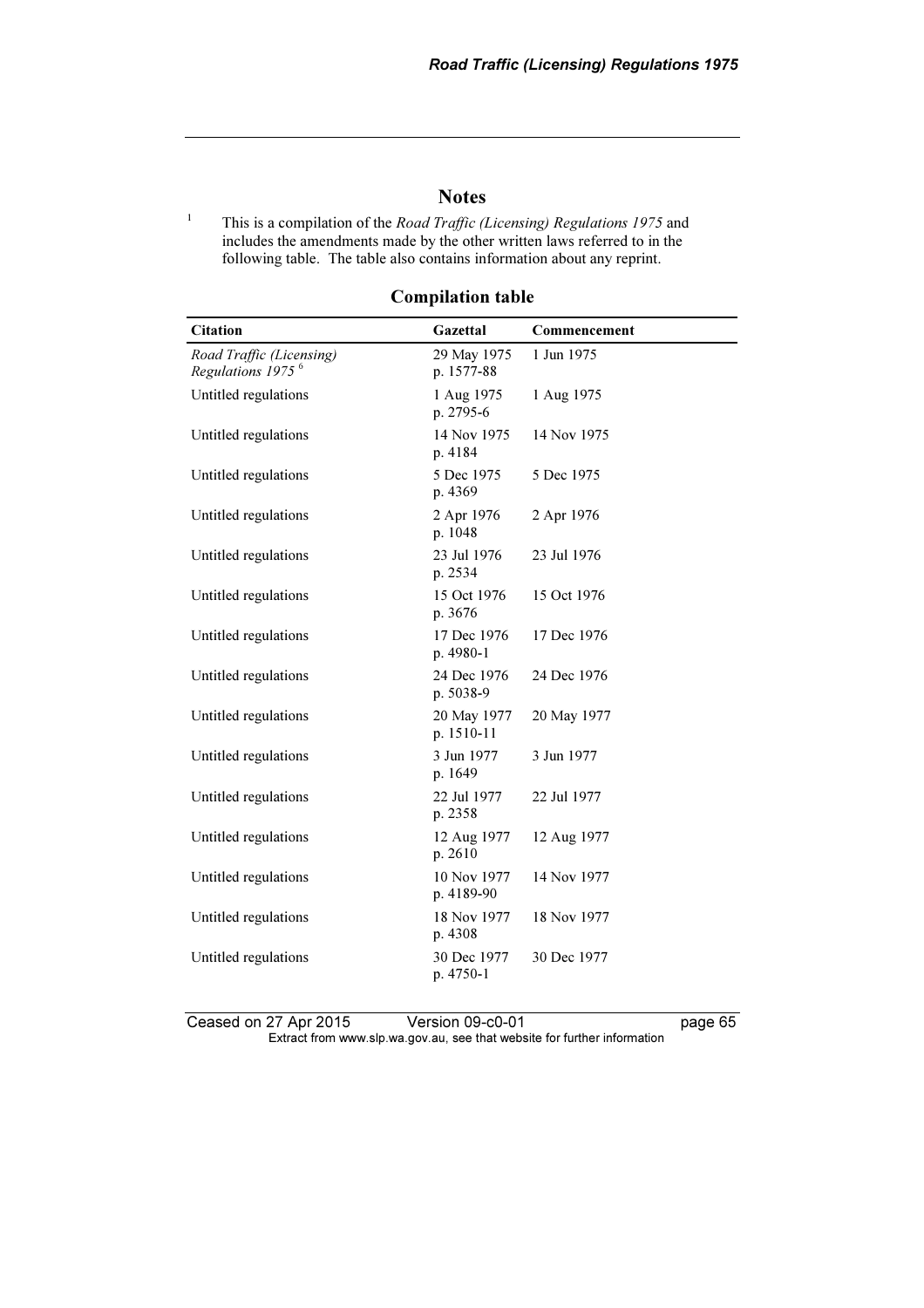## Notes

[1] This is a compilation of the *Road Traffic (Licensing) Regulations 1975* and includes the amendments made by the other written laws referred to in the following table. The table also contains information about any reprint.

### Compilation table

| Citation | Gazettal | Commencement |
|---|---|---|
| *Road Traffic (Licensing) Regulations 1975* [6] | 29 May 1975 p. 1577-88 | 1 Jun 1975 |
| Untitled regulations | 1 Aug 1975 p. 2795-6 | 1 Aug 1975 |
| Untitled regulations | 14 Nov 1975 p. 4184 | 14 Nov 1975 |
| Untitled regulations | 5 Dec 1975 p. 4369 | 5 Dec 1975 |
| Untitled regulations | 2 Apr 1976 p. 1048 | 2 Apr 1976 |
| Untitled regulations | 23 Jul 1976 p. 2534 | 23 Jul 1976 |
| Untitled regulations | 15 Oct 1976 p. 3676 | 15 Oct 1976 |
| Untitled regulations | 17 Dec 1976 p. 4980-1 | 17 Dec 1976 |
| Untitled regulations | 24 Dec 1976 p. 5038-9 | 24 Dec 1976 |
| Untitled regulations | 20 May 1977 p. 1510-11 | 20 May 1977 |
| Untitled regulations | 3 Jun 1977 p. 1649 | 3 Jun 1977 |
| Untitled regulations | 22 Jul 1977 p. 2358 | 22 Jul 1977 |
| Untitled regulations | 12 Aug 1977 p. 2610 | 12 Aug 1977 |
| Untitled regulations | 10 Nov 1977 p. 4189-90 | 14 Nov 1977 |
| Untitled regulations | 18 Nov 1977 p. 4308 | 18 Nov 1977 |
| Untitled regulations | 30 Dec 1977 p. 4750-1 | 30 Dec 1977 |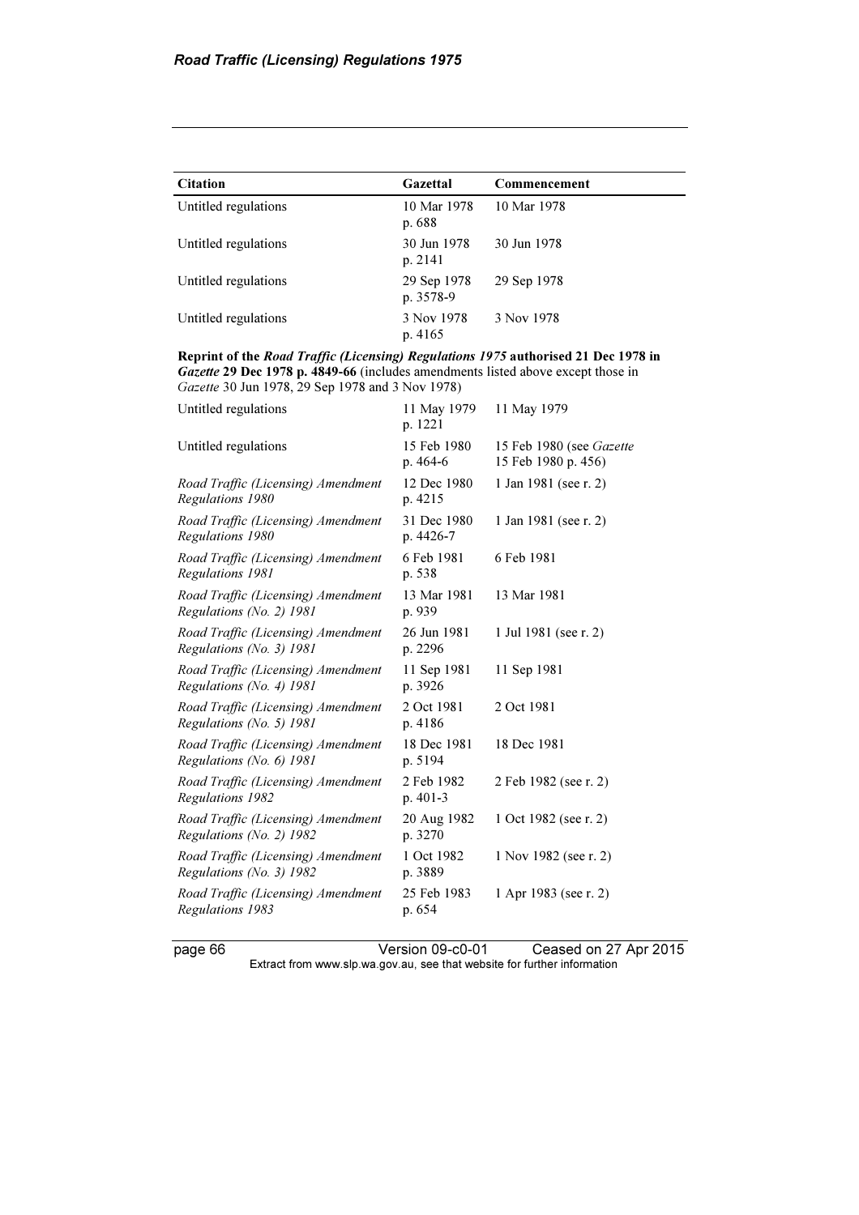| Citation | Gazettal | Commencement |
|---|---|---|
| Untitled regulations | 10 Mar 1978 p. 688 | 10 Mar 1978 |
| Untitled regulations | 30 Jun 1978 p. 2141 | 30 Jun 1978 |
| Untitled regulations | 29 Sep 1978 p. 3578-9 | 29 Sep 1978 |
| Untitled regulations | 3 Nov 1978 p. 4165 | 3 Nov 1978 |
| **Reprint of the *Road Traffic (Licensing) Regulations 1975* authorised 21 Dec 1978 in *Gazette* 29 Dec 1978 p. 4849-66** (includes amendments listed above except those in *Gazette* 30 Jun 1978, 29 Sep 1978 and 3 Nov 1978) | | |
| Untitled regulations | 11 May 1979 p. 1221 | 11 May 1979 |
| Untitled regulations | 15 Feb 1980 p. 464-6 | 15 Feb 1980 (see *Gazette* 15 Feb 1980 p. 456) |
| *Road Traffic (Licensing) Amendment Regulations 1980* | 12 Dec 1980 p. 4215 | 1 Jan 1981 (see r. 2) |
| *Road Traffic (Licensing) Amendment Regulations 1980* | 31 Dec 1980 p. 4426-7 | 1 Jan 1981 (see r. 2) |
| *Road Traffic (Licensing) Amendment Regulations 1981* | 6 Feb 1981 p. 538 | 6 Feb 1981 |
| *Road Traffic (Licensing) Amendment Regulations (No. 2) 1981* | 13 Mar 1981 p. 939 | 13 Mar 1981 |
| *Road Traffic (Licensing) Amendment Regulations (No. 3) 1981* | 26 Jun 1981 p. 2296 | 1 Jul 1981 (see r. 2) |
| *Road Traffic (Licensing) Amendment Regulations (No. 4) 1981* | 11 Sep 1981 p. 3926 | 11 Sep 1981 |
| *Road Traffic (Licensing) Amendment Regulations (No. 5) 1981* | 2 Oct 1981 p. 4186 | 2 Oct 1981 |
| *Road Traffic (Licensing) Amendment Regulations (No. 6) 1981* | 18 Dec 1981 p. 5194 | 18 Dec 1981 |
| *Road Traffic (Licensing) Amendment Regulations 1982* | 2 Feb 1982 p. 401-3 | 2 Feb 1982 (see r. 2) |
| *Road Traffic (Licensing) Amendment Regulations (No. 2) 1982* | 20 Aug 1982 p. 3270 | 1 Oct 1982 (see r. 2) |
| *Road Traffic (Licensing) Amendment Regulations (No. 3) 1982* | 1 Oct 1982 p. 3889 | 1 Nov 1982 (see r. 2) |
| *Road Traffic (Licensing) Amendment Regulations 1983* | 25 Feb 1983 p. 654 | 1 Apr 1983 (see r. 2) |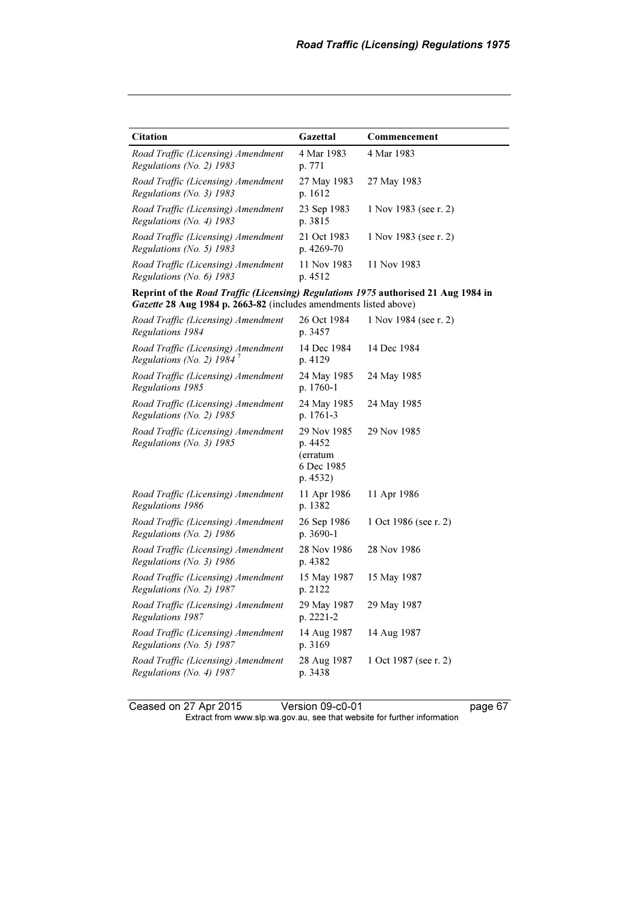| Citation | Gazettal | Commencement |
|---|---|---|
| *Road Traffic (Licensing) Amendment Regulations (No. 2) 1983* | 4 Mar 1983 p. 771 | 4 Mar 1983 |
| *Road Traffic (Licensing) Amendment Regulations (No. 3) 1983* | 27 May 1983 p. 1612 | 27 May 1983 |
| *Road Traffic (Licensing) Amendment Regulations (No. 4) 1983* | 23 Sep 1983 p. 3815 | 1 Nov 1983 (see r. 2) |
| *Road Traffic (Licensing) Amendment Regulations (No. 5) 1983* | 21 Oct 1983 p. 4269-70 | 1 Nov 1983 (see r. 2) |
| *Road Traffic (Licensing) Amendment Regulations (No. 6) 1983* | 11 Nov 1983 p. 4512 | 11 Nov 1983 |
| **Reprint of the *Road Traffic (Licensing) Regulations 1975* authorised 21 Aug 1984 in *Gazette* 28 Aug 1984 p. 2663-82** (includes amendments listed above) | | |
| *Road Traffic (Licensing) Amendment Regulations 1984* | 26 Oct 1984 p. 3457 | 1 Nov 1984 (see r. 2) |
| *Road Traffic (Licensing) Amendment Regulations (No. 2) 1984* [7] | 14 Dec 1984 p. 4129 | 14 Dec 1984 |
| *Road Traffic (Licensing) Amendment Regulations 1985* | 24 May 1985 p. 1760-1 | 24 May 1985 |
| *Road Traffic (Licensing) Amendment Regulations (No. 2) 1985* | 24 May 1985 p. 1761-3 | 24 May 1985 |
| *Road Traffic (Licensing) Amendment Regulations (No. 3) 1985* | 29 Nov 1985 p. 4452 (erratum 6 Dec 1985 p. 4532) | 29 Nov 1985 |
| *Road Traffic (Licensing) Amendment Regulations 1986* | 11 Apr 1986 p. 1382 | 11 Apr 1986 |
| *Road Traffic (Licensing) Amendment Regulations (No. 2) 1986* | 26 Sep 1986 p. 3690-1 | 1 Oct 1986 (see r. 2) |
| *Road Traffic (Licensing) Amendment Regulations (No. 3) 1986* | 28 Nov 1986 p. 4382 | 28 Nov 1986 |
| *Road Traffic (Licensing) Amendment Regulations (No. 2) 1987* | 15 May 1987 p. 2122 | 15 May 1987 |
| *Road Traffic (Licensing) Amendment Regulations 1987* | 29 May 1987 p. 2221-2 | 29 May 1987 |
| *Road Traffic (Licensing) Amendment Regulations (No. 5) 1987* | 14 Aug 1987 p. 3169 | 14 Aug 1987 |
| *Road Traffic (Licensing) Amendment Regulations (No. 4) 1987* | 28 Aug 1987 p. 3438 | 1 Oct 1987 (see r. 2) |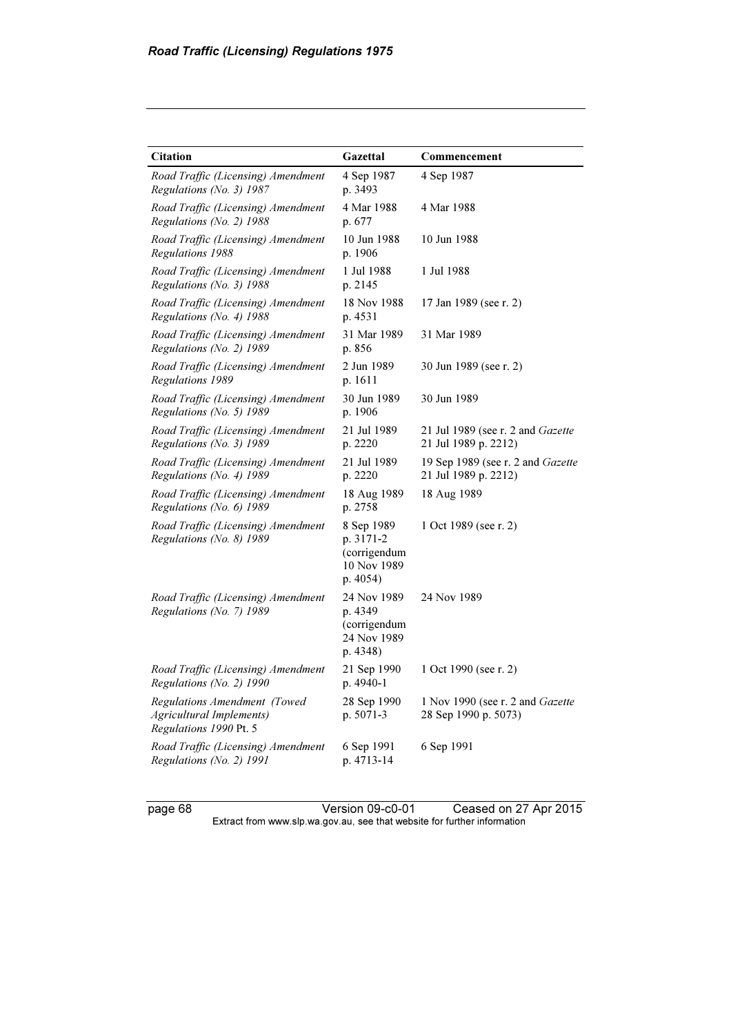| Citation | Gazettal | Commencement |
|---|---|---|
| *Road Traffic (Licensing) Amendment Regulations (No. 3) 1987* | 4 Sep 1987 p. 3493 | 4 Sep 1987 |
| *Road Traffic (Licensing) Amendment Regulations (No. 2) 1988* | 4 Mar 1988 p. 677 | 4 Mar 1988 |
| *Road Traffic (Licensing) Amendment Regulations 1988* | 10 Jun 1988 p. 1906 | 10 Jun 1988 |
| *Road Traffic (Licensing) Amendment Regulations (No. 3) 1988* | 1 Jul 1988 p. 2145 | 1 Jul 1988 |
| *Road Traffic (Licensing) Amendment Regulations (No. 4) 1988* | 18 Nov 1988 p. 4531 | 17 Jan 1989 (see r. 2) |
| *Road Traffic (Licensing) Amendment Regulations (No. 2) 1989* | 31 Mar 1989 p. 856 | 31 Mar 1989 |
| *Road Traffic (Licensing) Amendment Regulations 1989* | 2 Jun 1989 p. 1611 | 30 Jun 1989 (see r. 2) |
| *Road Traffic (Licensing) Amendment Regulations (No. 5) 1989* | 30 Jun 1989 p. 1906 | 30 Jun 1989 |
| *Road Traffic (Licensing) Amendment Regulations (No. 3) 1989* | 21 Jul 1989 p. 2220 | 21 Jul 1989 (see r. 2 and *Gazette* 21 Jul 1989 p. 2212) |
| *Road Traffic (Licensing) Amendment Regulations (No. 4) 1989* | 21 Jul 1989 p. 2220 | 19 Sep 1989 (see r. 2 and *Gazette* 21 Jul 1989 p. 2212) |
| *Road Traffic (Licensing) Amendment Regulations (No. 6) 1989* | 18 Aug 1989 p. 2758 | 18 Aug 1989 |
| *Road Traffic (Licensing) Amendment Regulations (No. 8) 1989* | 8 Sep 1989 p. 3171-2 (corrigendum 10 Nov 1989 p. 4054) | 1 Oct 1989 (see r. 2) |
| *Road Traffic (Licensing) Amendment Regulations (No. 7) 1989* | 24 Nov 1989 p. 4349 (corrigendum 24 Nov 1989 p. 4348) | 24 Nov 1989 |
| *Road Traffic (Licensing) Amendment Regulations (No. 2) 1990* | 21 Sep 1990 p. 4940-1 | 1 Oct 1990 (see r. 2) |
| *Regulations Amendment (Towed Agricultural Implements) Regulations 1990* Pt. 5 | 28 Sep 1990 p. 5071-3 | 1 Nov 1990 (see r. 2 and *Gazette* 28 Sep 1990 p. 5073) |
| *Road Traffic (Licensing) Amendment Regulations (No. 2) 1991* | 6 Sep 1991 p. 4713-14 | 6 Sep 1991 |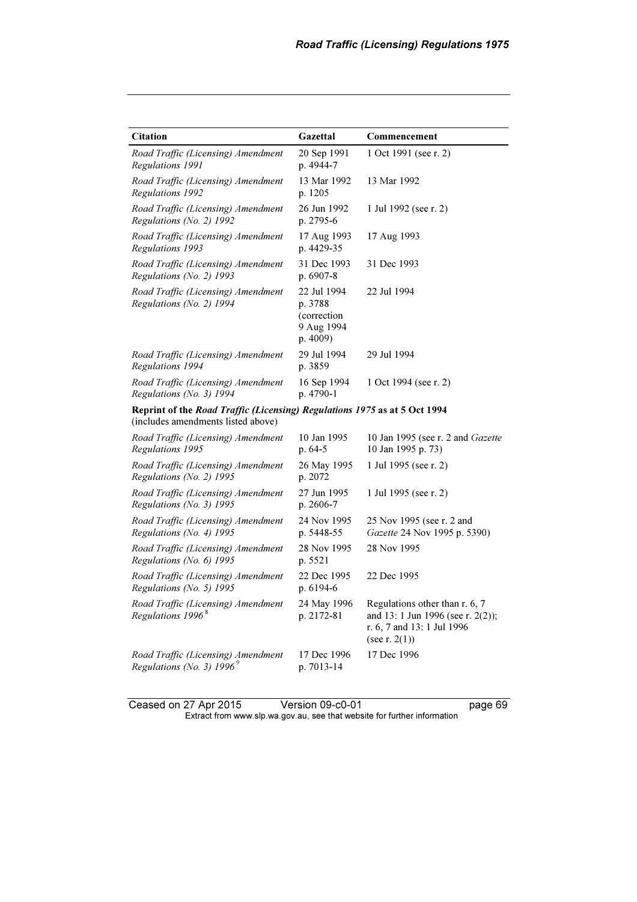| Citation | Gazettal | Commencement |
|---|---|---|
| *Road Traffic (Licensing) Amendment Regulations 1991* | 20 Sep 1991 p. 4944-7 | 1 Oct 1991 (see r. 2) |
| *Road Traffic (Licensing) Amendment Regulations 1992* | 13 Mar 1992 p. 1205 | 13 Mar 1992 |
| *Road Traffic (Licensing) Amendment Regulations (No. 2) 1992* | 26 Jun 1992 p. 2795-6 | 1 Jul 1992 (see r. 2) |
| *Road Traffic (Licensing) Amendment Regulations 1993* | 17 Aug 1993 p. 4429-35 | 17 Aug 1993 |
| *Road Traffic (Licensing) Amendment Regulations (No. 2) 1993* | 31 Dec 1993 p. 6907-8 | 31 Dec 1993 |
| *Road Traffic (Licensing) Amendment Regulations (No. 2) 1994* | 22 Jul 1994 p. 3788 (correction 9 Aug 1994 p. 4009) | 22 Jul 1994 |
| *Road Traffic (Licensing) Amendment Regulations 1994* | 29 Jul 1994 p. 3859 | 29 Jul 1994 |
| *Road Traffic (Licensing) Amendment Regulations (No. 3) 1994* | 16 Sep 1994 p. 4790-1 | 1 Oct 1994 (see r. 2) |
| **Reprint of the *Road Traffic (Licensing) Regulations 1975* as at 5 Oct 1994** (includes amendments listed above) | | |
| *Road Traffic (Licensing) Amendment Regulations 1995* | 10 Jan 1995 p. 64-5 | 10 Jan 1995 (see r. 2 and *Gazette* 10 Jan 1995 p. 73) |
| *Road Traffic (Licensing) Amendment Regulations (No. 2) 1995* | 26 May 1995 p. 2072 | 1 Jul 1995 (see r. 2) |
| *Road Traffic (Licensing) Amendment Regulations (No. 3) 1995* | 27 Jun 1995 p. 2606-7 | 1 Jul 1995 (see r. 2) |
| *Road Traffic (Licensing) Amendment Regulations (No. 4) 1995* | 24 Nov 1995 p. 5448-55 | 25 Nov 1995 (see r. 2 and *Gazette* 24 Nov 1995 p. 5390) |
| *Road Traffic (Licensing) Amendment Regulations (No. 6) 1995* | 28 Nov 1995 p. 5521 | 28 Nov 1995 |
| *Road Traffic (Licensing) Amendment Regulations (No. 5) 1995* | 22 Dec 1995 p. 6194-6 | 22 Dec 1995 |
| *Road Traffic (Licensing) Amendment Regulations 1996* [8] | 24 May 1996 p. 2172-81 | Regulations other than r. 6, 7 and 13: 1 Jun 1996 (see r. 2(2)); r. 6, 7 and 13: 1 Jul 1996 (see r. 2(1)) |
| *Road Traffic (Licensing) Amendment Regulations (No. 3) 1996* [9] | 17 Dec 1996 p. 7013-14 | 17 Dec 1996 |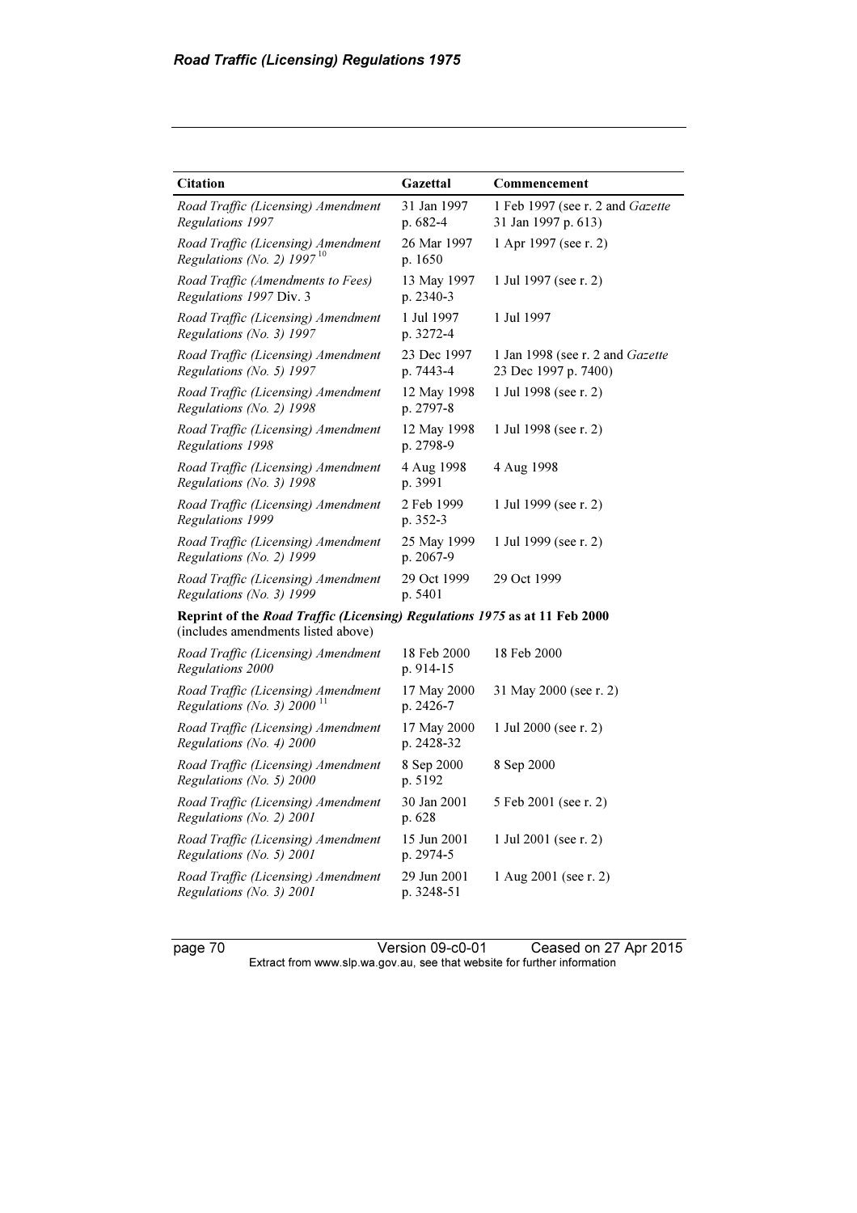| Citation | Gazettal | Commencement |
|---|---|---|
| *Road Traffic (Licensing) Amendment Regulations 1997* | 31 Jan 1997 p. 682-4 | 1 Feb 1997 (see r. 2 and *Gazette* 31 Jan 1997 p. 613) |
| *Road Traffic (Licensing) Amendment Regulations (No. 2) 1997* [10] | 26 Mar 1997 p. 1650 | 1 Apr 1997 (see r. 2) |
| *Road Traffic (Amendments to Fees) Regulations 1997* Div. 3 | 13 May 1997 p. 2340-3 | 1 Jul 1997 (see r. 2) |
| *Road Traffic (Licensing) Amendment Regulations (No. 3) 1997* | 1 Jul 1997 p. 3272-4 | 1 Jul 1997 |
| *Road Traffic (Licensing) Amendment Regulations (No. 5) 1997* | 23 Dec 1997 p. 7443-4 | 1 Jan 1998 (see r. 2 and *Gazette* 23 Dec 1997 p. 7400) |
| *Road Traffic (Licensing) Amendment Regulations (No. 2) 1998* | 12 May 1998 p. 2797-8 | 1 Jul 1998 (see r. 2) |
| *Road Traffic (Licensing) Amendment Regulations 1998* | 12 May 1998 p. 2798-9 | 1 Jul 1998 (see r. 2) |
| *Road Traffic (Licensing) Amendment Regulations (No. 3) 1998* | 4 Aug 1998 p. 3991 | 4 Aug 1998 |
| *Road Traffic (Licensing) Amendment Regulations 1999* | 2 Feb 1999 p. 352-3 | 1 Jul 1999 (see r. 2) |
| *Road Traffic (Licensing) Amendment Regulations (No. 2) 1999* | 25 May 1999 p. 2067-9 | 1 Jul 1999 (see r. 2) |
| *Road Traffic (Licensing) Amendment Regulations (No. 3) 1999* | 29 Oct 1999 p. 5401 | 29 Oct 1999 |
| **Reprint of the *Road Traffic (Licensing) Regulations 1975* as at 11 Feb 2000** (includes amendments listed above) | | |
| *Road Traffic (Licensing) Amendment Regulations 2000* | 18 Feb 2000 p. 914-15 | 18 Feb 2000 |
| *Road Traffic (Licensing) Amendment Regulations (No. 3) 2000* [11] | 17 May 2000 p. 2426-7 | 31 May 2000 (see r. 2) |
| *Road Traffic (Licensing) Amendment Regulations (No. 4) 2000* | 17 May 2000 p. 2428-32 | 1 Jul 2000 (see r. 2) |
| *Road Traffic (Licensing) Amendment Regulations (No. 5) 2000* | 8 Sep 2000 p. 5192 | 8 Sep 2000 |
| *Road Traffic (Licensing) Amendment Regulations (No. 2) 2001* | 30 Jan 2001 p. 628 | 5 Feb 2001 (see r. 2) |
| *Road Traffic (Licensing) Amendment Regulations (No. 5) 2001* | 15 Jun 2001 p. 2974-5 | 1 Jul 2001 (see r. 2) |
| *Road Traffic (Licensing) Amendment Regulations (No. 3) 2001* | 29 Jun 2001 p. 3248-51 | 1 Aug 2001 (see r. 2) |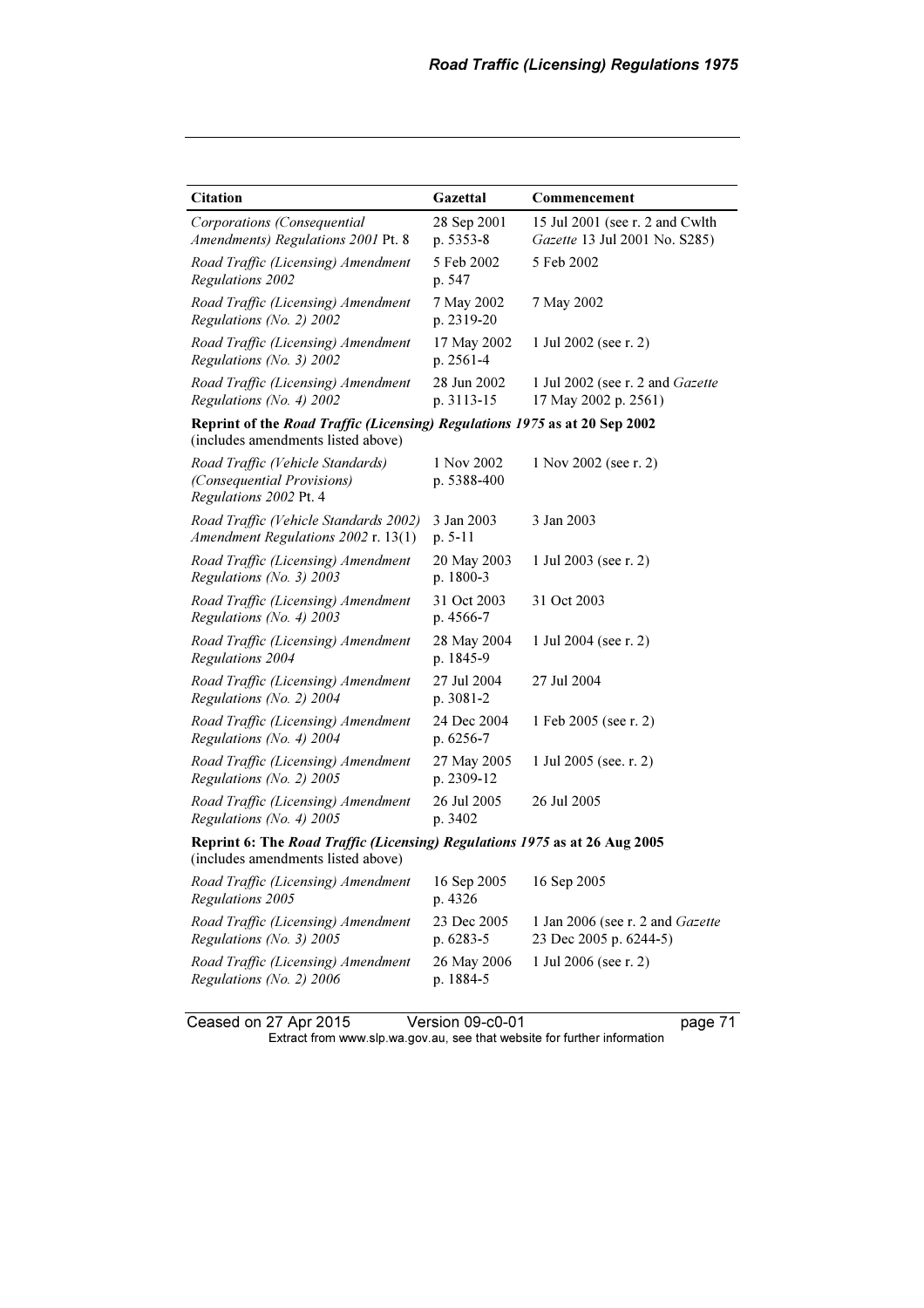| Citation | Gazettal | Commencement |
| --- | --- | --- |
| *Corporations (Consequential Amendments) Regulations 2001* Pt. 8 | 28 Sep 2001 p. 5353-8 | 15 Jul 2001 (see r. 2 and Cwlth *Gazette* 13 Jul 2001 No. S285) |
| *Road Traffic (Licensing) Amendment Regulations 2002* | 5 Feb 2002 p. 547 | 5 Feb 2002 |
| *Road Traffic (Licensing) Amendment Regulations (No. 2) 2002* | 7 May 2002 p. 2319-20 | 7 May 2002 |
| *Road Traffic (Licensing) Amendment Regulations (No. 3) 2002* | 17 May 2002 p. 2561-4 | 1 Jul 2002 (see r. 2) |
| *Road Traffic (Licensing) Amendment Regulations (No. 4) 2002* | 28 Jun 2002 p. 3113-15 | 1 Jul 2002 (see r. 2 and *Gazette* 17 May 2002 p. 2561) |
| **Reprint of the *Road Traffic (Licensing) Regulations 1975* as at 20 Sep 2002** (includes amendments listed above) | | |
| *Road Traffic (Vehicle Standards) (Consequential Provisions) Regulations 2002* Pt. 4 | 1 Nov 2002 p. 5388-400 | 1 Nov 2002 (see r. 2) |
| *Road Traffic (Vehicle Standards 2002) Amendment Regulations 2002* r. 13(1) | 3 Jan 2003 p. 5-11 | 3 Jan 2003 |
| *Road Traffic (Licensing) Amendment Regulations (No. 3) 2003* | 20 May 2003 p. 1800-3 | 1 Jul 2003 (see r. 2) |
| *Road Traffic (Licensing) Amendment Regulations (No. 4) 2003* | 31 Oct 2003 p. 4566-7 | 31 Oct 2003 |
| *Road Traffic (Licensing) Amendment Regulations 2004* | 28 May 2004 p. 1845-9 | 1 Jul 2004 (see r. 2) |
| *Road Traffic (Licensing) Amendment Regulations (No. 2) 2004* | 27 Jul 2004 p. 3081-2 | 27 Jul 2004 |
| *Road Traffic (Licensing) Amendment Regulations (No. 4) 2004* | 24 Dec 2004 p. 6256-7 | 1 Feb 2005 (see r. 2) |
| *Road Traffic (Licensing) Amendment Regulations (No. 2) 2005* | 27 May 2005 p. 2309-12 | 1 Jul 2005 (see. r. 2) |
| *Road Traffic (Licensing) Amendment Regulations (No. 4) 2005* | 26 Jul 2005 p. 3402 | 26 Jul 2005 |
| **Reprint 6: The *Road Traffic (Licensing) Regulations 1975* as at 26 Aug 2005** (includes amendments listed above) | | |
| *Road Traffic (Licensing) Amendment Regulations 2005* | 16 Sep 2005 p. 4326 | 16 Sep 2005 |
| *Road Traffic (Licensing) Amendment Regulations (No. 3) 2005* | 23 Dec 2005 p. 6283-5 | 1 Jan 2006 (see r. 2 and *Gazette* 23 Dec 2005 p. 6244-5) |
| *Road Traffic (Licensing) Amendment Regulations (No. 2) 2006* | 26 May 2006 p. 1884-5 | 1 Jul 2006 (see r. 2) |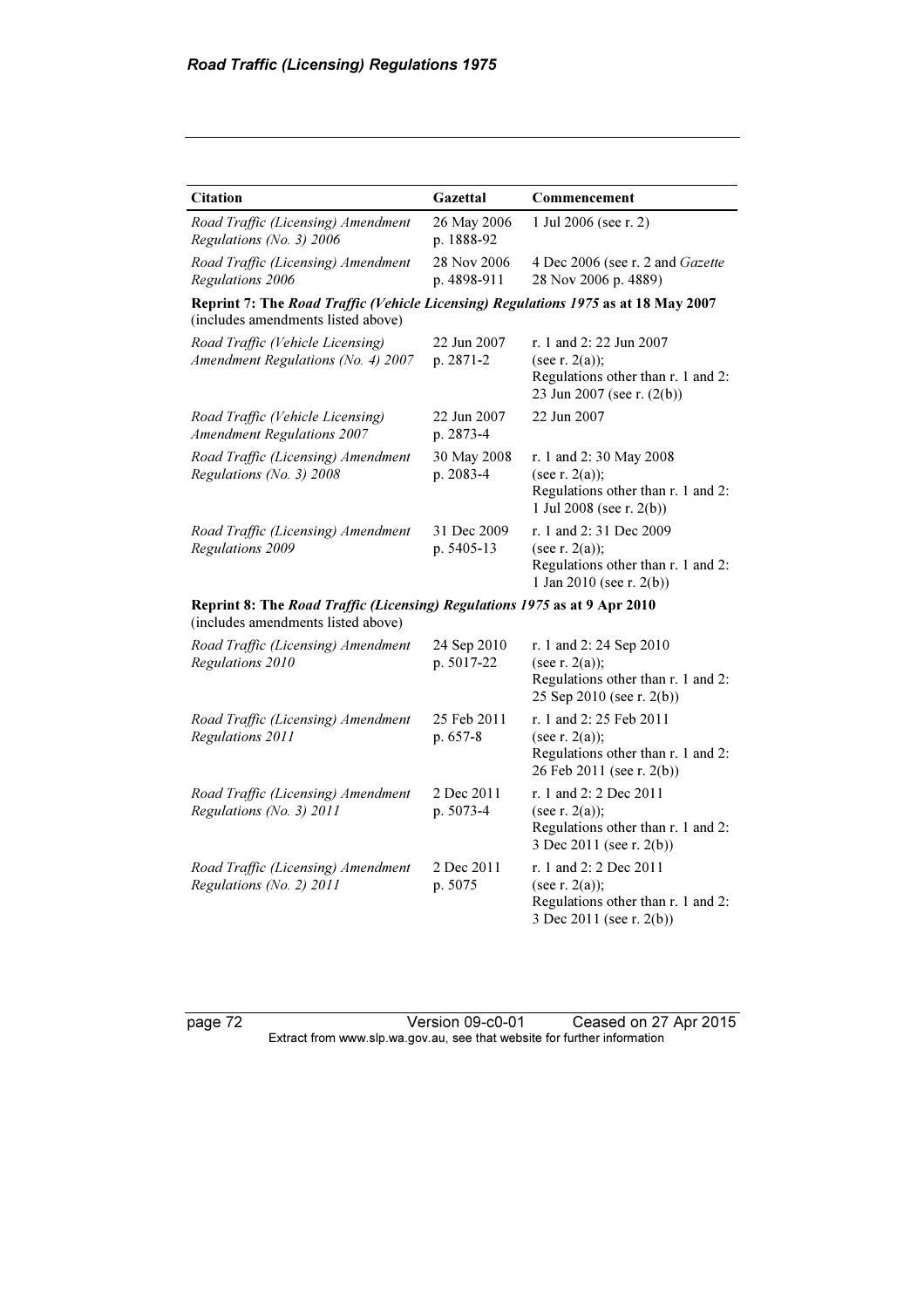| Citation | Gazettal | Commencement |
|---|---|---|
| *Road Traffic (Licensing) Amendment Regulations (No. 3) 2006* | 26 May 2006 p. 1888-92 | 1 Jul 2006 (see r. 2) |
| *Road Traffic (Licensing) Amendment Regulations 2006* | 28 Nov 2006 p. 4898-911 | 4 Dec 2006 (see r. 2 and *Gazette* 28 Nov 2006 p. 4889) |
| **Reprint 7: The *Road Traffic (Vehicle Licensing) Regulations 1975* as at 18 May 2007** (includes amendments listed above) | | |
| *Road Traffic (Vehicle Licensing) Amendment Regulations (No. 4) 2007* | 22 Jun 2007 p. 2871-2 | r. 1 and 2: 22 Jun 2007 (see r. 2(a)); Regulations other than r. 1 and 2: 23 Jun 2007 (see r. (2(b)) |
| *Road Traffic (Vehicle Licensing) Amendment Regulations 2007* | 22 Jun 2007 p. 2873-4 | 22 Jun 2007 |
| *Road Traffic (Licensing) Amendment Regulations (No. 3) 2008* | 30 May 2008 p. 2083-4 | r. 1 and 2: 30 May 2008 (see r. 2(a)); Regulations other than r. 1 and 2: 1 Jul 2008 (see r. 2(b)) |
| *Road Traffic (Licensing) Amendment Regulations 2009* | 31 Dec 2009 p. 5405-13 | r. 1 and 2: 31 Dec 2009 (see r. 2(a)); Regulations other than r. 1 and 2: 1 Jan 2010 (see r. 2(b)) |
| **Reprint 8: The *Road Traffic (Licensing) Regulations 1975* as at 9 Apr 2010** (includes amendments listed above) | | |
| *Road Traffic (Licensing) Amendment Regulations 2010* | 24 Sep 2010 p. 5017-22 | r. 1 and 2: 24 Sep 2010 (see r. 2(a)); Regulations other than r. 1 and 2: 25 Sep 2010 (see r. 2(b)) |
| *Road Traffic (Licensing) Amendment Regulations 2011* | 25 Feb 2011 p. 657-8 | r. 1 and 2: 25 Feb 2011 (see r. 2(a)); Regulations other than r. 1 and 2: 26 Feb 2011 (see r. 2(b)) |
| *Road Traffic (Licensing) Amendment Regulations (No. 3) 2011* | 2 Dec 2011 p. 5073-4 | r. 1 and 2: 2 Dec 2011 (see r. 2(a)); Regulations other than r. 1 and 2: 3 Dec 2011 (see r. 2(b)) |
| *Road Traffic (Licensing) Amendment Regulations (No. 2) 2011* | 2 Dec 2011 p. 5075 | r. 1 and 2: 2 Dec 2011 (see r. 2(a)); Regulations other than r. 1 and 2: 3 Dec 2011 (see r. 2(b)) |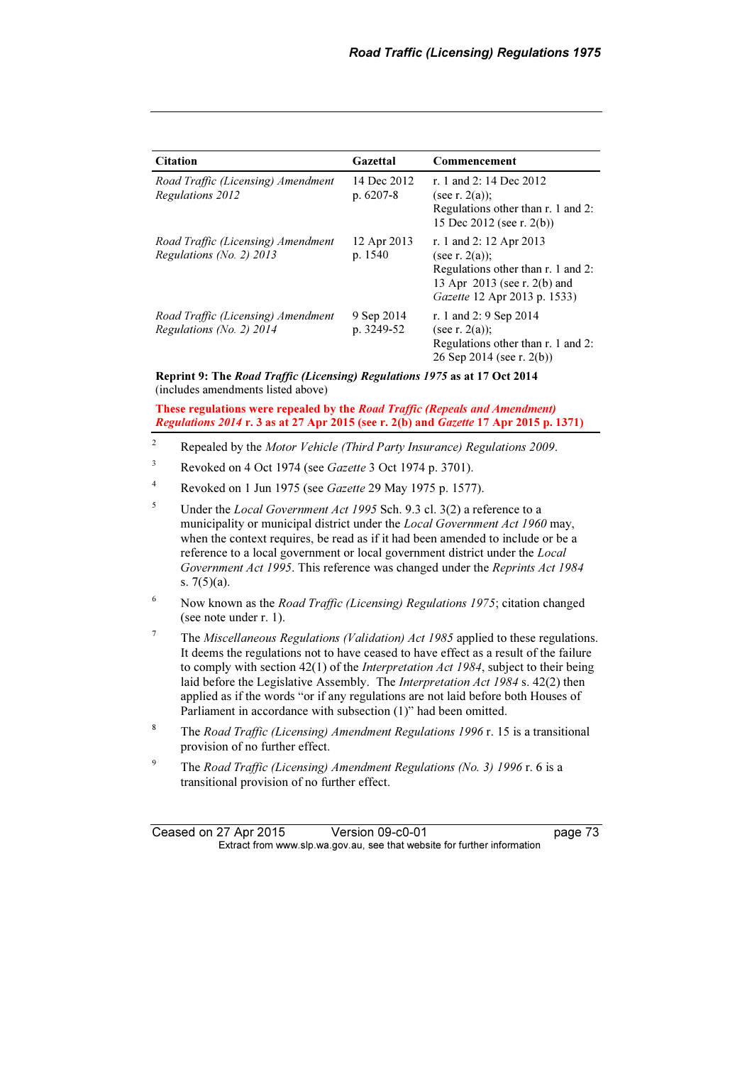| Citation | Gazettal | Commencement |
|---|---|---|
| *Road Traffic (Licensing) Amendment Regulations 2012* | 14 Dec 2012 p. 6207-8 | r. 1 and 2: 14 Dec 2012 (see r. 2(a)); Regulations other than r. 1 and 2: 15 Dec 2012 (see r. 2(b)) |
| *Road Traffic (Licensing) Amendment Regulations (No. 2) 2013* | 12 Apr 2013 p. 1540 | r. 1 and 2: 12 Apr 2013 (see r. 2(a)); Regulations other than r. 1 and 2: 13 Apr 2013 (see r. 2(b) and *Gazette* 12 Apr 2013 p. 1533) |
| *Road Traffic (Licensing) Amendment Regulations (No. 2) 2014* | 9 Sep 2014 p. 3249-52 | r. 1 and 2: 9 Sep 2014 (see r. 2(a)); Regulations other than r. 1 and 2: 26 Sep 2014 (see r. 2(b)) |

**Reprint 9: The *Road Traffic (Licensing) Regulations 1975* as at 17 Oct 2014** (includes amendments listed above)

**These regulations were repealed by the *Road Traffic (Repeals and Amendment) Regulations 2014* r. 3 as at 27 Apr 2015 (see r. 2(b) and *Gazette* 17 Apr 2015 p. 1371)**

[2] Repealed by the *Motor Vehicle (Third Party Insurance) Regulations 2009*.

[3] Revoked on 4 Oct 1974 (see *Gazette* 3 Oct 1974 p. 3701).

[4] Revoked on 1 Jun 1975 (see *Gazette* 29 May 1975 p. 1577).

[5] Under the *Local Government Act 1995* Sch. 9.3 cl. 3(2) a reference to a municipality or municipal district under the *Local Government Act 1960* may, when the context requires, be read as if it had been amended to include or be a reference to a local government or local government district under the *Local Government Act 1995*. This reference was changed under the *Reprints Act 1984* s. 7(5)(a).

[6] Now known as the *Road Traffic (Licensing) Regulations 1975*; citation changed (see note under r. 1).

[7] The *Miscellaneous Regulations (Validation) Act 1985* applied to these regulations. It deems the regulations not to have ceased to have effect as a result of the failure to comply with section 42(1) of the *Interpretation Act 1984*, subject to their being laid before the Legislative Assembly. The *Interpretation Act 1984* s. 42(2) then applied as if the words "or if any regulations are not laid before both Houses of Parliament in accordance with subsection (1)" had been omitted.

[8] The *Road Traffic (Licensing) Amendment Regulations 1996* r. 15 is a transitional provision of no further effect.

[9] The *Road Traffic (Licensing) Amendment Regulations (No. 3) 1996* r. 6 is a transitional provision of no further effect.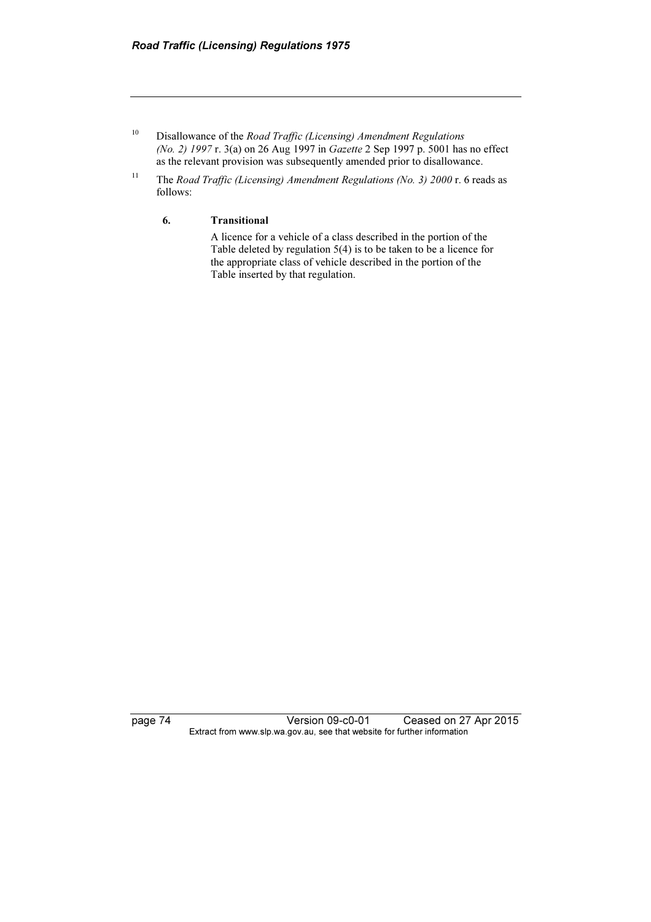[10] Disallowance of the *Road Traffic (Licensing) Amendment Regulations (No. 2) 1997* r. 3(a) on 26 Aug 1997 in *Gazette* 2 Sep 1997 p. 5001 has no effect as the relevant provision was subsequently amended prior to disallowance.

[11] The *Road Traffic (Licensing) Amendment Regulations (No. 3) 2000* r. 6 reads as follows:

> **6. Transitional**
>
> A licence for a vehicle of a class described in the portion of the Table deleted by regulation 5(4) is to be taken to be a licence for the appropriate class of vehicle described in the portion of the Table inserted by that regulation.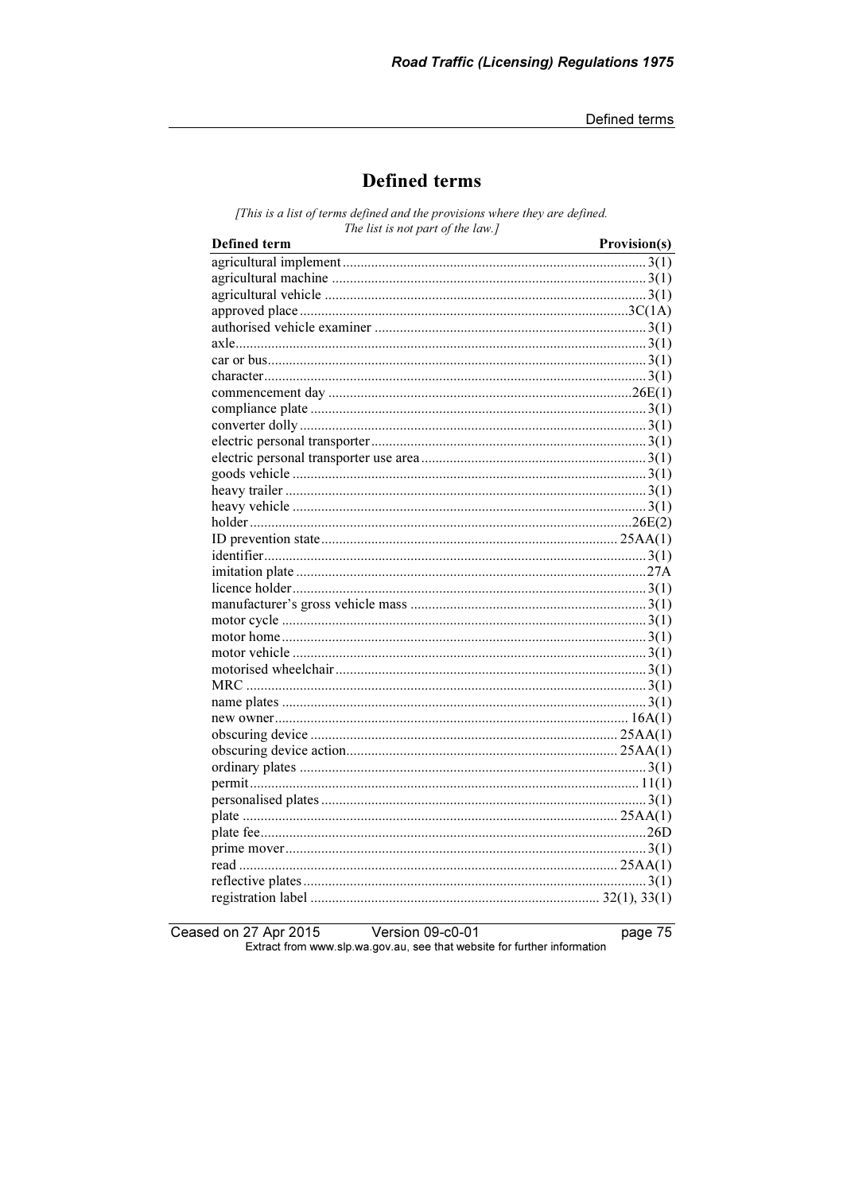# Defined terms

*[This is a list of terms defined and the provisions where they are defined. The list is not part of the law.]*

| Defined term | Provision(s) |
|---|---|
| agricultural implement | 3(1) |
| agricultural machine | 3(1) |
| agricultural vehicle | 3(1) |
| approved place | 3C(1A) |
| authorised vehicle examiner | 3(1) |
| axle | 3(1) |
| car or bus | 3(1) |
| character | 3(1) |
| commencement day | 26E(1) |
| compliance plate | 3(1) |
| converter dolly | 3(1) |
| electric personal transporter | 3(1) |
| electric personal transporter use area | 3(1) |
| goods vehicle | 3(1) |
| heavy trailer | 3(1) |
| heavy vehicle | 3(1) |
| holder | 26E(2) |
| ID prevention state | 25AA(1) |
| identifier | 3(1) |
| imitation plate | 27A |
| licence holder | 3(1) |
| manufacturer's gross vehicle mass | 3(1) |
| motor cycle | 3(1) |
| motor home | 3(1) |
| motor vehicle | 3(1) |
| motorised wheelchair | 3(1) |
| MRC | 3(1) |
| name plates | 3(1) |
| new owner | 16A(1) |
| obscuring device | 25AA(1) |
| obscuring device action | 25AA(1) |
| ordinary plates | 3(1) |
| permit | 11(1) |
| personalised plates | 3(1) |
| plate | 25AA(1) |
| plate fee | 26D |
| prime mover | 3(1) |
| read | 25AA(1) |
| reflective plates | 3(1) |
| registration label | 32(1), 33(1) |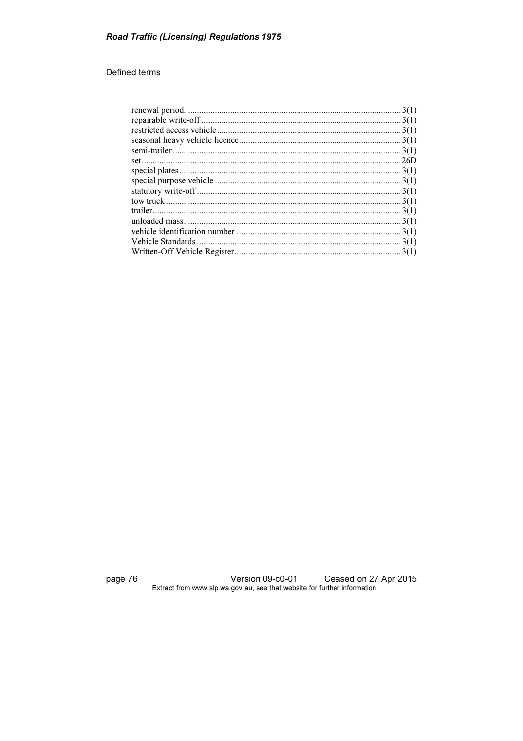## Defined terms

renewal period ......................................................................................... 3(1)
repairable write-off ................................................................................... 3(1)
restricted access vehicle ............................................................................ 3(1)
seasonal heavy vehicle licence .................................................................. 3(1)
semi-trailer ................................................................................................ 3(1)
set ............................................................................................................. 26D
special plates ............................................................................................. 3(1)
special purpose vehicle .............................................................................. 3(1)
statutory write-off ...................................................................................... 3(1)
tow truck ................................................................................................... 3(1)
trailer ......................................................................................................... 3(1)
unloaded mass ........................................................................................... 3(1)
vehicle identification number .................................................................... 3(1)
Vehicle Standards ...................................................................................... 3(1)
Written-Off Vehicle Register ..................................................................... 3(1)